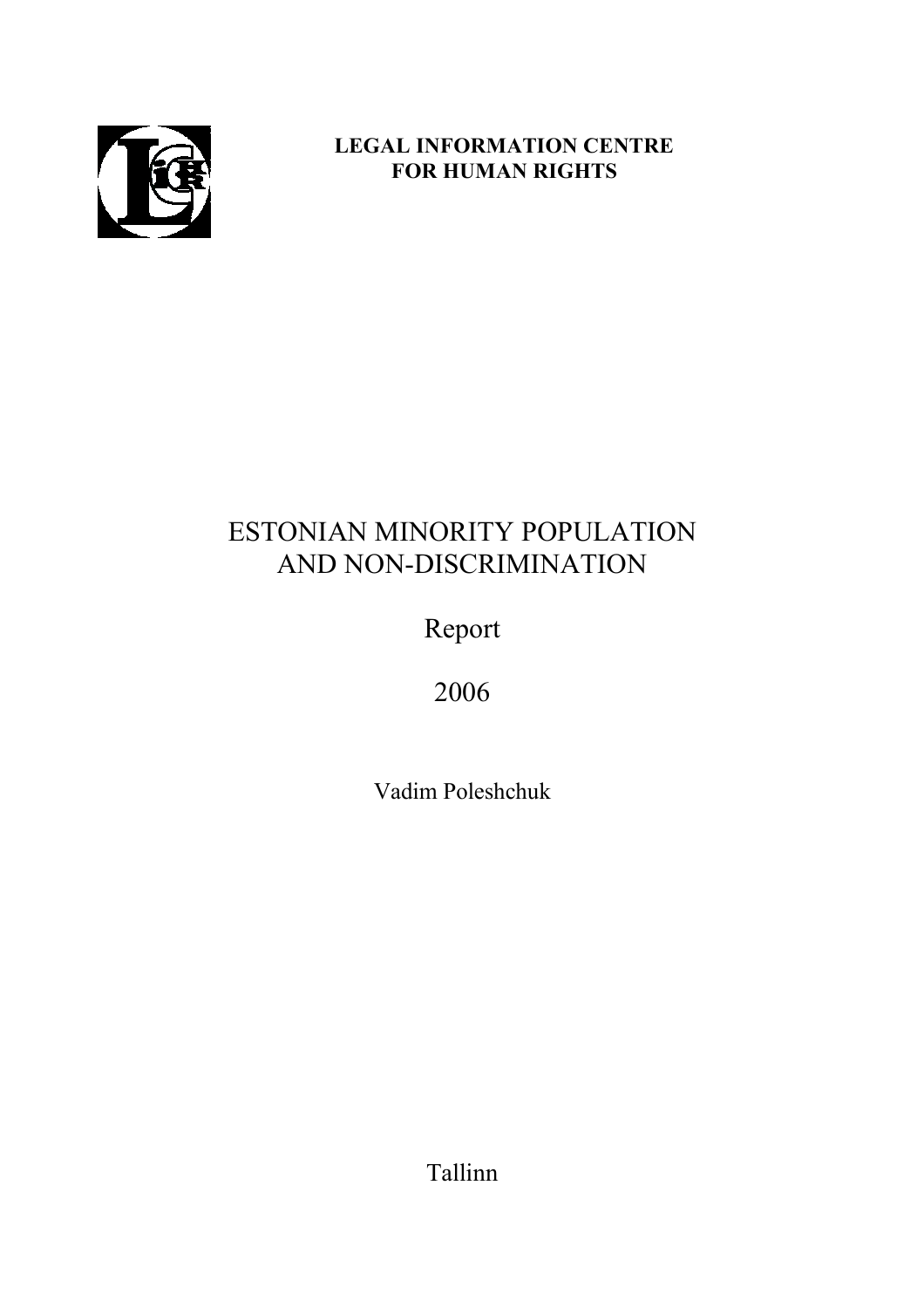**LEGAL INFORMATION CENTRE**
**FOR HUMAN RIGHTS**

# ESTONIAN MINORITY POPULATION AND NON-DISCRIMINATION

Report

2006

Vadim Poleshchuk

Tallinn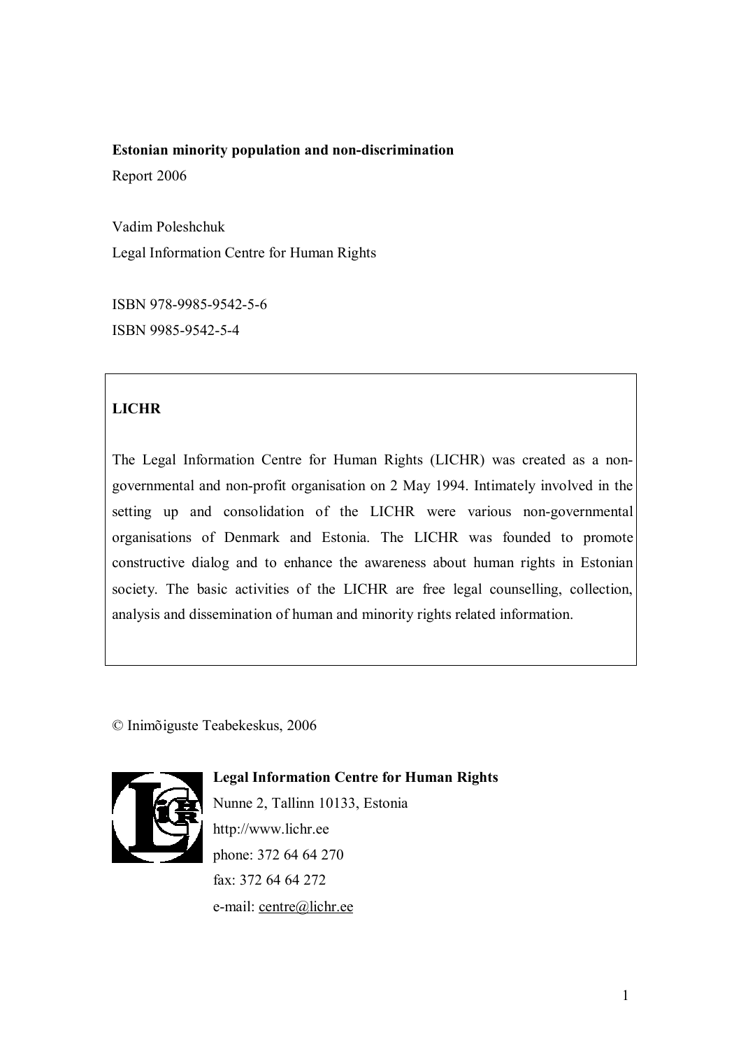**Estonian minority population and non-discrimination**

Report 2006

Vadim Poleshchuk

Legal Information Centre for Human Rights

ISBN 978-9985-9542-5-6

ISBN 9985-9542-5-4

**LICHR**

The Legal Information Centre for Human Rights (LICHR) was created as a non-governmental and non-profit organisation on 2 May 1994. Intimately involved in the setting up and consolidation of the LICHR were various non-governmental organisations of Denmark and Estonia. The LICHR was founded to promote constructive dialog and to enhance the awareness about human rights in Estonian society. The basic activities of the LICHR are free legal counselling, collection, analysis and dissemination of human and minority rights related information.

© Inimõiguste Teabekeskus, 2006

**Legal Information Centre for Human Rights**

Nunne 2, Tallinn 10133, Estonia

http://www.lichr.ee

phone: 372 64 64 270

fax: 372 64 64 272

e-mail: centre@lichr.ee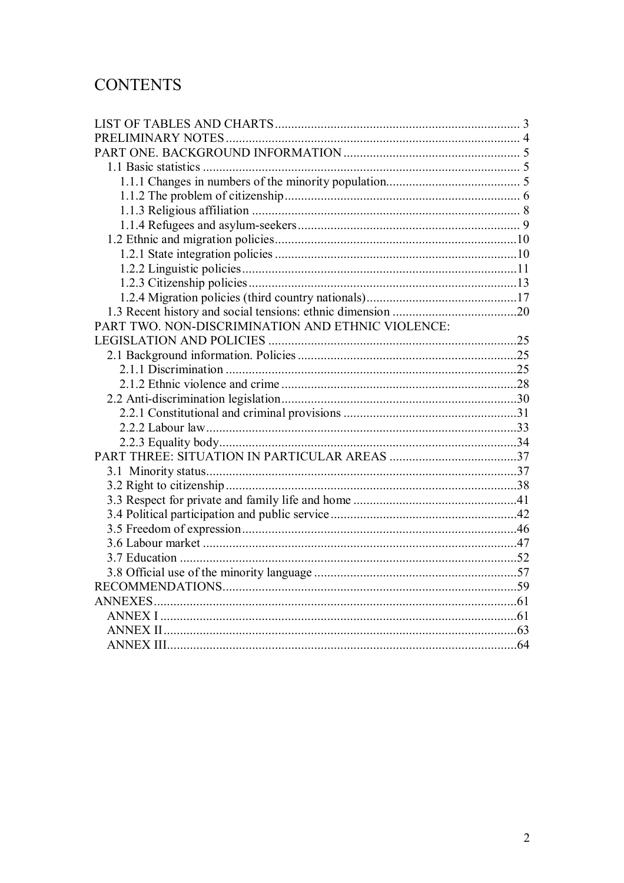# CONTENTS

LIST OF TABLES AND CHARTS ... 3
PRELIMINARY NOTES ... 4
PART ONE. BACKGROUND INFORMATION ... 5
- 1.1 Basic statistics ... 5
  - 1.1.1 Changes in numbers of the minority population ... 5
  - 1.1.2 The problem of citizenship ... 6
  - 1.1.3 Religious affiliation ... 8
  - 1.1.4 Refugees and asylum-seekers ... 9
- 1.2 Ethnic and migration policies ... 10
  - 1.2.1 State integration policies ... 10
  - 1.2.2 Linguistic policies ... 11
  - 1.2.3 Citizenship policies ... 13
  - 1.2.4 Migration policies (third country nationals) ... 17
- 1.3 Recent history and social tensions: ethnic dimension ... 20

PART TWO. NON-DISCRIMINATION AND ETHNIC VIOLENCE: LEGISLATION AND POLICIES ... 25
- 2.1 Background information. Policies ... 25
  - 2.1.1 Discrimination ... 25
  - 2.1.2 Ethnic violence and crime ... 28
- 2.2 Anti-discrimination legislation ... 30
  - 2.2.1 Constitutional and criminal provisions ... 31
  - 2.2.2 Labour law ... 33
  - 2.2.3 Equality body ... 34

PART THREE: SITUATION IN PARTICULAR AREAS ... 37
- 3.1 Minority status ... 37
- 3.2 Right to citizenship ... 38
- 3.3 Respect for private and family life and home ... 41
- 3.4 Political participation and public service ... 42
- 3.5 Freedom of expression ... 46
- 3.6 Labour market ... 47
- 3.7 Education ... 52
- 3.8 Official use of the minority language ... 57

RECOMMENDATIONS ... 59
ANNEXES ... 61
- ANNEX I ... 61
- ANNEX II ... 63
- ANNEX III ... 64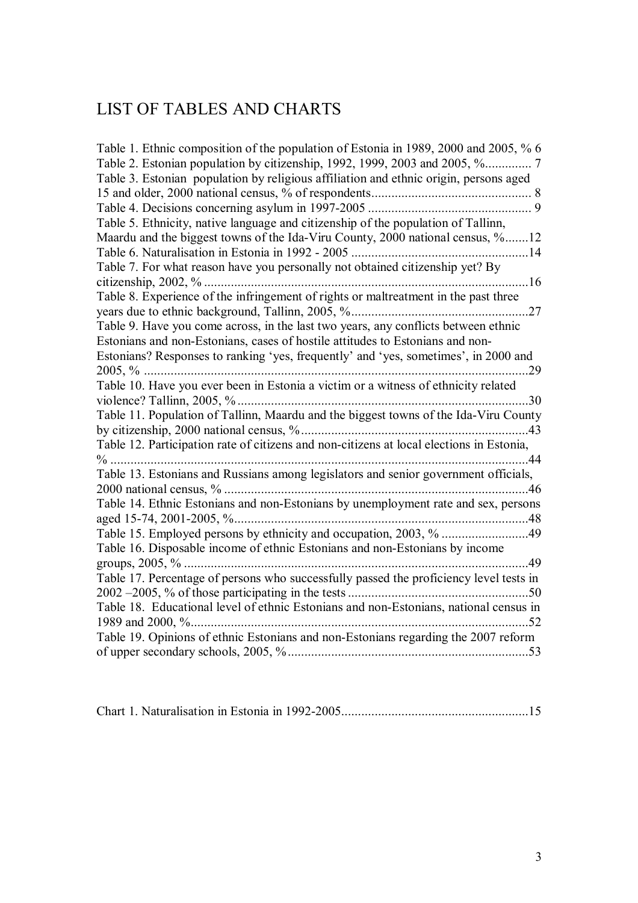# LIST OF TABLES AND CHARTS

Table 1. Ethnic composition of the population of Estonia in 1989, 2000 and 2005, % 6
Table 2. Estonian population by citizenship, 1992, 1999, 2003 and 2005, %............. 7
Table 3. Estonian population by religious affiliation and ethnic origin, persons aged 15 and older, 2000 national census, % of respondents................................................ 8
Table 4. Decisions concerning asylum in 1997-2005 ................................................ 9
Table 5. Ethnicity, native language and citizenship of the population of Tallinn, Maardu and the biggest towns of the Ida-Viru County, 2000 national census, %.......12
Table 6. Naturalisation in Estonia in 1992 - 2005 ....................................................14
Table 7. For what reason have you personally not obtained citizenship yet? By citizenship, 2002, % ................................................................................................16
Table 8. Experience of the infringement of rights or maltreatment in the past three years due to ethnic background, Tallinn, 2005, %....................................................27
Table 9. Have you come across, in the last two years, any conflicts between ethnic Estonians and non-Estonians, cases of hostile attitudes to Estonians and non-Estonians? Responses to ranking 'yes, frequently' and 'yes, sometimes', in 2000 and 2005, % ..................................................................................................................29
Table 10. Have you ever been in Estonia a victim or a witness of ethnicity related violence? Tallinn, 2005, %.......................................................................................30
Table 11. Population of Tallinn, Maardu and the biggest towns of the Ida-Viru County by citizenship, 2000 national census, %...................................................................43
Table 12. Participation rate of citizens and non-citizens at local elections in Estonia, % ............................................................................................................................44
Table 13. Estonians and Russians among legislators and senior government officials, 2000 national census, % ..........................................................................................46
Table 14. Ethnic Estonians and non-Estonians by unemployment rate and sex, persons aged 15-74, 2001-2005, %.......................................................................................48
Table 15. Employed persons by ethnicity and occupation, 2003, % ..........................49
Table 16. Disposable income of ethnic Estonians and non-Estonians by income groups, 2005, % ......................................................................................................49
Table 17. Percentage of persons who successfully passed the proficiency level tests in 2002 –2005, % of those participating in the tests ......................................................50
Table 18. Educational level of ethnic Estonians and non-Estonians, national census in 1989 and 2000, %....................................................................................................52
Table 19. Opinions of ethnic Estonians and non-Estonians regarding the 2007 reform of upper secondary schools, 2005, %.......................................................................53

Chart 1. Naturalisation in Estonia in 1992-2005........................................................15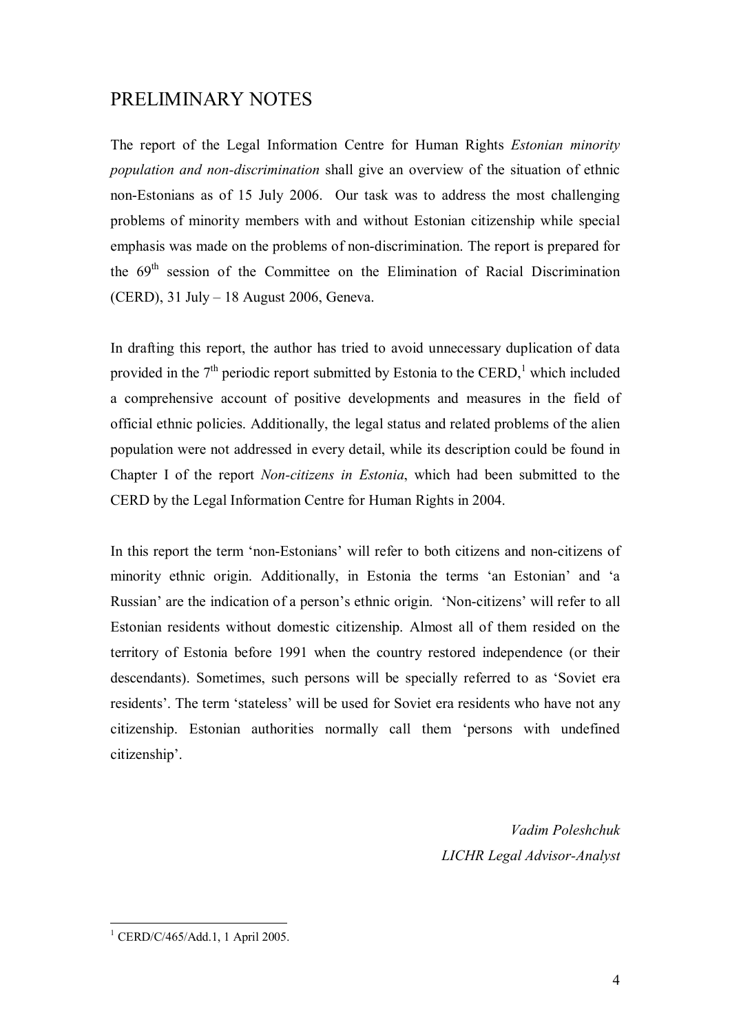## PRELIMINARY NOTES

The report of the Legal Information Centre for Human Rights *Estonian minority population and non-discrimination* shall give an overview of the situation of ethnic non-Estonians as of 15 July 2006. Our task was to address the most challenging problems of minority members with and without Estonian citizenship while special emphasis was made on the problems of non-discrimination. The report is prepared for the 69th session of the Committee on the Elimination of Racial Discrimination (CERD), 31 July – 18 August 2006, Geneva.

In drafting this report, the author has tried to avoid unnecessary duplication of data provided in the 7th periodic report submitted by Estonia to the CERD,[1] which included a comprehensive account of positive developments and measures in the field of official ethnic policies. Additionally, the legal status and related problems of the alien population were not addressed in every detail, while its description could be found in Chapter I of the report *Non-citizens in Estonia*, which had been submitted to the CERD by the Legal Information Centre for Human Rights in 2004.

In this report the term 'non-Estonians' will refer to both citizens and non-citizens of minority ethnic origin. Additionally, in Estonia the terms 'an Estonian' and 'a Russian' are the indication of a person's ethnic origin. 'Non-citizens' will refer to all Estonian residents without domestic citizenship. Almost all of them resided on the territory of Estonia before 1991 when the country restored independence (or their descendants). Sometimes, such persons will be specially referred to as 'Soviet era residents'. The term 'stateless' will be used for Soviet era residents who have not any citizenship. Estonian authorities normally call them 'persons with undefined citizenship'.

*Vadim Poleshchuk*
*LICHR Legal Advisor-Analyst*

---

[1] CERD/C/465/Add.1, 1 April 2005.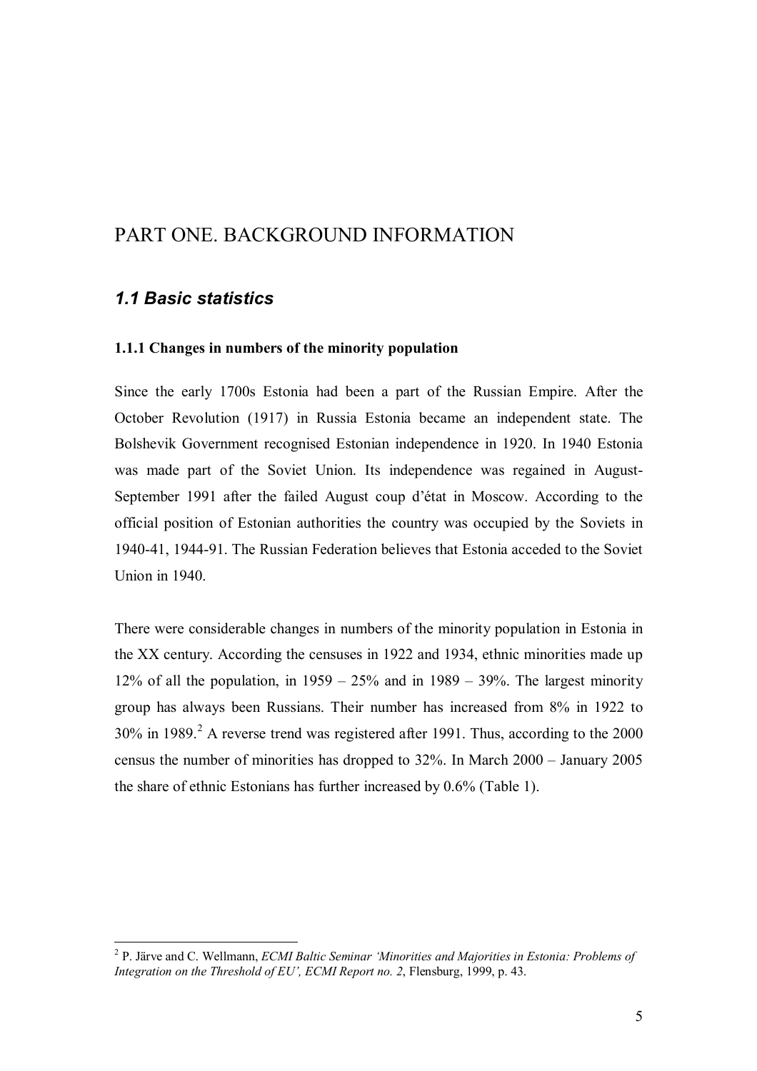# PART ONE. BACKGROUND INFORMATION

## *1.1 Basic statistics*

### 1.1.1 Changes in numbers of the minority population

Since the early 1700s Estonia had been a part of the Russian Empire. After the October Revolution (1917) in Russia Estonia became an independent state. The Bolshevik Government recognised Estonian independence in 1920. In 1940 Estonia was made part of the Soviet Union. Its independence was regained in August-September 1991 after the failed August coup d'état in Moscow. According to the official position of Estonian authorities the country was occupied by the Soviets in 1940-41, 1944-91. The Russian Federation believes that Estonia acceded to the Soviet Union in 1940.

There were considerable changes in numbers of the minority population in Estonia in the XX century. According the censuses in 1922 and 1934, ethnic minorities made up 12% of all the population, in 1959 – 25% and in 1989 – 39%. The largest minority group has always been Russians. Their number has increased from 8% in 1922 to 30% in 1989.[2] A reverse trend was registered after 1991. Thus, according to the 2000 census the number of minorities has dropped to 32%. In March 2000 – January 2005 the share of ethnic Estonians has further increased by 0.6% (Table 1).

[2] P. Järve and C. Wellmann, *ECMI Baltic Seminar 'Minorities and Majorities in Estonia: Problems of Integration on the Threshold of EU', ECMI Report no. 2*, Flensburg, 1999, p. 43.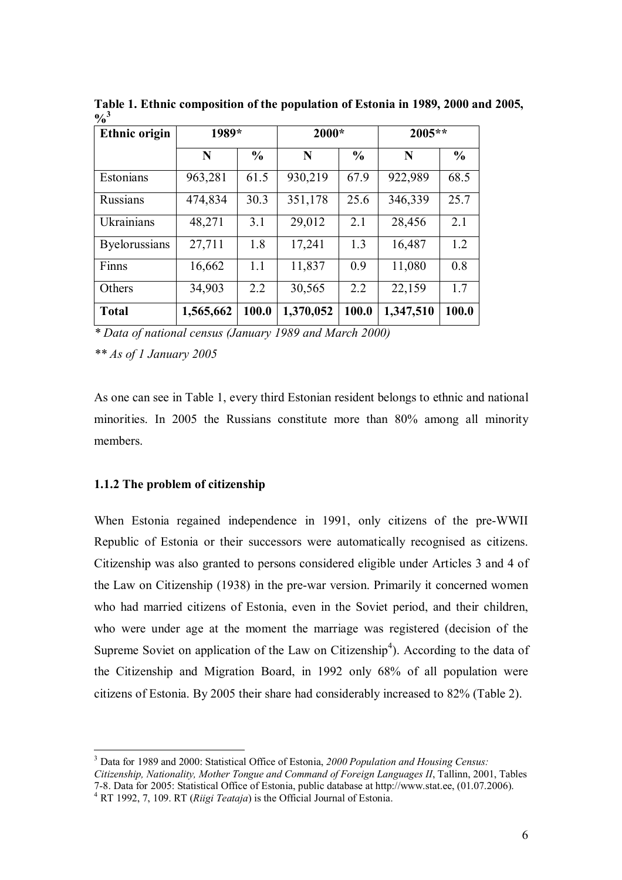**Table 1. Ethnic composition of the population of Estonia in 1989, 2000 and 2005, %[3]**

| Ethnic origin | 1989* | | 2000* | | 2005** | |
|---|---|---|---|---|---|---|
| | N | % | N | % | N | % |
| Estonians | 963,281 | 61.5 | 930,219 | 67.9 | 922,989 | 68.5 |
| Russians | 474,834 | 30.3 | 351,178 | 25.6 | 346,339 | 25.7 |
| Ukrainians | 48,271 | 3.1 | 29,012 | 2.1 | 28,456 | 2.1 |
| Byelorussians | 27,711 | 1.8 | 17,241 | 1.3 | 16,487 | 1.2 |
| Finns | 16,662 | 1.1 | 11,837 | 0.9 | 11,080 | 0.8 |
| Others | 34,903 | 2.2 | 30,565 | 2.2 | 22,159 | 1.7 |
| **Total** | **1,565,662** | **100.0** | **1,370,052** | **100.0** | **1,347,510** | **100.0** |

*\* Data of national census (January 1989 and March 2000)*

*\*\* As of 1 January 2005*

As one can see in Table 1, every third Estonian resident belongs to ethnic and national minorities. In 2005 the Russians constitute more than 80% among all minority members.

### 1.1.2 The problem of citizenship

When Estonia regained independence in 1991, only citizens of the pre-WWII Republic of Estonia or their successors were automatically recognised as citizens. Citizenship was also granted to persons considered eligible under Articles 3 and 4 of the Law on Citizenship (1938) in the pre-war version. Primarily it concerned women who had married citizens of Estonia, even in the Soviet period, and their children, who were under age at the moment the marriage was registered (decision of the Supreme Soviet on application of the Law on Citizenship[4]). According to the data of the Citizenship and Migration Board, in 1992 only 68% of all population were citizens of Estonia. By 2005 their share had considerably increased to 82% (Table 2).

[3] Data for 1989 and 2000: Statistical Office of Estonia, *2000 Population and Housing Census: Citizenship, Nationality, Mother Tongue and Command of Foreign Languages II*, Tallinn, 2001, Tables 7-8. Data for 2005: Statistical Office of Estonia, public database at http://www.stat.ee, (01.07.2006).

[4] RT 1992, 7, 109. RT (*Riigi Teataja*) is the Official Journal of Estonia.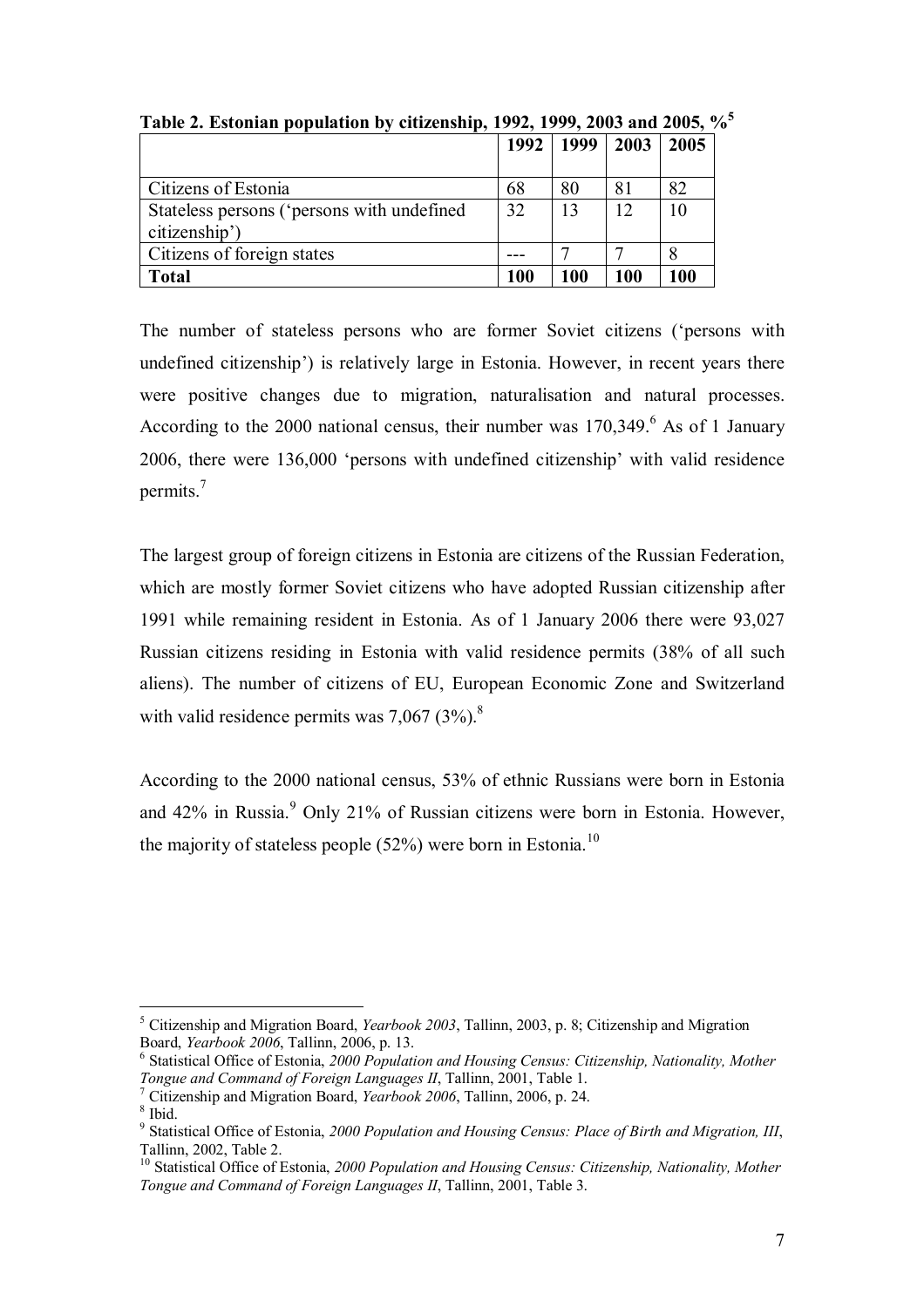**Table 2. Estonian population by citizenship, 1992, 1999, 2003 and 2005, %**[5]

| | 1992 | 1999 | 2003 | 2005 |
|---|---|---|---|---|
| Citizens of Estonia | 68 | 80 | 81 | 82 |
| Stateless persons ('persons with undefined citizenship') | 32 | 13 | 12 | 10 |
| Citizens of foreign states | --- | 7 | 7 | 8 |
| **Total** | **100** | **100** | **100** | **100** |

The number of stateless persons who are former Soviet citizens ('persons with undefined citizenship') is relatively large in Estonia. However, in recent years there were positive changes due to migration, naturalisation and natural processes. According to the 2000 national census, their number was 170,349.[6] As of 1 January 2006, there were 136,000 'persons with undefined citizenship' with valid residence permits.[7]

The largest group of foreign citizens in Estonia are citizens of the Russian Federation, which are mostly former Soviet citizens who have adopted Russian citizenship after 1991 while remaining resident in Estonia. As of 1 January 2006 there were 93,027 Russian citizens residing in Estonia with valid residence permits (38% of all such aliens). The number of citizens of EU, European Economic Zone and Switzerland with valid residence permits was 7,067 (3%).[8]

According to the 2000 national census, 53% of ethnic Russians were born in Estonia and 42% in Russia.[9] Only 21% of Russian citizens were born in Estonia. However, the majority of stateless people (52%) were born in Estonia.[10]

---

[5] Citizenship and Migration Board, *Yearbook 2003*, Tallinn, 2003, p. 8; Citizenship and Migration Board, *Yearbook 2006*, Tallinn, 2006, p. 13.

[6] Statistical Office of Estonia, *2000 Population and Housing Census: Citizenship, Nationality, Mother Tongue and Command of Foreign Languages II*, Tallinn, 2001, Table 1.

[7] Citizenship and Migration Board, *Yearbook 2006*, Tallinn, 2006, p. 24.

[8] Ibid.

[9] Statistical Office of Estonia, *2000 Population and Housing Census: Place of Birth and Migration, III*, Tallinn, 2002, Table 2.

[10] Statistical Office of Estonia, *2000 Population and Housing Census: Citizenship, Nationality, Mother Tongue and Command of Foreign Languages II*, Tallinn, 2001, Table 3.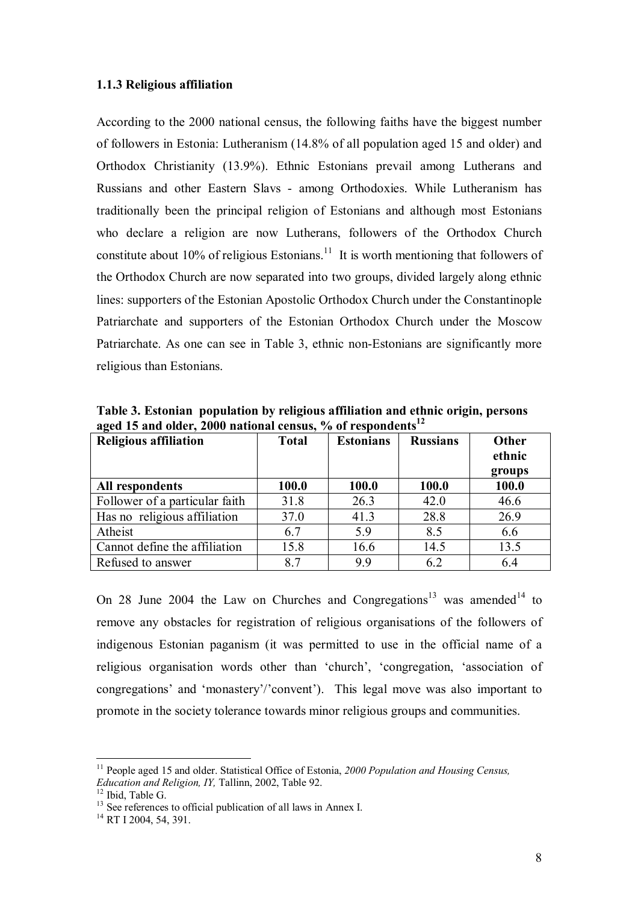### 1.1.3 Religious affiliation

According to the 2000 national census, the following faiths have the biggest number of followers in Estonia: Lutheranism (14.8% of all population aged 15 and older) and Orthodox Christianity (13.9%). Ethnic Estonians prevail among Lutherans and Russians and other Eastern Slavs - among Orthodoxies. While Lutheranism has traditionally been the principal religion of Estonians and although most Estonians who declare a religion are now Lutherans, followers of the Orthodox Church constitute about 10% of religious Estonians.[11] It is worth mentioning that followers of the Orthodox Church are now separated into two groups, divided largely along ethnic lines: supporters of the Estonian Apostolic Orthodox Church under the Constantinople Patriarchate and supporters of the Estonian Orthodox Church under the Moscow Patriarchate. As one can see in Table 3, ethnic non-Estonians are significantly more religious than Estonians.

**Table 3. Estonian population by religious affiliation and ethnic origin, persons aged 15 and older, 2000 national census, % of respondents[12]**

| Religious affiliation | Total | Estonians | Russians | Other ethnic groups |
|---|---|---|---|---|
| **All respondents** | **100.0** | **100.0** | **100.0** | **100.0** |
| Follower of a particular faith | 31.8 | 26.3 | 42.0 | 46.6 |
| Has no religious affiliation | 37.0 | 41.3 | 28.8 | 26.9 |
| Atheist | 6.7 | 5.9 | 8.5 | 6.6 |
| Cannot define the affiliation | 15.8 | 16.6 | 14.5 | 13.5 |
| Refused to answer | 8.7 | 9.9 | 6.2 | 6.4 |

On 28 June 2004 the Law on Churches and Congregations[13] was amended[14] to remove any obstacles for registration of religious organisations of the followers of indigenous Estonian paganism (it was permitted to use in the official name of a religious organisation words other than 'church', 'congregation, 'association of congregations' and 'monastery'/'convent'). This legal move was also important to promote in the society tolerance towards minor religious groups and communities.

---

[11] People aged 15 and older. Statistical Office of Estonia, *2000 Population and Housing Census, Education and Religion, IY,* Tallinn, 2002, Table 92.

[12] Ibid, Table G.

[13] See references to official publication of all laws in Annex I.

[14] RT I 2004, 54, 391.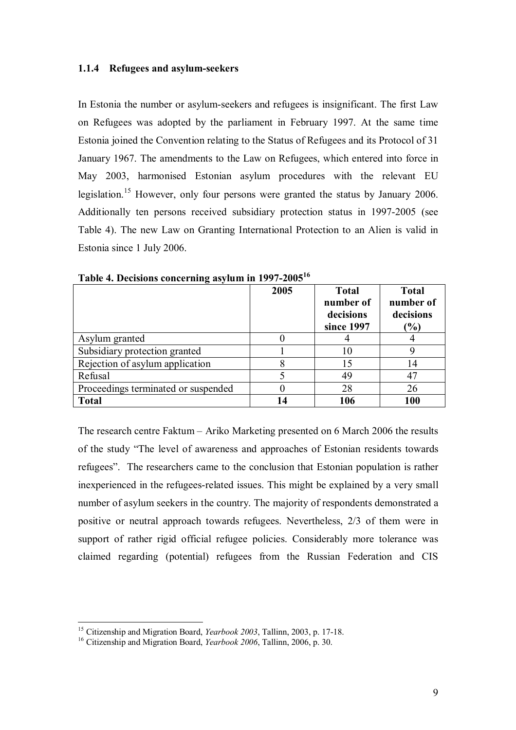### 1.1.4 Refugees and asylum-seekers

In Estonia the number or asylum-seekers and refugees is insignificant. The first Law on Refugees was adopted by the parliament in February 1997. At the same time Estonia joined the Convention relating to the Status of Refugees and its Protocol of 31 January 1967. The amendments to the Law on Refugees, which entered into force in May 2003, harmonised Estonian asylum procedures with the relevant EU legislation.[15] However, only four persons were granted the status by January 2006. Additionally ten persons received subsidiary protection status in 1997-2005 (see Table 4). The new Law on Granting International Protection to an Alien is valid in Estonia since 1 July 2006.

**Table 4. Decisions concerning asylum in 1997-2005[16]**

| | 2005 | Total number of decisions since 1997 | Total number of decisions (%) |
|---|---|---|---|
| Asylum granted | 0 | 4 | 4 |
| Subsidiary protection granted | 1 | 10 | 9 |
| Rejection of asylum application | 8 | 15 | 14 |
| Refusal | 5 | 49 | 47 |
| Proceedings terminated or suspended | 0 | 28 | 26 |
| **Total** | **14** | **106** | **100** |

The research centre Faktum – Ariko Marketing presented on 6 March 2006 the results of the study "The level of awareness and approaches of Estonian residents towards refugees". The researchers came to the conclusion that Estonian population is rather inexperienced in the refugees-related issues. This might be explained by a very small number of asylum seekers in the country. The majority of respondents demonstrated a positive or neutral approach towards refugees. Nevertheless, 2/3 of them were in support of rather rigid official refugee policies. Considerably more tolerance was claimed regarding (potential) refugees from the Russian Federation and CIS

[15] Citizenship and Migration Board, *Yearbook 2003*, Tallinn, 2003, p. 17-18.

[16] Citizenship and Migration Board, *Yearbook 2006*, Tallinn, 2006, p. 30.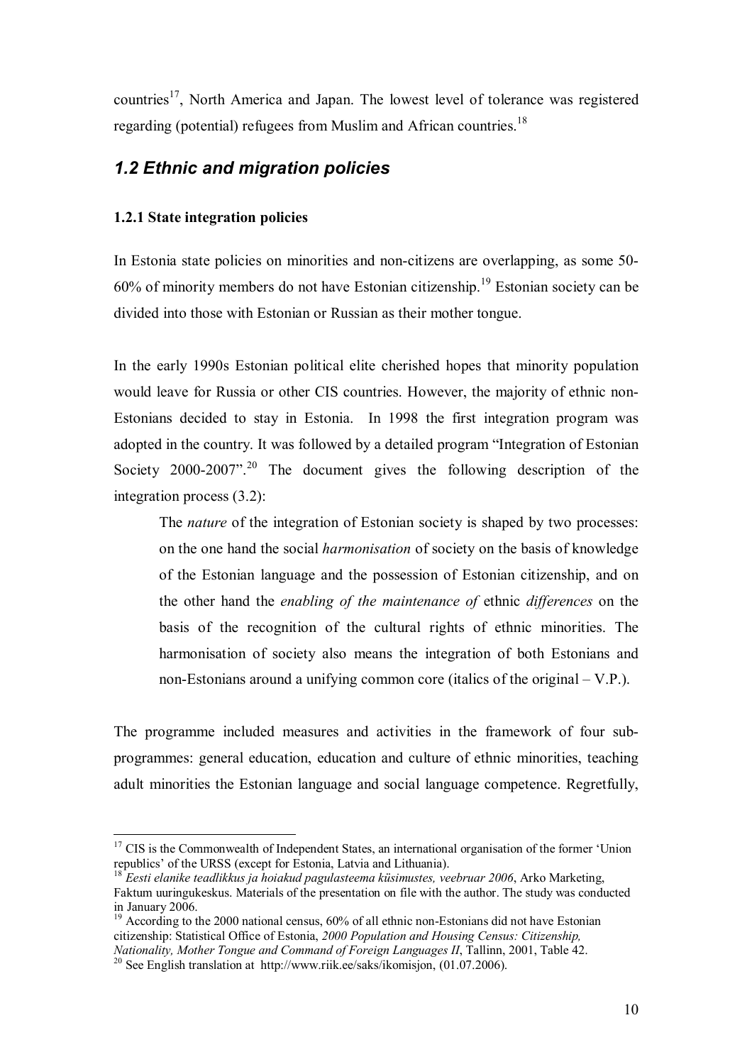countries[17], North America and Japan. The lowest level of tolerance was registered regarding (potential) refugees from Muslim and African countries.[18]

## *1.2 Ethnic and migration policies*

### 1.2.1 State integration policies

In Estonia state policies on minorities and non-citizens are overlapping, as some 50-60% of minority members do not have Estonian citizenship.[19] Estonian society can be divided into those with Estonian or Russian as their mother tongue.

In the early 1990s Estonian political elite cherished hopes that minority population would leave for Russia or other CIS countries. However, the majority of ethnic non-Estonians decided to stay in Estonia. In 1998 the first integration program was adopted in the country. It was followed by a detailed program "Integration of Estonian Society 2000-2007".[20] The document gives the following description of the integration process (3.2):

> The *nature* of the integration of Estonian society is shaped by two processes: on the one hand the social *harmonisation* of society on the basis of knowledge of the Estonian language and the possession of Estonian citizenship, and on the other hand the *enabling of the maintenance of* ethnic *differences* on the basis of the recognition of the cultural rights of ethnic minorities. The harmonisation of society also means the integration of both Estonians and non-Estonians around a unifying common core (italics of the original – V.P.).

The programme included measures and activities in the framework of four sub-programmes: general education, education and culture of ethnic minorities, teaching adult minorities the Estonian language and social language competence. Regretfully,

---

[17] CIS is the Commonwealth of Independent States, an international organisation of the former 'Union republics' of the URSS (except for Estonia, Latvia and Lithuania).

[18] *Eesti elanike teadlikkus ja hoiakud pagulasteema küsimustes, veebruar 2006*, Arko Marketing, Faktum uuringukeskus. Materials of the presentation on file with the author. The study was conducted in January 2006.

[19] According to the 2000 national census, 60% of all ethnic non-Estonians did not have Estonian citizenship: Statistical Office of Estonia, *2000 Population and Housing Census: Citizenship, Nationality, Mother Tongue and Command of Foreign Languages II*, Tallinn, 2001, Table 42.

[20] See English translation at http://www.riik.ee/saks/ikomisjon, (01.07.2006).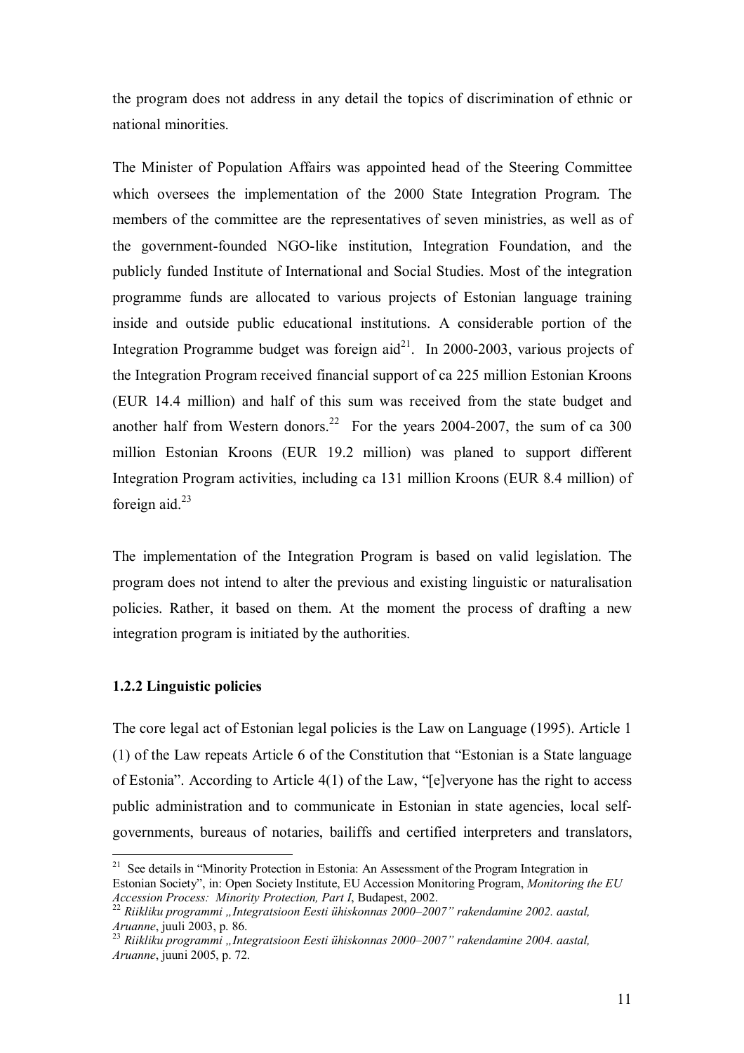the program does not address in any detail the topics of discrimination of ethnic or national minorities.

The Minister of Population Affairs was appointed head of the Steering Committee which oversees the implementation of the 2000 State Integration Program. The members of the committee are the representatives of seven ministries, as well as of the government-founded NGO-like institution, Integration Foundation, and the publicly funded Institute of International and Social Studies. Most of the integration programme funds are allocated to various projects of Estonian language training inside and outside public educational institutions. A considerable portion of the Integration Programme budget was foreign aid[21]. In 2000-2003, various projects of the Integration Program received financial support of ca 225 million Estonian Kroons (EUR 14.4 million) and half of this sum was received from the state budget and another half from Western donors.[22] For the years 2004-2007, the sum of ca 300 million Estonian Kroons (EUR 19.2 million) was planed to support different Integration Program activities, including ca 131 million Kroons (EUR 8.4 million) of foreign aid.[23]

The implementation of the Integration Program is based on valid legislation. The program does not intend to alter the previous and existing linguistic or naturalisation policies. Rather, it based on them. At the moment the process of drafting a new integration program is initiated by the authorities.

### 1.2.2 Linguistic policies

The core legal act of Estonian legal policies is the Law on Language (1995). Article 1 (1) of the Law repeats Article 6 of the Constitution that "Estonian is a State language of Estonia". According to Article 4(1) of the Law, "[e]veryone has the right to access public administration and to communicate in Estonian in state agencies, local self-governments, bureaus of notaries, bailiffs and certified interpreters and translators,

---

[21] See details in "Minority Protection in Estonia: An Assessment of the Program Integration in Estonian Society", in: Open Society Institute, EU Accession Monitoring Program, *Monitoring the EU Accession Process: Minority Protection, Part I*, Budapest, 2002.

[22] *Riikliku programmi „Integratsioon Eesti ühiskonnas 2000–2007" rakendamine 2002. aastal, Aruanne*, juuli 2003, p. 86.

[23] *Riikliku programmi „Integratsioon Eesti ühiskonnas 2000–2007" rakendamine 2004. aastal, Aruanne*, juuni 2005, p. 72.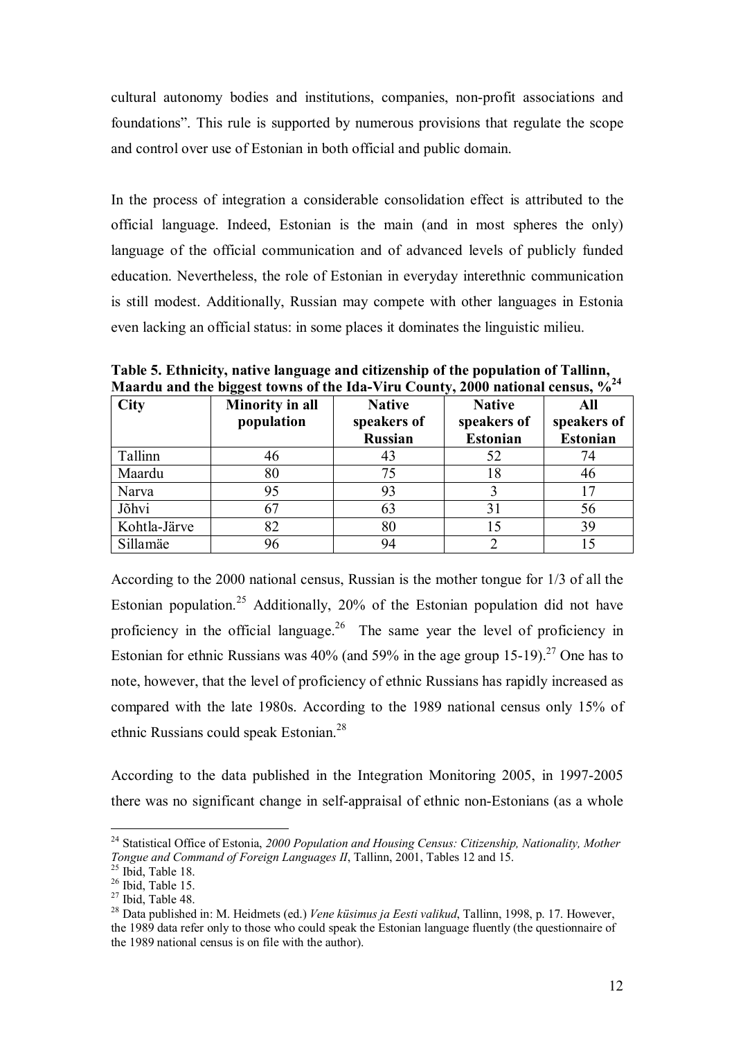cultural autonomy bodies and institutions, companies, non-profit associations and foundations". This rule is supported by numerous provisions that regulate the scope and control over use of Estonian in both official and public domain.

In the process of integration a considerable consolidation effect is attributed to the official language. Indeed, Estonian is the main (and in most spheres the only) language of the official communication and of advanced levels of publicly funded education. Nevertheless, the role of Estonian in everyday interethnic communication is still modest. Additionally, Russian may compete with other languages in Estonia even lacking an official status: in some places it dominates the linguistic milieu.

**Table 5. Ethnicity, native language and citizenship of the population of Tallinn, Maardu and the biggest towns of the Ida-Viru County, 2000 national census, %**[24]

| City | Minority in all population | Native speakers of Russian | Native speakers of Estonian | All speakers of Estonian |
|---|---|---|---|---|
| Tallinn | 46 | 43 | 52 | 74 |
| Maardu | 80 | 75 | 18 | 46 |
| Narva | 95 | 93 | 3 | 17 |
| Jõhvi | 67 | 63 | 31 | 56 |
| Kohtla-Järve | 82 | 80 | 15 | 39 |
| Sillamäe | 96 | 94 | 2 | 15 |

According to the 2000 national census, Russian is the mother tongue for 1/3 of all the Estonian population.[25] Additionally, 20% of the Estonian population did not have proficiency in the official language.[26] The same year the level of proficiency in Estonian for ethnic Russians was 40% (and 59% in the age group 15-19).[27] One has to note, however, that the level of proficiency of ethnic Russians has rapidly increased as compared with the late 1980s. According to the 1989 national census only 15% of ethnic Russians could speak Estonian.[28]

According to the data published in the Integration Monitoring 2005, in 1997-2005 there was no significant change in self-appraisal of ethnic non-Estonians (as a whole

---

[24] Statistical Office of Estonia, *2000 Population and Housing Census: Citizenship, Nationality, Mother Tongue and Command of Foreign Languages II*, Tallinn, 2001, Tables 12 and 15.

[25] Ibid, Table 18.

[26] Ibid, Table 15.

[27] Ibid, Table 48.

[28] Data published in: M. Heidmets (ed.) *Vene küsimus ja Eesti valikud*, Tallinn, 1998, p. 17. However, the 1989 data refer only to those who could speak the Estonian language fluently (the questionnaire of the 1989 national census is on file with the author).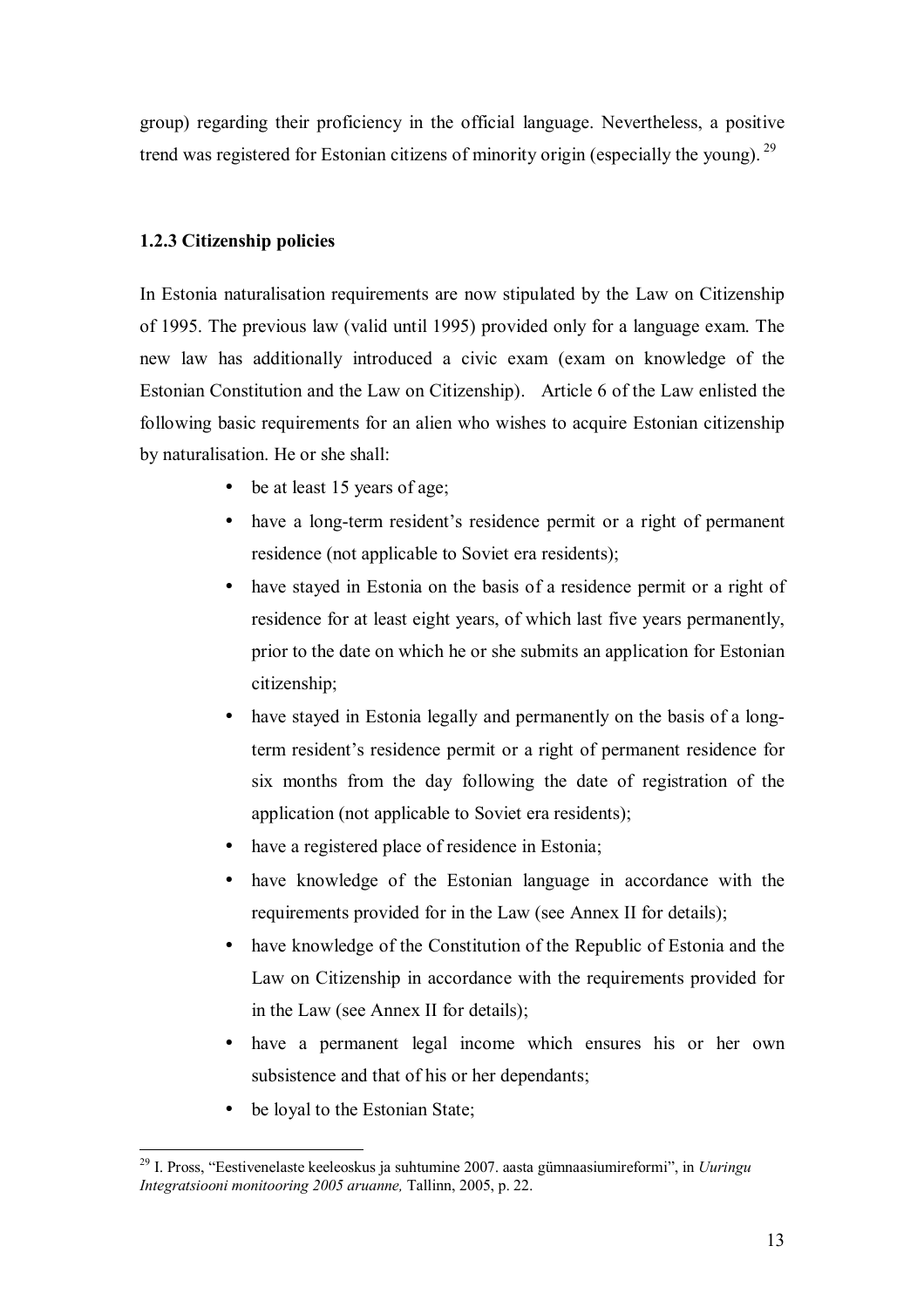group) regarding their proficiency in the official language. Nevertheless, a positive trend was registered for Estonian citizens of minority origin (especially the young). [29]

### 1.2.3 Citizenship policies

In Estonia naturalisation requirements are now stipulated by the Law on Citizenship of 1995. The previous law (valid until 1995) provided only for a language exam. The new law has additionally introduced a civic exam (exam on knowledge of the Estonian Constitution and the Law on Citizenship). Article 6 of the Law enlisted the following basic requirements for an alien who wishes to acquire Estonian citizenship by naturalisation. He or she shall:

- be at least 15 years of age;
- have a long-term resident's residence permit or a right of permanent residence (not applicable to Soviet era residents);
- have stayed in Estonia on the basis of a residence permit or a right of residence for at least eight years, of which last five years permanently, prior to the date on which he or she submits an application for Estonian citizenship;
- have stayed in Estonia legally and permanently on the basis of a long-term resident's residence permit or a right of permanent residence for six months from the day following the date of registration of the application (not applicable to Soviet era residents);
- have a registered place of residence in Estonia;
- have knowledge of the Estonian language in accordance with the requirements provided for in the Law (see Annex II for details);
- have knowledge of the Constitution of the Republic of Estonia and the Law on Citizenship in accordance with the requirements provided for in the Law (see Annex II for details);
- have a permanent legal income which ensures his or her own subsistence and that of his or her dependants;
- be loyal to the Estonian State;

[29] I. Pross, "Eestivenelaste keeleoskus ja suhtumine 2007. aasta gümnaasiumireformi", in *Uuringu Integratsiooni monitooring 2005 aruanne,* Tallinn, 2005, p. 22.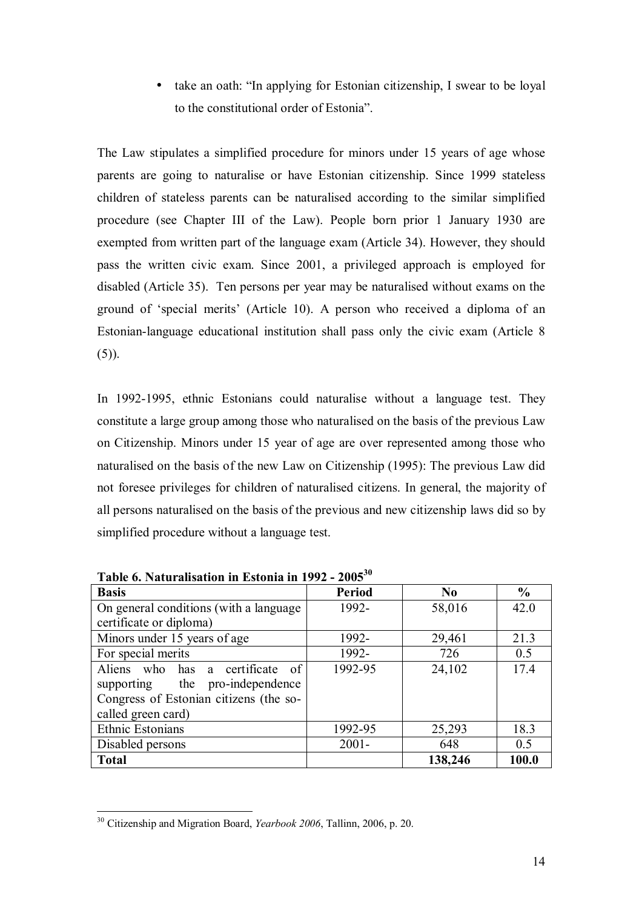- take an oath: "In applying for Estonian citizenship, I swear to be loyal to the constitutional order of Estonia".

The Law stipulates a simplified procedure for minors under 15 years of age whose parents are going to naturalise or have Estonian citizenship. Since 1999 stateless children of stateless parents can be naturalised according to the similar simplified procedure (see Chapter III of the Law). People born prior 1 January 1930 are exempted from written part of the language exam (Article 34). However, they should pass the written civic exam. Since 2001, a privileged approach is employed for disabled (Article 35). Ten persons per year may be naturalised without exams on the ground of 'special merits' (Article 10). A person who received a diploma of an Estonian-language educational institution shall pass only the civic exam (Article 8 (5)).

In 1992-1995, ethnic Estonians could naturalise without a language test. They constitute a large group among those who naturalised on the basis of the previous Law on Citizenship. Minors under 15 year of age are over represented among those who naturalised on the basis of the new Law on Citizenship (1995): The previous Law did not foresee privileges for children of naturalised citizens. In general, the majority of all persons naturalised on the basis of the previous and new citizenship laws did so by simplified procedure without a language test.

**Table 6. Naturalisation in Estonia in 1992 - 2005**[30]

| **Basis** | **Period** | **No** | **%** |
|---|---|---|---|
| On general conditions (with a language certificate or diploma) | 1992- | 58,016 | 42.0 |
| Minors under 15 years of age | 1992- | 29,461 | 21.3 |
| For special merits | 1992- | 726 | 0.5 |
| Aliens who has a certificate of supporting the pro-independence Congress of Estonian citizens (the so-called green card) | 1992-95 | 24,102 | 17.4 |
| Ethnic Estonians | 1992-95 | 25,293 | 18.3 |
| Disabled persons | 2001- | 648 | 0.5 |
| **Total** | | **138,246** | **100.0** |

[30] Citizenship and Migration Board, *Yearbook 2006*, Tallinn, 2006, p. 20.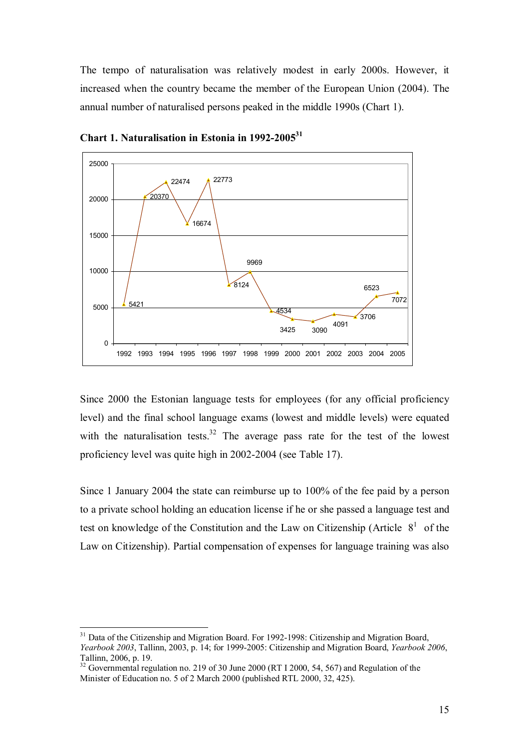The tempo of naturalisation was relatively modest in early 2000s. However, it increased when the country became the member of the European Union (2004). The annual number of naturalised persons peaked in the middle 1990s (Chart 1).

**Chart 1. Naturalisation in Estonia in 1992-2005**[31]

| Year | Number of naturalised persons |
|---|---|
| 1992 | 5421 |
| 1993 | 20370 |
| 1994 | 22474 |
| 1995 | 16674 |
| 1996 | 22773 |
| 1997 | 8124 |
| 1998 | 9969 |
| 1999 | 4534 |
| 2000 | 3425 |
| 2001 | 3090 |
| 2002 | 4091 |
| 2003 | 3706 |
| 2004 | 6523 |
| 2005 | 7072 |

Since 2000 the Estonian language tests for employees (for any official proficiency level) and the final school language exams (lowest and middle levels) were equated with the naturalisation tests.[32] The average pass rate for the test of the lowest proficiency level was quite high in 2002-2004 (see Table 17).

Since 1 January 2004 the state can reimburse up to 100% of the fee paid by a person to a private school holding an education license if he or she passed a language test and test on knowledge of the Constitution and the Law on Citizenship (Article 8[1] of the Law on Citizenship). Partial compensation of expenses for language training was also

---

[31] Data of the Citizenship and Migration Board. For 1992-1998: Citizenship and Migration Board, *Yearbook 2003*, Tallinn, 2003, p. 14; for 1999-2005: Citizenship and Migration Board, *Yearbook 2006*, Tallinn, 2006, p. 19.

[32] Governmental regulation no. 219 of 30 June 2000 (RT I 2000, 54, 567) and Regulation of the Minister of Education no. 5 of 2 March 2000 (published RTL 2000, 32, 425).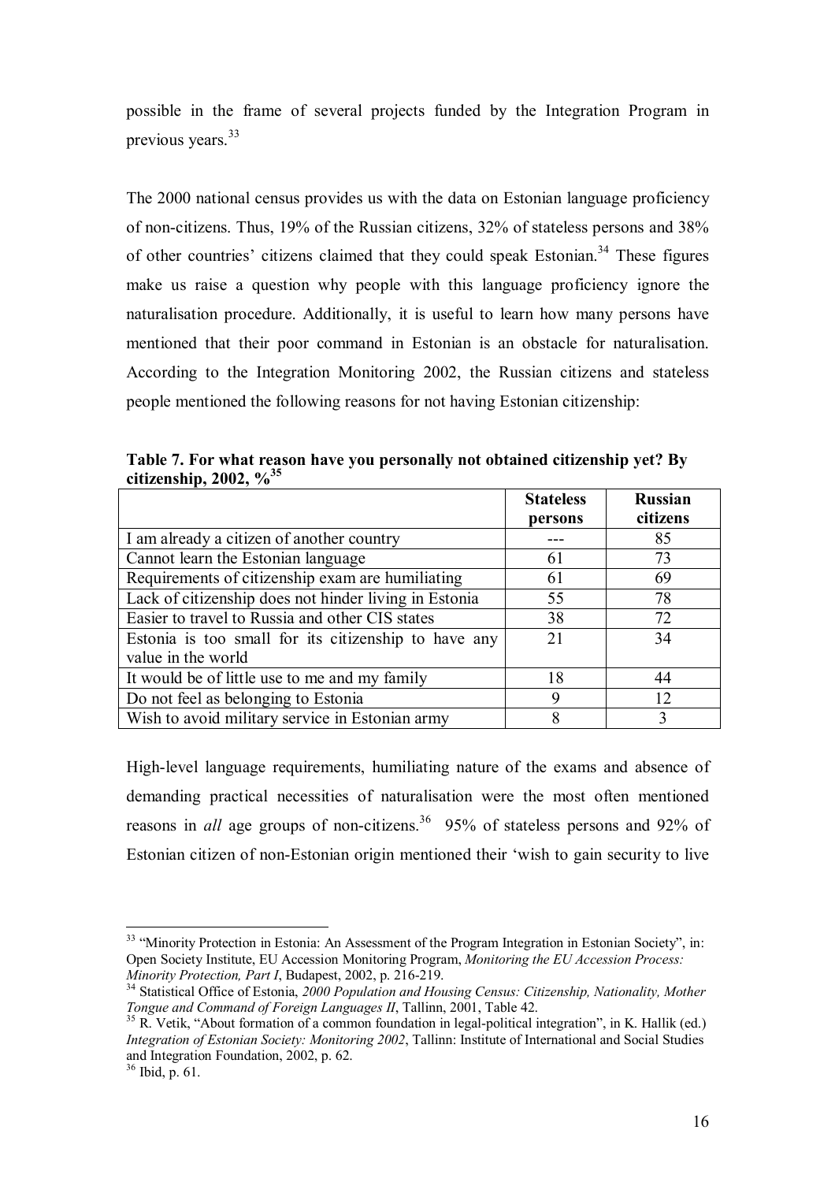possible in the frame of several projects funded by the Integration Program in previous years.[33]

The 2000 national census provides us with the data on Estonian language proficiency of non-citizens. Thus, 19% of the Russian citizens, 32% of stateless persons and 38% of other countries' citizens claimed that they could speak Estonian.[34] These figures make us raise a question why people with this language proficiency ignore the naturalisation procedure. Additionally, it is useful to learn how many persons have mentioned that their poor command in Estonian is an obstacle for naturalisation. According to the Integration Monitoring 2002, the Russian citizens and stateless people mentioned the following reasons for not having Estonian citizenship:

**Table 7. For what reason have you personally not obtained citizenship yet? By citizenship, 2002, %[35]**

| | Stateless persons | Russian citizens |
|---|---|---|
| I am already a citizen of another country | --- | 85 |
| Cannot learn the Estonian language | 61 | 73 |
| Requirements of citizenship exam are humiliating | 61 | 69 |
| Lack of citizenship does not hinder living in Estonia | 55 | 78 |
| Easier to travel to Russia and other CIS states | 38 | 72 |
| Estonia is too small for its citizenship to have any value in the world | 21 | 34 |
| It would be of little use to me and my family | 18 | 44 |
| Do not feel as belonging to Estonia | 9 | 12 |
| Wish to avoid military service in Estonian army | 8 | 3 |

High-level language requirements, humiliating nature of the exams and absence of demanding practical necessities of naturalisation were the most often mentioned reasons in *all* age groups of non-citizens.[36] 95% of stateless persons and 92% of Estonian citizen of non-Estonian origin mentioned their 'wish to gain security to live

---

[33] "Minority Protection in Estonia: An Assessment of the Program Integration in Estonian Society", in: Open Society Institute, EU Accession Monitoring Program, *Monitoring the EU Accession Process: Minority Protection, Part I*, Budapest, 2002, p. 216-219.

[34] Statistical Office of Estonia, *2000 Population and Housing Census: Citizenship, Nationality, Mother Tongue and Command of Foreign Languages II*, Tallinn, 2001, Table 42.

[35] R. Vetik, "About formation of a common foundation in legal-political integration", in K. Hallik (ed.) *Integration of Estonian Society: Monitoring 2002*, Tallinn: Institute of International and Social Studies and Integration Foundation, 2002, p. 62.

[36] Ibid, p. 61.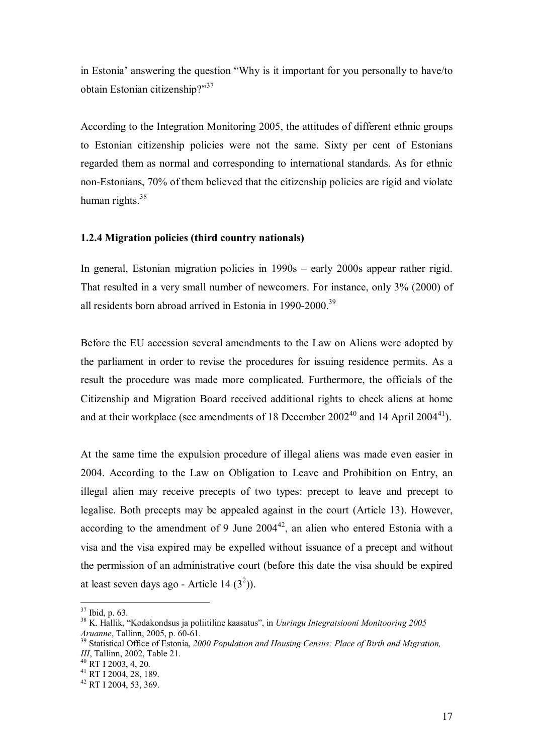in Estonia' answering the question "Why is it important for you personally to have/to obtain Estonian citizenship?"[37]

According to the Integration Monitoring 2005, the attitudes of different ethnic groups to Estonian citizenship policies were not the same. Sixty per cent of Estonians regarded them as normal and corresponding to international standards. As for ethnic non-Estonians, 70% of them believed that the citizenship policies are rigid and violate human rights.[38]

### 1.2.4 Migration policies (third country nationals)

In general, Estonian migration policies in 1990s – early 2000s appear rather rigid. That resulted in a very small number of newcomers. For instance, only 3% (2000) of all residents born abroad arrived in Estonia in 1990-2000.[39]

Before the EU accession several amendments to the Law on Aliens were adopted by the parliament in order to revise the procedures for issuing residence permits. As a result the procedure was made more complicated. Furthermore, the officials of the Citizenship and Migration Board received additional rights to check aliens at home and at their workplace (see amendments of 18 December 2002[40] and 14 April 2004[41]).

At the same time the expulsion procedure of illegal aliens was made even easier in 2004. According to the Law on Obligation to Leave and Prohibition on Entry, an illegal alien may receive precepts of two types: precept to leave and precept to legalise. Both precepts may be appealed against in the court (Article 13). However, according to the amendment of 9 June 2004[42], an alien who entered Estonia with a visa and the visa expired may be expelled without issuance of a precept and without the permission of an administrative court (before this date the visa should be expired at least seven days ago - Article 14 ($3^2$)).

---

[37] Ibid, p. 63.

[38] K. Hallik, "Kodakondsus ja poliitiline kaasatus", in *Uuringu Integratsiooni Monitooring 2005 Aruanne*, Tallinn, 2005, p. 60-61.

[39] Statistical Office of Estonia, *2000 Population and Housing Census: Place of Birth and Migration, III*, Tallinn, 2002, Table 21.

[40] RT I 2003, 4, 20.

[41] RT I 2004, 28, 189.

[42] RT I 2004, 53, 369.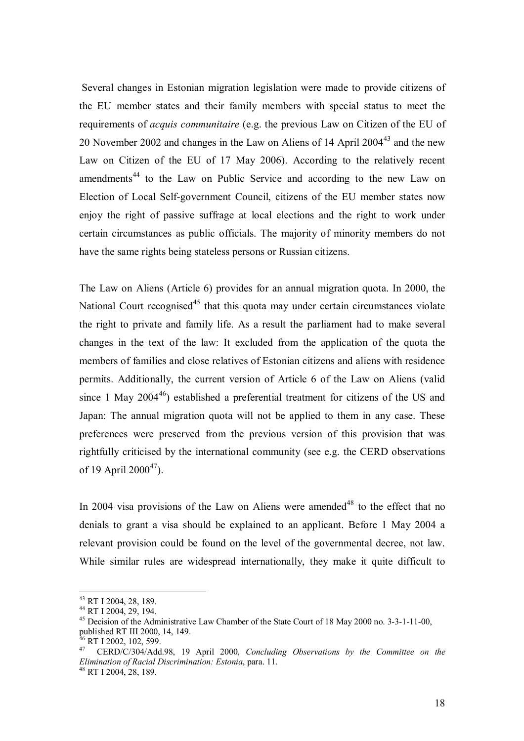Several changes in Estonian migration legislation were made to provide citizens of the EU member states and their family members with special status to meet the requirements of *acquis communitaire* (e.g. the previous Law on Citizen of the EU of 20 November 2002 and changes in the Law on Aliens of 14 April 2004[43] and the new Law on Citizen of the EU of 17 May 2006). According to the relatively recent amendments[44] to the Law on Public Service and according to the new Law on Election of Local Self-government Council, citizens of the EU member states now enjoy the right of passive suffrage at local elections and the right to work under certain circumstances as public officials. The majority of minority members do not have the same rights being stateless persons or Russian citizens.

The Law on Aliens (Article 6) provides for an annual migration quota. In 2000, the National Court recognised[45] that this quota may under certain circumstances violate the right to private and family life. As a result the parliament had to make several changes in the text of the law: It excluded from the application of the quota the members of families and close relatives of Estonian citizens and aliens with residence permits. Additionally, the current version of Article 6 of the Law on Aliens (valid since 1 May 2004[46]) established a preferential treatment for citizens of the US and Japan: The annual migration quota will not be applied to them in any case. These preferences were preserved from the previous version of this provision that was rightfully criticised by the international community (see e.g. the CERD observations of 19 April 2000[47]).

In 2004 visa provisions of the Law on Aliens were amended[48] to the effect that no denials to grant a visa should be explained to an applicant. Before 1 May 2004 a relevant provision could be found on the level of the governmental decree, not law. While similar rules are widespread internationally, they make it quite difficult to

---

[43] RT I 2004, 28, 189.

[44] RT I 2004, 29, 194.

[45] Decision of the Administrative Law Chamber of the State Court of 18 May 2000 no. 3-3-1-11-00, published RT III 2000, 14, 149.

[46] RT I 2002, 102, 599.

[47] CERD/C/304/Add.98, 19 April 2000, *Concluding Observations by the Committee on the Elimination of Racial Discrimination: Estonia*, para. 11.

[48] RT I 2004, 28, 189.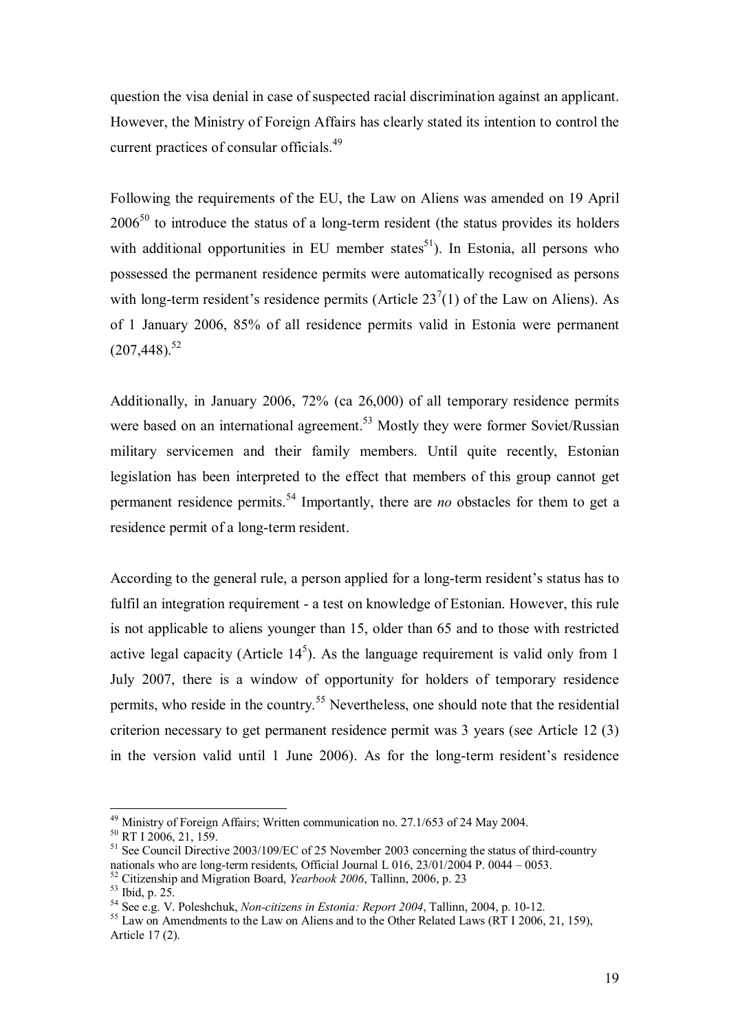question the visa denial in case of suspected racial discrimination against an applicant. However, the Ministry of Foreign Affairs has clearly stated its intention to control the current practices of consular officials.[49]

Following the requirements of the EU, the Law on Aliens was amended on 19 April 2006[50] to introduce the status of a long-term resident (the status provides its holders with additional opportunities in EU member states[51]). In Estonia, all persons who possessed the permanent residence permits were automatically recognised as persons with long-term resident's residence permits (Article $23^7(1)$ of the Law on Aliens). As of 1 January 2006, 85% of all residence permits valid in Estonia were permanent (207,448).[52]

Additionally, in January 2006, 72% (ca 26,000) of all temporary residence permits were based on an international agreement.[53] Mostly they were former Soviet/Russian military servicemen and their family members. Until quite recently, Estonian legislation has been interpreted to the effect that members of this group cannot get permanent residence permits.[54] Importantly, there are *no* obstacles for them to get a residence permit of a long-term resident.

According to the general rule, a person applied for a long-term resident's status has to fulfil an integration requirement - a test on knowledge of Estonian. However, this rule is not applicable to aliens younger than 15, older than 65 and to those with restricted active legal capacity (Article $14^5$). As the language requirement is valid only from 1 July 2007, there is a window of opportunity for holders of temporary residence permits, who reside in the country.[55] Nevertheless, one should note that the residential criterion necessary to get permanent residence permit was 3 years (see Article 12 (3) in the version valid until 1 June 2006). As for the long-term resident's residence

---

[49] Ministry of Foreign Affairs; Written communication no. 27.1/653 of 24 May 2004.

[50] RT I 2006, 21, 159.

[51] See Council Directive 2003/109/EC of 25 November 2003 concerning the status of third-country nationals who are long-term residents, Official Journal L 016, 23/01/2004 P. 0044 – 0053.

[52] Citizenship and Migration Board, *Yearbook 2006*, Tallinn, 2006, p. 23

[53] Ibid, p. 25.

[54] See e.g. V. Poleshchuk, *Non-citizens in Estonia: Report 2004*, Tallinn, 2004, p. 10-12.

[55] Law on Amendments to the Law on Aliens and to the Other Related Laws (RT I 2006, 21, 159), Article 17 (2).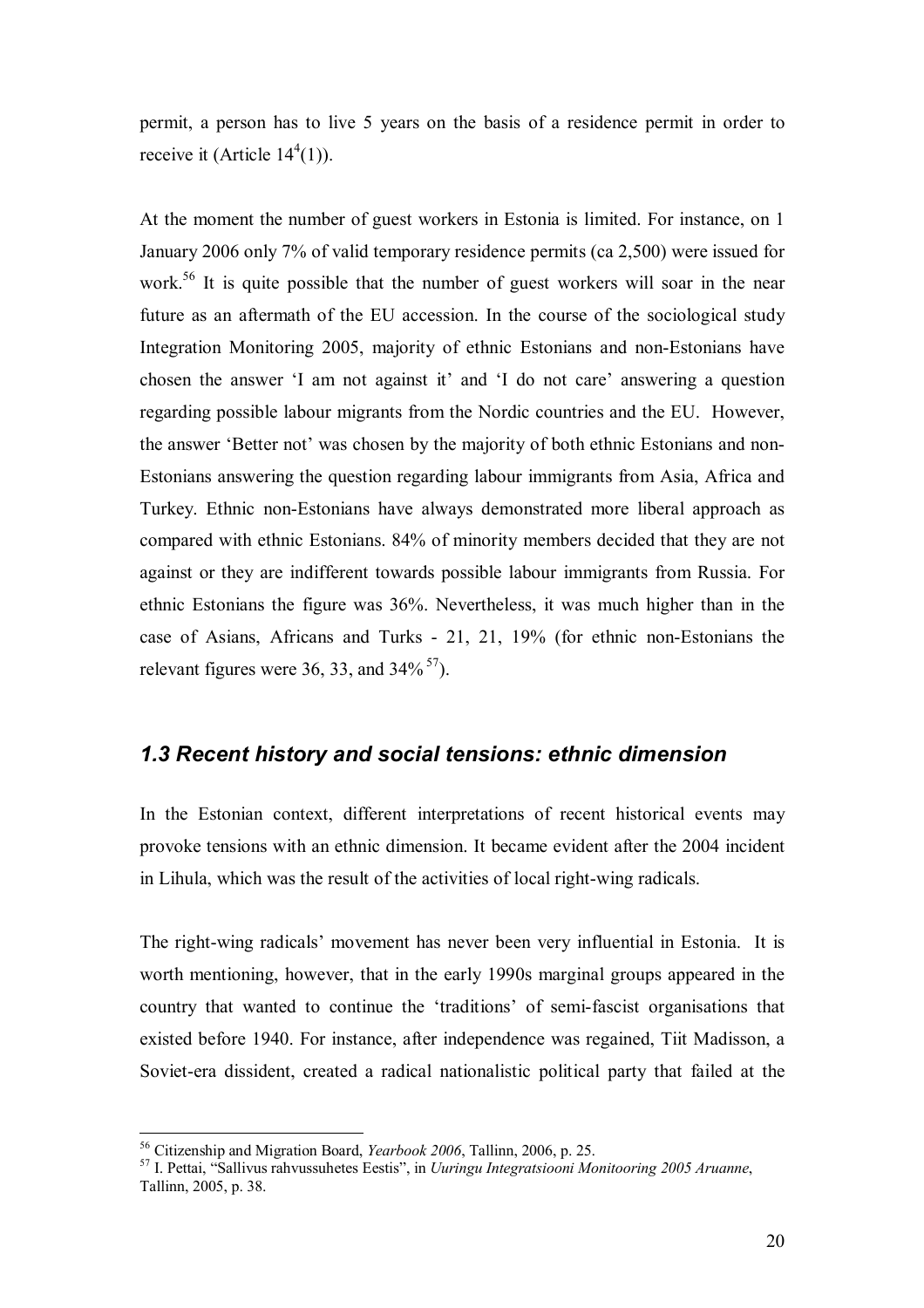permit, a person has to live 5 years on the basis of a residence permit in order to receive it (Article $14^4(1)$).

At the moment the number of guest workers in Estonia is limited. For instance, on 1 January 2006 only 7% of valid temporary residence permits (ca 2,500) were issued for work.[56] It is quite possible that the number of guest workers will soar in the near future as an aftermath of the EU accession. In the course of the sociological study Integration Monitoring 2005, majority of ethnic Estonians and non-Estonians have chosen the answer 'I am not against it' and 'I do not care' answering a question regarding possible labour migrants from the Nordic countries and the EU. However, the answer 'Better not' was chosen by the majority of both ethnic Estonians and non-Estonians answering the question regarding labour immigrants from Asia, Africa and Turkey. Ethnic non-Estonians have always demonstrated more liberal approach as compared with ethnic Estonians. 84% of minority members decided that they are not against or they are indifferent towards possible labour immigrants from Russia. For ethnic Estonians the figure was 36%. Nevertheless, it was much higher than in the case of Asians, Africans and Turks - 21, 21, 19% (for ethnic non-Estonians the relevant figures were 36, 33, and 34%[57]).

## *1.3 Recent history and social tensions: ethnic dimension*

In the Estonian context, different interpretations of recent historical events may provoke tensions with an ethnic dimension. It became evident after the 2004 incident in Lihula, which was the result of the activities of local right-wing radicals.

The right-wing radicals' movement has never been very influential in Estonia. It is worth mentioning, however, that in the early 1990s marginal groups appeared in the country that wanted to continue the 'traditions' of semi-fascist organisations that existed before 1940. For instance, after independence was regained, Tiit Madisson, a Soviet-era dissident, created a radical nationalistic political party that failed at the

---

[56] Citizenship and Migration Board, *Yearbook 2006*, Tallinn, 2006, p. 25.

[57] I. Pettai, "Sallivus rahvussuhetes Eestis", in *Uuringu Integratsiooni Monitooring 2005 Aruanne*, Tallinn, 2005, p. 38.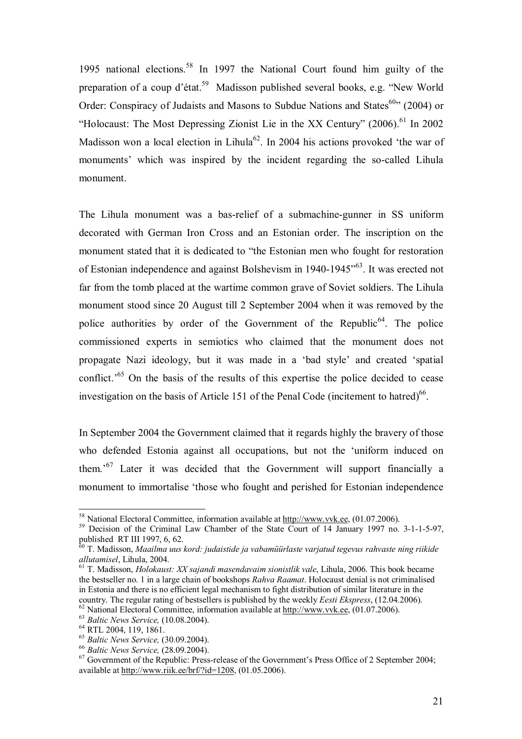1995 national elections.[58] In 1997 the National Court found him guilty of the preparation of a coup d'état.[59] Madisson published several books, e.g. "New World Order: Conspiracy of Judaists and Masons to Subdue Nations and States[60]" (2004) or "Holocaust: The Most Depressing Zionist Lie in the XX Century" (2006).[61] In 2002 Madisson won a local election in Lihula[62]. In 2004 his actions provoked 'the war of monuments' which was inspired by the incident regarding the so-called Lihula monument.

The Lihula monument was a bas-relief of a submachine-gunner in SS uniform decorated with German Iron Cross and an Estonian order. The inscription on the monument stated that it is dedicated to "the Estonian men who fought for restoration of Estonian independence and against Bolshevism in 1940-1945"[63]. It was erected not far from the tomb placed at the wartime common grave of Soviet soldiers. The Lihula monument stood since 20 August till 2 September 2004 when it was removed by the police authorities by order of the Government of the Republic[64]. The police commissioned experts in semiotics who claimed that the monument does not propagate Nazi ideology, but it was made in a 'bad style' and created 'spatial conflict.'[65] On the basis of the results of this expertise the police decided to cease investigation on the basis of Article 151 of the Penal Code (incitement to hatred)[66].

In September 2004 the Government claimed that it regards highly the bravery of those who defended Estonia against all occupations, but not the 'uniform induced on them.'[67] Later it was decided that the Government will support financially a monument to immortalise 'those who fought and perished for Estonian independence

---

[58] National Electoral Committee, information available at http://www.vvk.ee, (01.07.2006).

[59] Decision of the Criminal Law Chamber of the State Court of 14 January 1997 no. 3-1-1-5-97, published RT III 1997, 6, 62.

[60] T. Madisson, *Maailma uus kord: judaistide ja vabamüürlaste varjatud tegevus rahvaste ning riikide allutamisel*, Lihula, 2004.

[61] T. Madisson, *Holokaust: XX sajandi masendavaim sionistlik vale*, Lihula, 2006. This book became the bestseller no. 1 in a large chain of bookshops *Rahva Raamat*. Holocaust denial is not criminalised in Estonia and there is no efficient legal mechanism to fight distribution of similar literature in the country. The regular rating of bestsellers is published by the weekly *Eesti Ekspress*, (12.04.2006).

[62] National Electoral Committee, information available at http://www.vvk.ee, (01.07.2006).

[63] *Baltic News Service,* (10.08.2004).

[64] RTL 2004, 119, 1861.

[65] *Baltic News Service,* (30.09.2004).

[66] *Baltic News Service,* (28.09.2004).

[67] Government of the Republic: Press-release of the Government's Press Office of 2 September 2004; available at http://www.riik.ee/brf/?id=1208, (01.05.2006).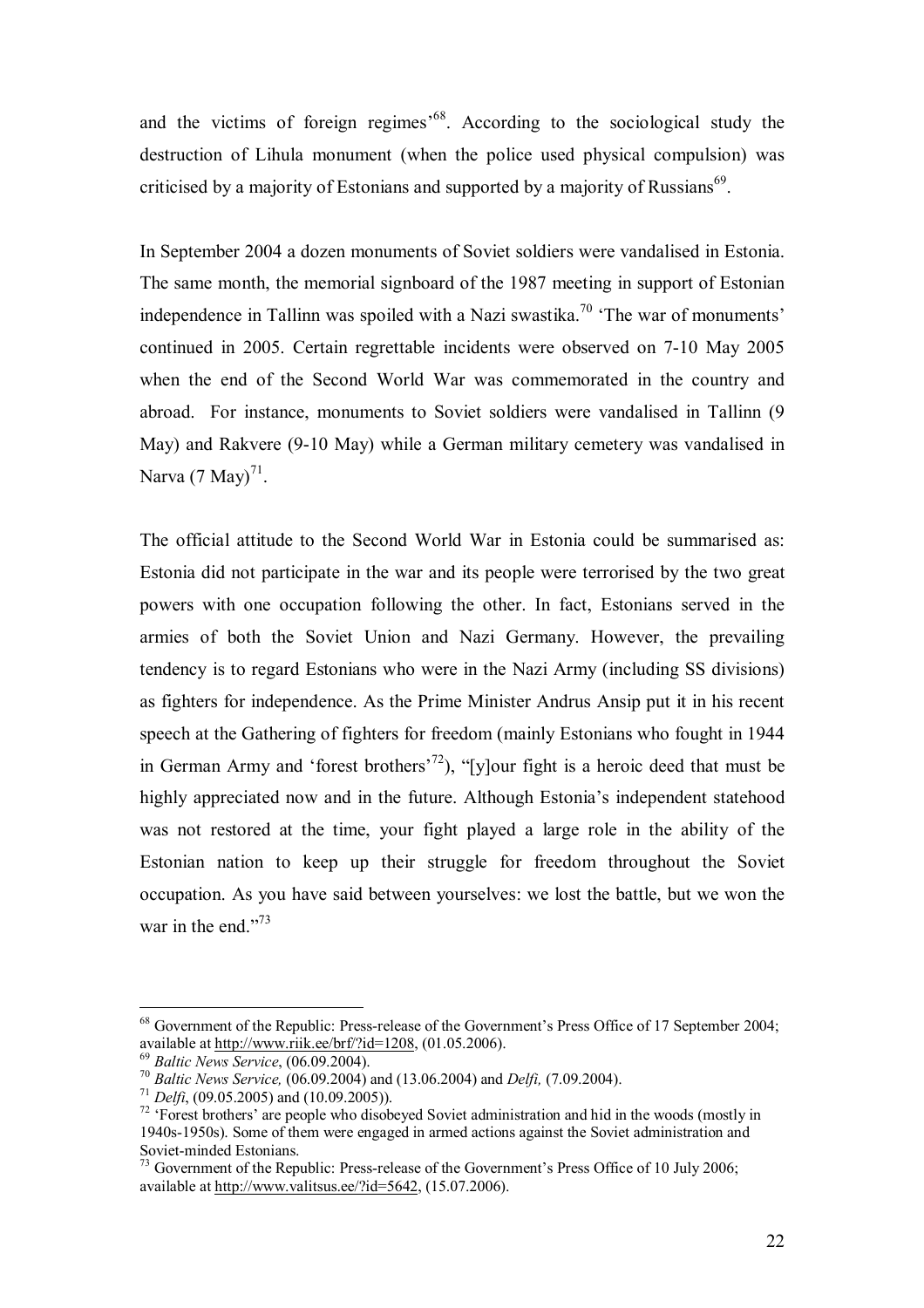and the victims of foreign regimes'[68]. According to the sociological study the destruction of Lihula monument (when the police used physical compulsion) was criticised by a majority of Estonians and supported by a majority of Russians[69].

In September 2004 a dozen monuments of Soviet soldiers were vandalised in Estonia. The same month, the memorial signboard of the 1987 meeting in support of Estonian independence in Tallinn was spoiled with a Nazi swastika.[70] 'The war of monuments' continued in 2005. Certain regrettable incidents were observed on 7-10 May 2005 when the end of the Second World War was commemorated in the country and abroad. For instance, monuments to Soviet soldiers were vandalised in Tallinn (9 May) and Rakvere (9-10 May) while a German military cemetery was vandalised in Narva (7 May)[71].

The official attitude to the Second World War in Estonia could be summarised as: Estonia did not participate in the war and its people were terrorised by the two great powers with one occupation following the other. In fact, Estonians served in the armies of both the Soviet Union and Nazi Germany. However, the prevailing tendency is to regard Estonians who were in the Nazi Army (including SS divisions) as fighters for independence. As the Prime Minister Andrus Ansip put it in his recent speech at the Gathering of fighters for freedom (mainly Estonians who fought in 1944 in German Army and 'forest brothers'[72]), "[y]our fight is a heroic deed that must be highly appreciated now and in the future. Although Estonia's independent statehood was not restored at the time, your fight played a large role in the ability of the Estonian nation to keep up their struggle for freedom throughout the Soviet occupation. As you have said between yourselves: we lost the battle, but we won the war in the end."[73]

---

[68] Government of the Republic: Press-release of the Government's Press Office of 17 September 2004; available at http://www.riik.ee/brf/?id=1208, (01.05.2006).

[69] *Baltic News Service*, (06.09.2004).

[70] *Baltic News Service,* (06.09.2004) and (13.06.2004) and *Delfi,* (7.09.2004).

[71] *Delfi*, (09.05.2005) and (10.09.2005)).

[72] 'Forest brothers' are people who disobeyed Soviet administration and hid in the woods (mostly in 1940s-1950s). Some of them were engaged in armed actions against the Soviet administration and Soviet-minded Estonians.

[73] Government of the Republic: Press-release of the Government's Press Office of 10 July 2006; available at http://www.valitsus.ee/?id=5642, (15.07.2006).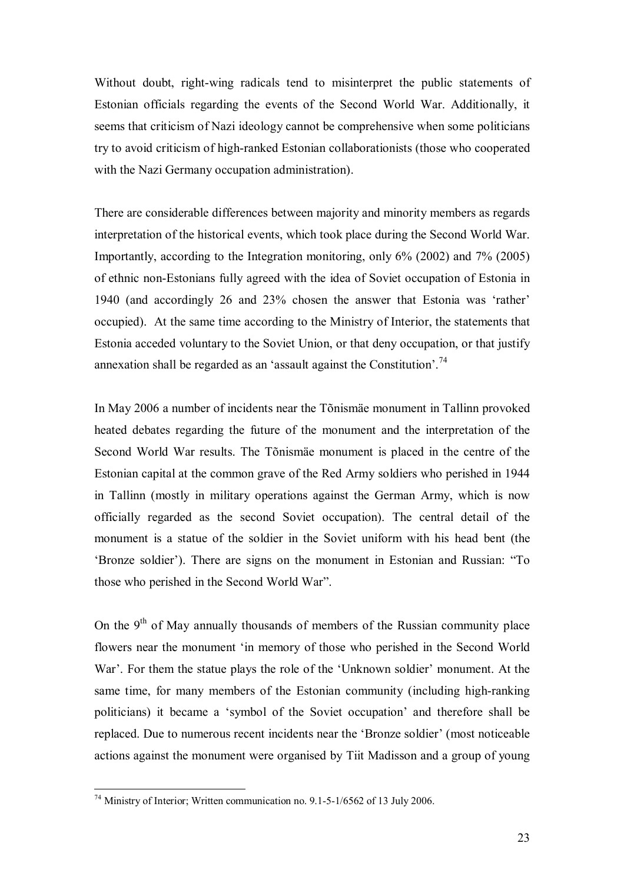Without doubt, right-wing radicals tend to misinterpret the public statements of Estonian officials regarding the events of the Second World War. Additionally, it seems that criticism of Nazi ideology cannot be comprehensive when some politicians try to avoid criticism of high-ranked Estonian collaborationists (those who cooperated with the Nazi Germany occupation administration).

There are considerable differences between majority and minority members as regards interpretation of the historical events, which took place during the Second World War. Importantly, according to the Integration monitoring, only 6% (2002) and 7% (2005) of ethnic non-Estonians fully agreed with the idea of Soviet occupation of Estonia in 1940 (and accordingly 26 and 23% chosen the answer that Estonia was 'rather' occupied). At the same time according to the Ministry of Interior, the statements that Estonia acceded voluntary to the Soviet Union, or that deny occupation, or that justify annexation shall be regarded as an 'assault against the Constitution'.[74]

In May 2006 a number of incidents near the Tõnismäe monument in Tallinn provoked heated debates regarding the future of the monument and the interpretation of the Second World War results. The Tõnismäe monument is placed in the centre of the Estonian capital at the common grave of the Red Army soldiers who perished in 1944 in Tallinn (mostly in military operations against the German Army, which is now officially regarded as the second Soviet occupation). The central detail of the monument is a statue of the soldier in the Soviet uniform with his head bent (the 'Bronze soldier'). There are signs on the monument in Estonian and Russian: "To those who perished in the Second World War".

On the 9th of May annually thousands of members of the Russian community place flowers near the monument 'in memory of those who perished in the Second World War'. For them the statue plays the role of the 'Unknown soldier' monument. At the same time, for many members of the Estonian community (including high-ranking politicians) it became a 'symbol of the Soviet occupation' and therefore shall be replaced. Due to numerous recent incidents near the 'Bronze soldier' (most noticeable actions against the monument were organised by Tiit Madisson and a group of young

[74] Ministry of Interior; Written communication no. 9.1-5-1/6562 of 13 July 2006.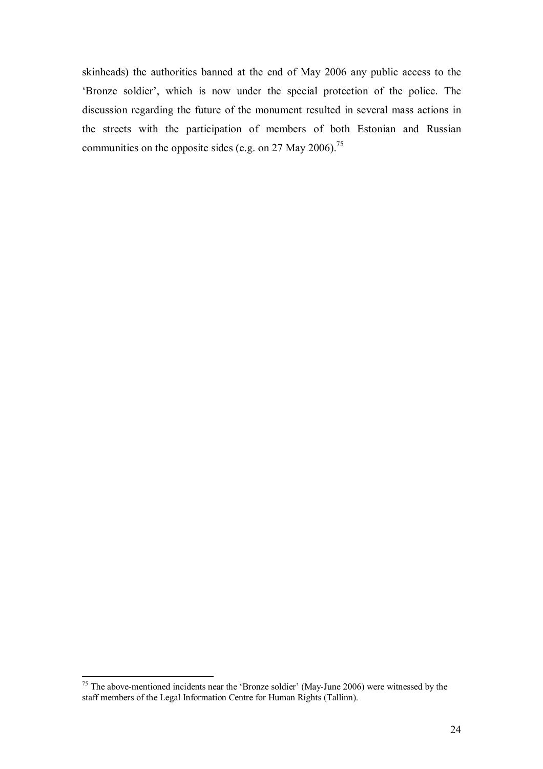skinheads) the authorities banned at the end of May 2006 any public access to the 'Bronze soldier', which is now under the special protection of the police. The discussion regarding the future of the monument resulted in several mass actions in the streets with the participation of members of both Estonian and Russian communities on the opposite sides (e.g. on 27 May 2006).[75]

[75] The above-mentioned incidents near the 'Bronze soldier' (May-June 2006) were witnessed by the staff members of the Legal Information Centre for Human Rights (Tallinn).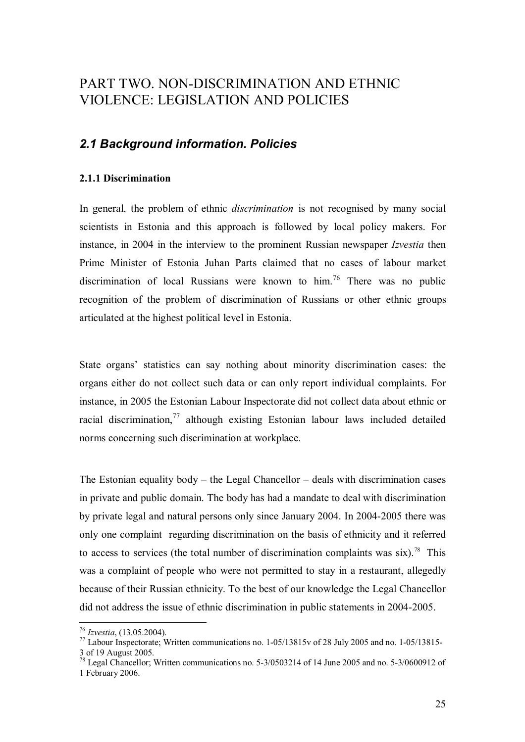# PART TWO. NON-DISCRIMINATION AND ETHNIC VIOLENCE: LEGISLATION AND POLICIES

## *2.1 Background information. Policies*

### 2.1.1 Discrimination

In general, the problem of ethnic *discrimination* is not recognised by many social scientists in Estonia and this approach is followed by local policy makers. For instance, in 2004 in the interview to the prominent Russian newspaper *Izvestia* then Prime Minister of Estonia Juhan Parts claimed that no cases of labour market discrimination of local Russians were known to him.[76] There was no public recognition of the problem of discrimination of Russians or other ethnic groups articulated at the highest political level in Estonia.

State organs' statistics can say nothing about minority discrimination cases: the organs either do not collect such data or can only report individual complaints. For instance, in 2005 the Estonian Labour Inspectorate did not collect data about ethnic or racial discrimination,[77] although existing Estonian labour laws included detailed norms concerning such discrimination at workplace.

The Estonian equality body – the Legal Chancellor – deals with discrimination cases in private and public domain. The body has had a mandate to deal with discrimination by private legal and natural persons only since January 2004. In 2004-2005 there was only one complaint regarding discrimination on the basis of ethnicity and it referred to access to services (the total number of discrimination complaints was six).[78] This was a complaint of people who were not permitted to stay in a restaurant, allegedly because of their Russian ethnicity. To the best of our knowledge the Legal Chancellor did not address the issue of ethnic discrimination in public statements in 2004-2005.

---

[76] *Izvestia*, (13.05.2004).

[77] Labour Inspectorate; Written communications no. 1-05/13815v of 28 July 2005 and no. 1-05/13815-3 of 19 August 2005.

[78] Legal Chancellor; Written communications no. 5-3/0503214 of 14 June 2005 and no. 5-3/0600912 of 1 February 2006.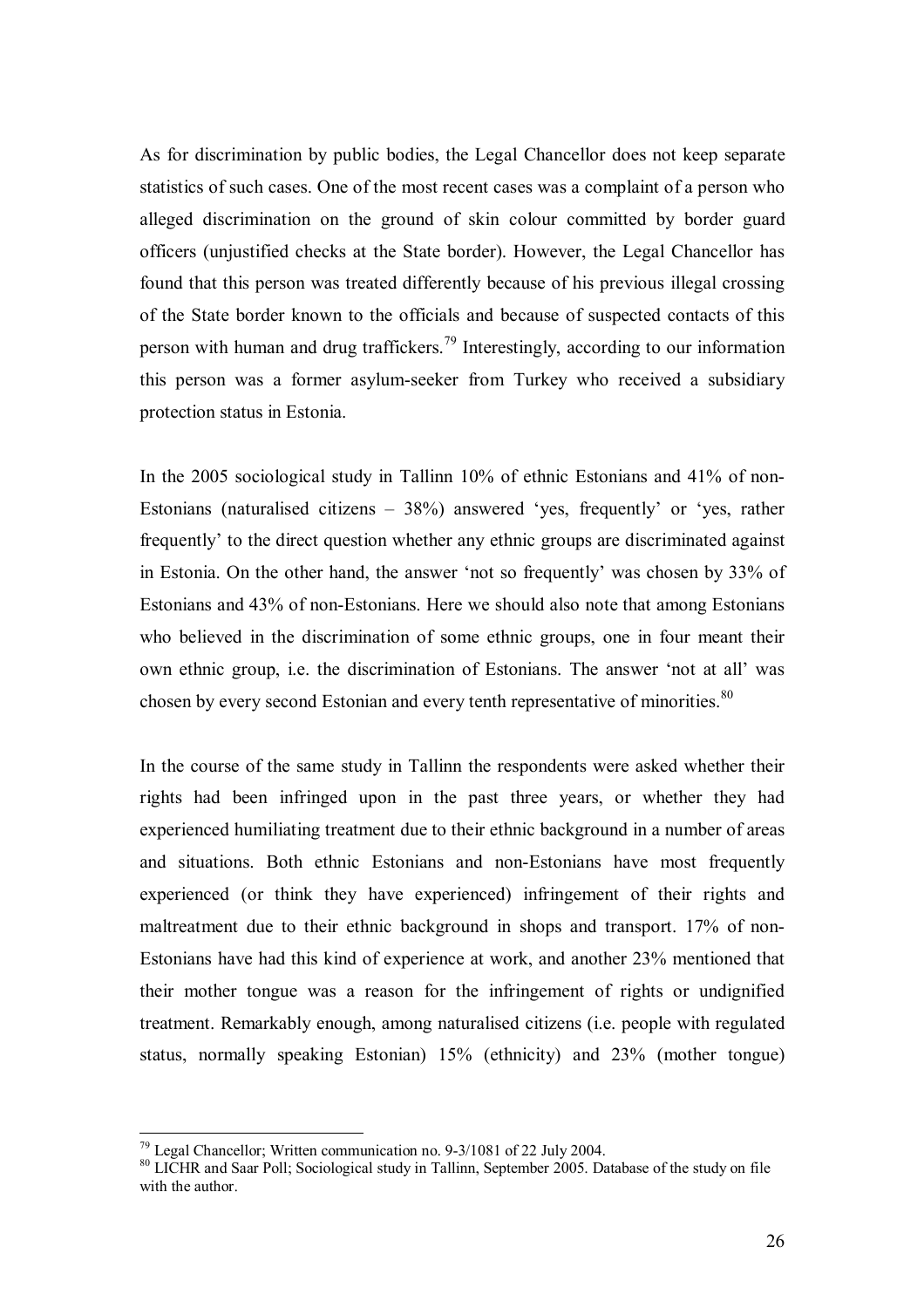As for discrimination by public bodies, the Legal Chancellor does not keep separate statistics of such cases. One of the most recent cases was a complaint of a person who alleged discrimination on the ground of skin colour committed by border guard officers (unjustified checks at the State border). However, the Legal Chancellor has found that this person was treated differently because of his previous illegal crossing of the State border known to the officials and because of suspected contacts of this person with human and drug traffickers.[79] Interestingly, according to our information this person was a former asylum-seeker from Turkey who received a subsidiary protection status in Estonia.

In the 2005 sociological study in Tallinn 10% of ethnic Estonians and 41% of non-Estonians (naturalised citizens – 38%) answered 'yes, frequently' or 'yes, rather frequently' to the direct question whether any ethnic groups are discriminated against in Estonia. On the other hand, the answer 'not so frequently' was chosen by 33% of Estonians and 43% of non-Estonians. Here we should also note that among Estonians who believed in the discrimination of some ethnic groups, one in four meant their own ethnic group, i.e. the discrimination of Estonians. The answer 'not at all' was chosen by every second Estonian and every tenth representative of minorities.[80]

In the course of the same study in Tallinn the respondents were asked whether their rights had been infringed upon in the past three years, or whether they had experienced humiliating treatment due to their ethnic background in a number of areas and situations. Both ethnic Estonians and non-Estonians have most frequently experienced (or think they have experienced) infringement of their rights and maltreatment due to their ethnic background in shops and transport. 17% of non-Estonians have had this kind of experience at work, and another 23% mentioned that their mother tongue was a reason for the infringement of rights or undignified treatment. Remarkably enough, among naturalised citizens (i.e. people with regulated status, normally speaking Estonian) 15% (ethnicity) and 23% (mother tongue)

---

[79] Legal Chancellor; Written communication no. 9-3/1081 of 22 July 2004.

[80] LICHR and Saar Poll; Sociological study in Tallinn, September 2005. Database of the study on file with the author.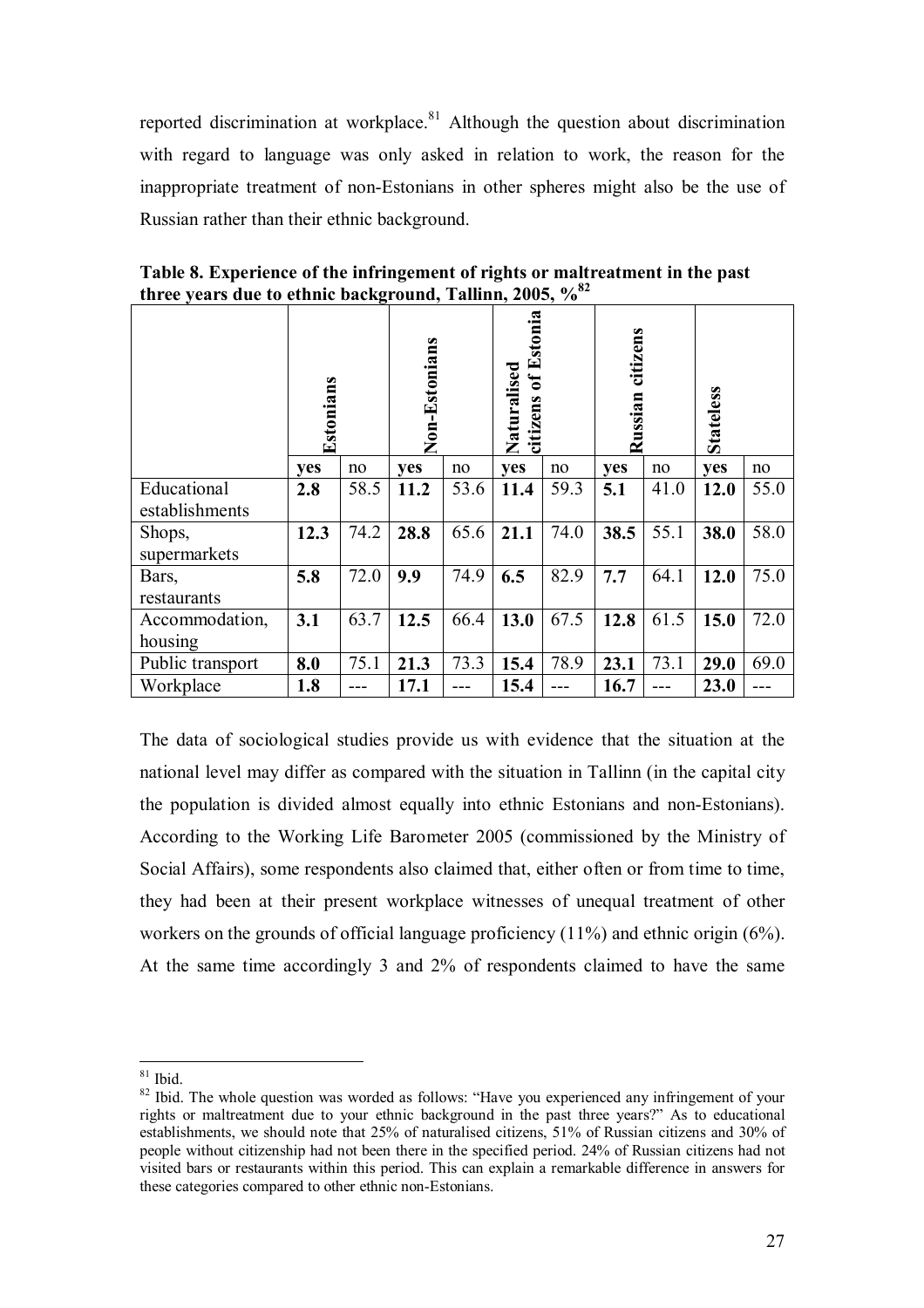reported discrimination at workplace.[81] Although the question about discrimination with regard to language was only asked in relation to work, the reason for the inappropriate treatment of non-Estonians in other spheres might also be the use of Russian rather than their ethnic background.

**Table 8. Experience of the infringement of rights or maltreatment in the past three years due to ethnic background, Tallinn, 2005, %**[82]

| | **Estonians** | | **Non-Estonians** | | **Naturalised citizens of Estonia** | | **Russian citizens** | | **Stateless** | |
|---|---|---|---|---|---|---|---|---|---|---|
| | **yes** | no | **yes** | no | **yes** | no | **yes** | no | **yes** | no |
| Educational establishments | **2.8** | 58.5 | **11.2** | 53.6 | **11.4** | 59.3 | **5.1** | 41.0 | **12.0** | 55.0 |
| Shops, supermarkets | **12.3** | 74.2 | **28.8** | 65.6 | **21.1** | 74.0 | **38.5** | 55.1 | **38.0** | 58.0 |
| Bars, restaurants | **5.8** | 72.0 | **9.9** | 74.9 | **6.5** | 82.9 | **7.7** | 64.1 | **12.0** | 75.0 |
| Accommodation, housing | **3.1** | 63.7 | **12.5** | 66.4 | **13.0** | 67.5 | **12.8** | 61.5 | **15.0** | 72.0 |
| Public transport | **8.0** | 75.1 | **21.3** | 73.3 | **15.4** | 78.9 | **23.1** | 73.1 | **29.0** | 69.0 |
| Workplace | **1.8** | --- | **17.1** | --- | **15.4** | --- | **16.7** | --- | **23.0** | --- |

The data of sociological studies provide us with evidence that the situation at the national level may differ as compared with the situation in Tallinn (in the capital city the population is divided almost equally into ethnic Estonians and non-Estonians). According to the Working Life Barometer 2005 (commissioned by the Ministry of Social Affairs), some respondents also claimed that, either often or from time to time, they had been at their present workplace witnesses of unequal treatment of other workers on the grounds of official language proficiency (11%) and ethnic origin (6%). At the same time accordingly 3 and 2% of respondents claimed to have the same

---

[81] Ibid.

[82] Ibid. The whole question was worded as follows: "Have you experienced any infringement of your rights or maltreatment due to your ethnic background in the past three years?" As to educational establishments, we should note that 25% of naturalised citizens, 51% of Russian citizens and 30% of people without citizenship had not been there in the specified period. 24% of Russian citizens had not visited bars or restaurants within this period. This can explain a remarkable difference in answers for these categories compared to other ethnic non-Estonians.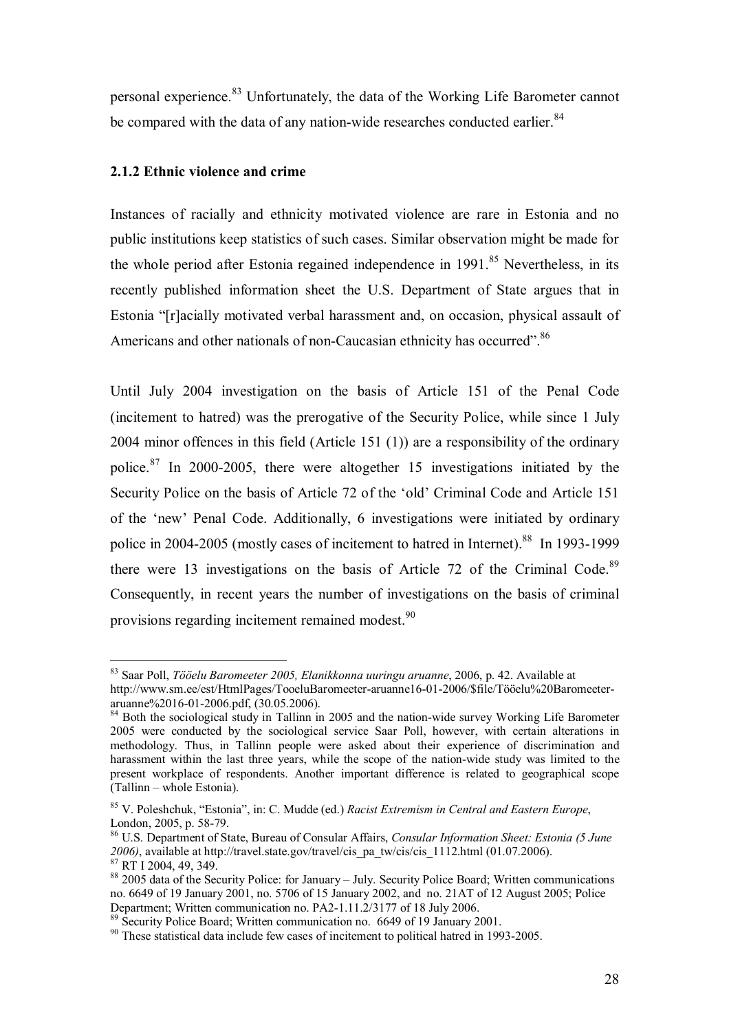personal experience.[83] Unfortunately, the data of the Working Life Barometer cannot be compared with the data of any nation-wide researches conducted earlier.[84]

### 2.1.2 Ethnic violence and crime

Instances of racially and ethnicity motivated violence are rare in Estonia and no public institutions keep statistics of such cases. Similar observation might be made for the whole period after Estonia regained independence in 1991.[85] Nevertheless, in its recently published information sheet the U.S. Department of State argues that in Estonia "[r]acially motivated verbal harassment and, on occasion, physical assault of Americans and other nationals of non-Caucasian ethnicity has occurred".[86]

Until July 2004 investigation on the basis of Article 151 of the Penal Code (incitement to hatred) was the prerogative of the Security Police, while since 1 July 2004 minor offences in this field (Article 151 (1)) are a responsibility of the ordinary police.[87] In 2000-2005, there were altogether 15 investigations initiated by the Security Police on the basis of Article 72 of the 'old' Criminal Code and Article 151 of the 'new' Penal Code. Additionally, 6 investigations were initiated by ordinary police in 2004-2005 (mostly cases of incitement to hatred in Internet).[88] In 1993-1999 there were 13 investigations on the basis of Article 72 of the Criminal Code.[89] Consequently, in recent years the number of investigations on the basis of criminal provisions regarding incitement remained modest.[90]

---

[83] Saar Poll, *Tööelu Baromeeter 2005, Elanikkonna uuringu aruanne*, 2006, p. 42. Available at http://www.sm.ee/est/HtmlPages/TooeluBaromeeter-aruanne16-01-2006/$file/Tööelu%20Baromeeter-aruanne%2016-01-2006.pdf, (30.05.2006).

[84] Both the sociological study in Tallinn in 2005 and the nation-wide survey Working Life Barometer 2005 were conducted by the sociological service Saar Poll, however, with certain alterations in methodology. Thus, in Tallinn people were asked about their experience of discrimination and harassment within the last three years, while the scope of the nation-wide study was limited to the present workplace of respondents. Another important difference is related to geographical scope (Tallinn – whole Estonia).

[85] V. Poleshchuk, "Estonia", in: C. Mudde (ed.) *Racist Extremism in Central and Eastern Europe*, London, 2005, p. 58-79.

[86] U.S. Department of State, Bureau of Consular Affairs, *Consular Information Sheet: Estonia (5 June 2006)*, available at http://travel.state.gov/travel/cis_pa_tw/cis/cis_1112.html (01.07.2006).

[87] RT I 2004, 49, 349.

[88] 2005 data of the Security Police: for January – July. Security Police Board; Written communications no. 6649 of 19 January 2001, no. 5706 of 15 January 2002, and no. 21AT of 12 August 2005; Police Department; Written communication no. PA2-1.11.2/3177 of 18 July 2006.

[89] Security Police Board; Written communication no. 6649 of 19 January 2001.

[90] These statistical data include few cases of incitement to political hatred in 1993-2005.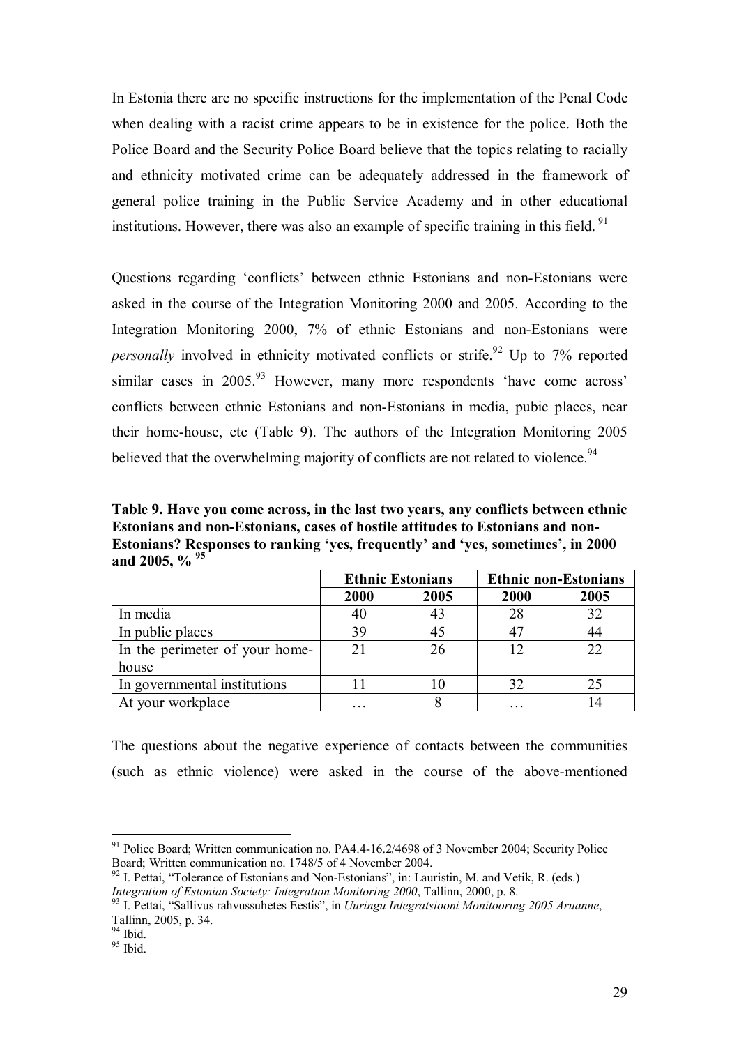In Estonia there are no specific instructions for the implementation of the Penal Code when dealing with a racist crime appears to be in existence for the police. Both the Police Board and the Security Police Board believe that the topics relating to racially and ethnicity motivated crime can be adequately addressed in the framework of general police training in the Public Service Academy and in other educational institutions. However, there was also an example of specific training in this field. [91]

Questions regarding 'conflicts' between ethnic Estonians and non-Estonians were asked in the course of the Integration Monitoring 2000 and 2005. According to the Integration Monitoring 2000, 7% of ethnic Estonians and non-Estonians were *personally* involved in ethnicity motivated conflicts or strife.[92] Up to 7% reported similar cases in 2005.[93] However, many more respondents 'have come across' conflicts between ethnic Estonians and non-Estonians in media, pubic places, near their home-house, etc (Table 9). The authors of the Integration Monitoring 2005 believed that the overwhelming majority of conflicts are not related to violence.[94]

**Table 9. Have you come across, in the last two years, any conflicts between ethnic Estonians and non-Estonians, cases of hostile attitudes to Estonians and non-Estonians? Responses to ranking 'yes, frequently' and 'yes, sometimes', in 2000 and 2005, % [95]**

| | **Ethnic Estonians** | | **Ethnic non-Estonians** | |
|---|---|---|---|---|
| | **2000** | **2005** | **2000** | **2005** |
| In media | 40 | 43 | 28 | 32 |
| In public places | 39 | 45 | 47 | 44 |
| In the perimeter of your home-house | 21 | 26 | 12 | 22 |
| In governmental institutions | 11 | 10 | 32 | 25 |
| At your workplace | … | 8 | … | 14 |

The questions about the negative experience of contacts between the communities (such as ethnic violence) were asked in the course of the above-mentioned

---

[91] Police Board; Written communication no. PA4.4-16.2/4698 of 3 November 2004; Security Police Board; Written communication no. 1748/5 of 4 November 2004.

[92] I. Pettai, "Tolerance of Estonians and Non-Estonians", in: Lauristin, M. and Vetik, R. (eds.) *Integration of Estonian Society: Integration Monitoring 2000*, Tallinn, 2000, p. 8.

[93] I. Pettai, "Sallivus rahvussuhetes Eestis", in *Uuringu Integratsiooni Monitooring 2005 Aruanne*, Tallinn, 2005, p. 34.

[94] Ibid.

[95] Ibid.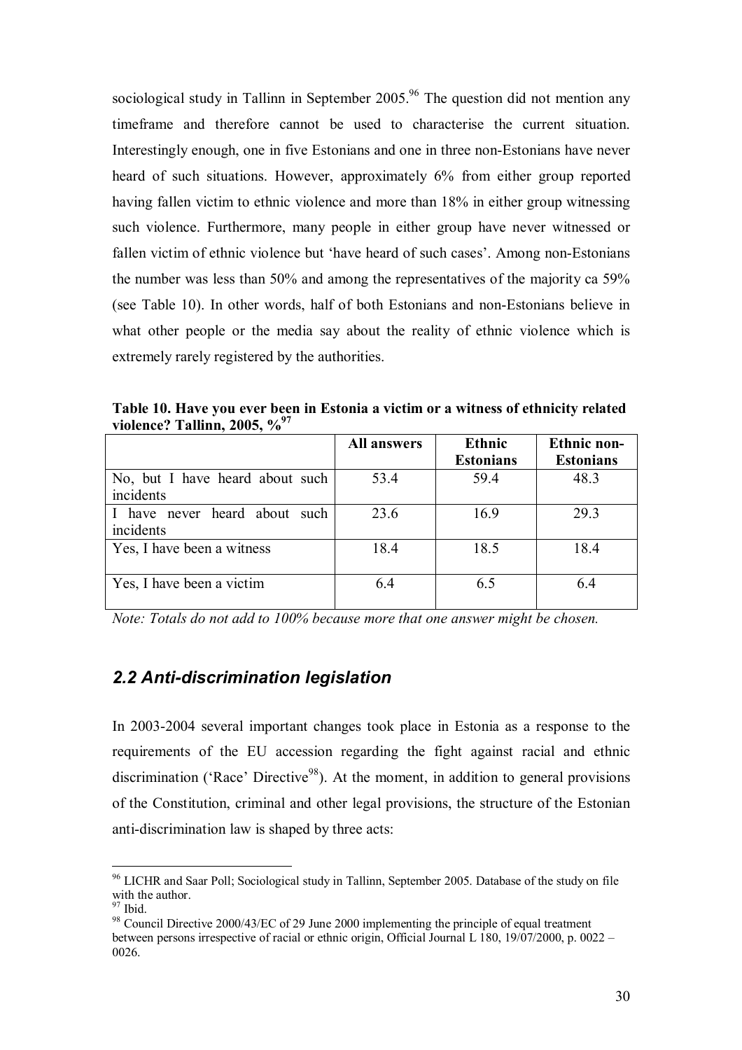sociological study in Tallinn in September 2005.[96] The question did not mention any timeframe and therefore cannot be used to characterise the current situation. Interestingly enough, one in five Estonians and one in three non-Estonians have never heard of such situations. However, approximately 6% from either group reported having fallen victim to ethnic violence and more than 18% in either group witnessing such violence. Furthermore, many people in either group have never witnessed or fallen victim of ethnic violence but 'have heard of such cases'. Among non-Estonians the number was less than 50% and among the representatives of the majority ca 59% (see Table 10). In other words, half of both Estonians and non-Estonians believe in what other people or the media say about the reality of ethnic violence which is extremely rarely registered by the authorities.

**Table 10. Have you ever been in Estonia a victim or a witness of ethnicity related violence? Tallinn, 2005, %[97]**

| | All answers | Ethnic Estonians | Ethnic non-Estonians |
|---|---|---|---|
| No, but I have heard about such incidents | 53.4 | 59.4 | 48.3 |
| I have never heard about such incidents | 23.6 | 16.9 | 29.3 |
| Yes, I have been a witness | 18.4 | 18.5 | 18.4 |
| Yes, I have been a victim | 6.4 | 6.5 | 6.4 |

*Note: Totals do not add to 100% because more that one answer might be chosen.*

## *2.2 Anti-discrimination legislation*

In 2003-2004 several important changes took place in Estonia as a response to the requirements of the EU accession regarding the fight against racial and ethnic discrimination ('Race' Directive[98]). At the moment, in addition to general provisions of the Constitution, criminal and other legal provisions, the structure of the Estonian anti-discrimination law is shaped by three acts:

[96] LICHR and Saar Poll; Sociological study in Tallinn, September 2005. Database of the study on file with the author.
[97] Ibid.
[98] Council Directive 2000/43/EC of 29 June 2000 implementing the principle of equal treatment between persons irrespective of racial or ethnic origin, Official Journal L 180, 19/07/2000, p. 0022 – 0026.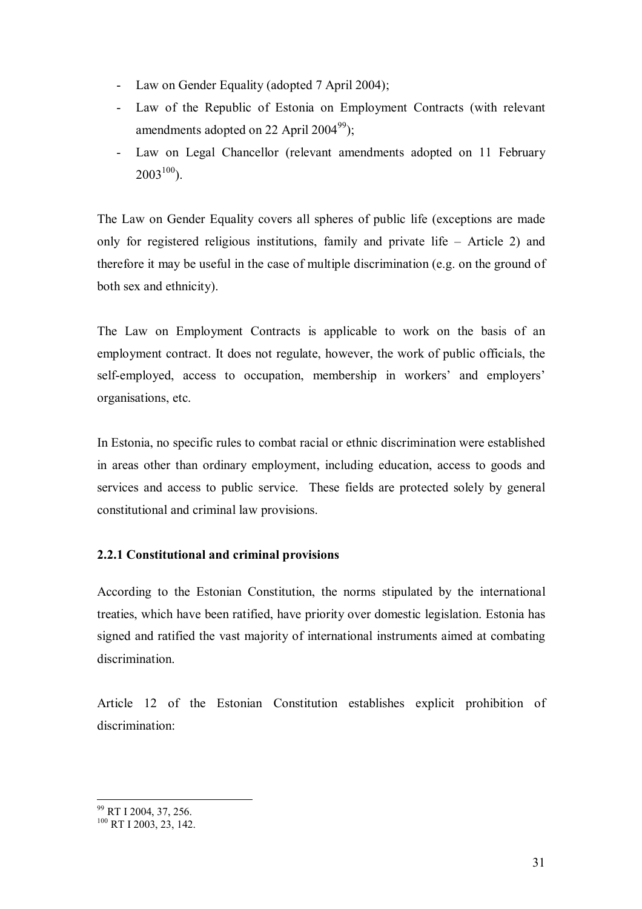- Law on Gender Equality (adopted 7 April 2004);
- Law of the Republic of Estonia on Employment Contracts (with relevant amendments adopted on 22 April 2004[99]);
- Law on Legal Chancellor (relevant amendments adopted on 11 February 2003[100]).

The Law on Gender Equality covers all spheres of public life (exceptions are made only for registered religious institutions, family and private life – Article 2) and therefore it may be useful in the case of multiple discrimination (e.g. on the ground of both sex and ethnicity).

The Law on Employment Contracts is applicable to work on the basis of an employment contract. It does not regulate, however, the work of public officials, the self-employed, access to occupation, membership in workers' and employers' organisations, etc.

In Estonia, no specific rules to combat racial or ethnic discrimination were established in areas other than ordinary employment, including education, access to goods and services and access to public service. These fields are protected solely by general constitutional and criminal law provisions.

### 2.2.1 Constitutional and criminal provisions

According to the Estonian Constitution, the norms stipulated by the international treaties, which have been ratified, have priority over domestic legislation. Estonia has signed and ratified the vast majority of international instruments aimed at combating discrimination.

Article 12 of the Estonian Constitution establishes explicit prohibition of discrimination:

---

[99] RT I 2004, 37, 256.

[100] RT I 2003, 23, 142.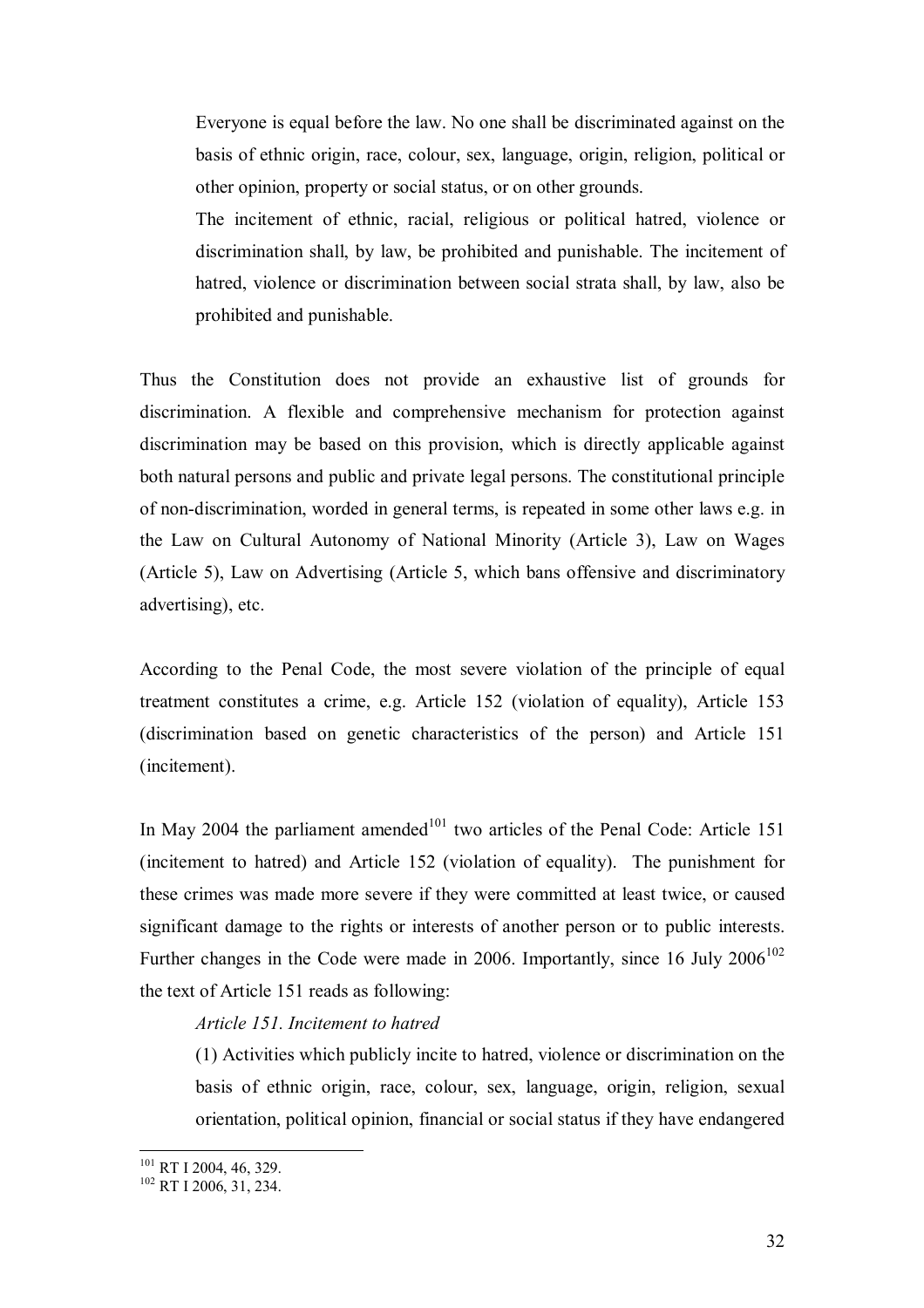> Everyone is equal before the law. No one shall be discriminated against on the basis of ethnic origin, race, colour, sex, language, origin, religion, political or other opinion, property or social status, or on other grounds.
>
> The incitement of ethnic, racial, religious or political hatred, violence or discrimination shall, by law, be prohibited and punishable. The incitement of hatred, violence or discrimination between social strata shall, by law, also be prohibited and punishable.

Thus the Constitution does not provide an exhaustive list of grounds for discrimination. A flexible and comprehensive mechanism for protection against discrimination may be based on this provision, which is directly applicable against both natural persons and public and private legal persons. The constitutional principle of non-discrimination, worded in general terms, is repeated in some other laws e.g. in the Law on Cultural Autonomy of National Minority (Article 3), Law on Wages (Article 5), Law on Advertising (Article 5, which bans offensive and discriminatory advertising), etc.

According to the Penal Code, the most severe violation of the principle of equal treatment constitutes a crime, e.g. Article 152 (violation of equality), Article 153 (discrimination based on genetic characteristics of the person) and Article 151 (incitement).

In May 2004 the parliament amended[101] two articles of the Penal Code: Article 151 (incitement to hatred) and Article 152 (violation of equality). The punishment for these crimes was made more severe if they were committed at least twice, or caused significant damage to the rights or interests of another person or to public interests. Further changes in the Code were made in 2006. Importantly, since 16 July 2006[102] the text of Article 151 reads as following:

> *Article 151. Incitement to hatred*
>
> (1) Activities which publicly incite to hatred, violence or discrimination on the basis of ethnic origin, race, colour, sex, language, origin, religion, sexual orientation, political opinion, financial or social status if they have endangered

[101] RT I 2004, 46, 329.

[102] RT I 2006, 31, 234.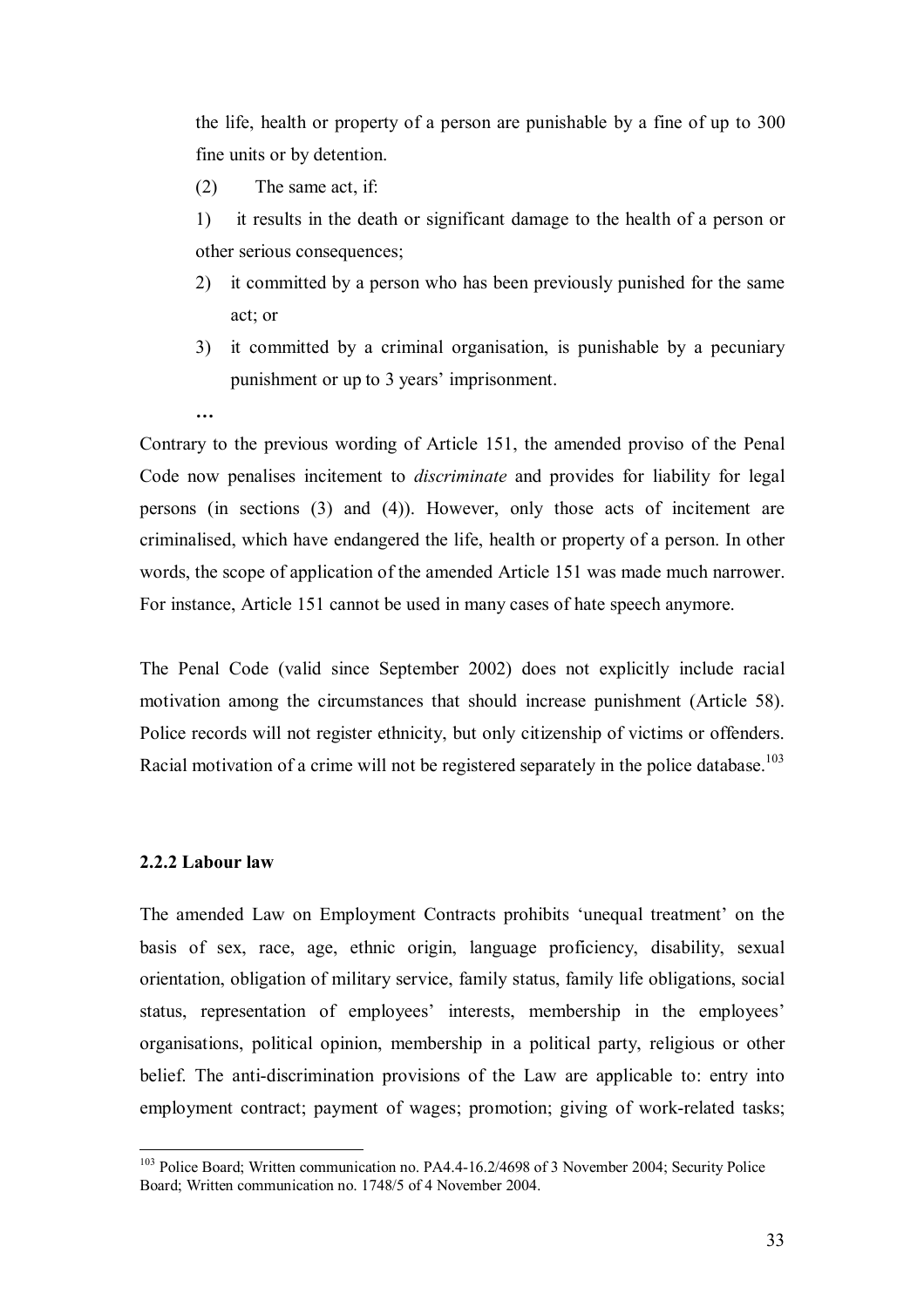the life, health or property of a person are punishable by a fine of up to 300 fine units or by detention.

(2) The same act, if:

1) it results in the death or significant damage to the health of a person or other serious consequences;
2) it committed by a person who has been previously punished for the same act; or
3) it committed by a criminal organisation, is punishable by a pecuniary punishment or up to 3 years' imprisonment.

…

Contrary to the previous wording of Article 151, the amended proviso of the Penal Code now penalises incitement to *discriminate* and provides for liability for legal persons (in sections (3) and (4)). However, only those acts of incitement are criminalised, which have endangered the life, health or property of a person. In other words, the scope of application of the amended Article 151 was made much narrower. For instance, Article 151 cannot be used in many cases of hate speech anymore.

The Penal Code (valid since September 2002) does not explicitly include racial motivation among the circumstances that should increase punishment (Article 58). Police records will not register ethnicity, but only citizenship of victims or offenders. Racial motivation of a crime will not be registered separately in the police database.[103]

#### 2.2.2 Labour law

The amended Law on Employment Contracts prohibits 'unequal treatment' on the basis of sex, race, age, ethnic origin, language proficiency, disability, sexual orientation, obligation of military service, family status, family life obligations, social status, representation of employees' interests, membership in the employees' organisations, political opinion, membership in a political party, religious or other belief. The anti-discrimination provisions of the Law are applicable to: entry into employment contract; payment of wages; promotion; giving of work-related tasks;

[103] Police Board; Written communication no. PA4.4-16.2/4698 of 3 November 2004; Security Police Board; Written communication no. 1748/5 of 4 November 2004.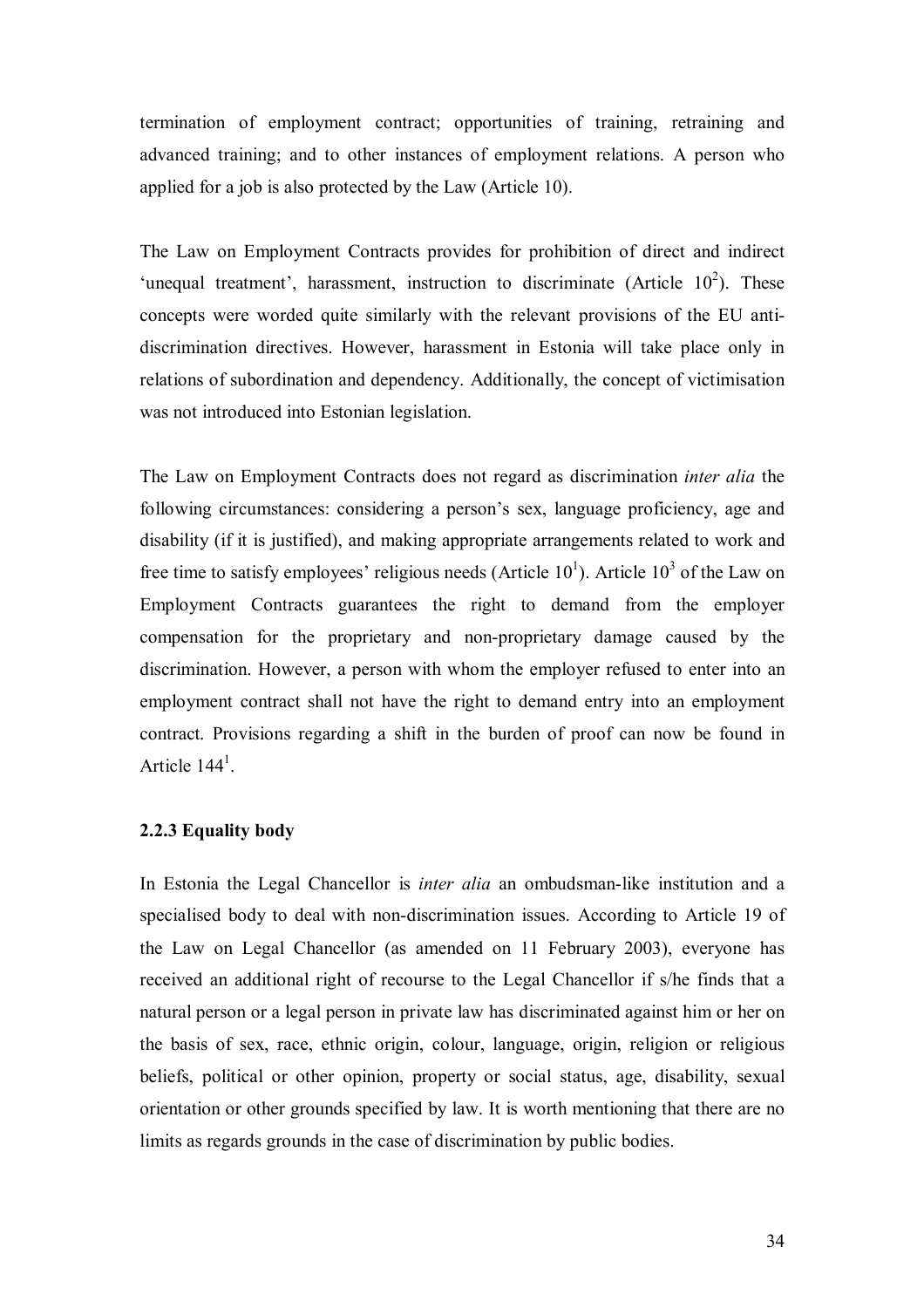termination of employment contract; opportunities of training, retraining and advanced training; and to other instances of employment relations. A person who applied for a job is also protected by the Law (Article 10).

The Law on Employment Contracts provides for prohibition of direct and indirect 'unequal treatment', harassment, instruction to discriminate (Article $10^{2}$). These concepts were worded quite similarly with the relevant provisions of the EU anti-discrimination directives. However, harassment in Estonia will take place only in relations of subordination and dependency. Additionally, the concept of victimisation was not introduced into Estonian legislation.

The Law on Employment Contracts does not regard as discrimination *inter alia* the following circumstances: considering a person's sex, language proficiency, age and disability (if it is justified), and making appropriate arrangements related to work and free time to satisfy employees' religious needs (Article $10^{1}$). Article $10^{3}$ of the Law on Employment Contracts guarantees the right to demand from the employer compensation for the proprietary and non-proprietary damage caused by the discrimination. However, a person with whom the employer refused to enter into an employment contract shall not have the right to demand entry into an employment contract. Provisions regarding a shift in the burden of proof can now be found in Article $144^{1}$.

### 2.2.3 Equality body

In Estonia the Legal Chancellor is *inter alia* an ombudsman-like institution and a specialised body to deal with non-discrimination issues. According to Article 19 of the Law on Legal Chancellor (as amended on 11 February 2003), everyone has received an additional right of recourse to the Legal Chancellor if s/he finds that a natural person or a legal person in private law has discriminated against him or her on the basis of sex, race, ethnic origin, colour, language, origin, religion or religious beliefs, political or other opinion, property or social status, age, disability, sexual orientation or other grounds specified by law. It is worth mentioning that there are no limits as regards grounds in the case of discrimination by public bodies.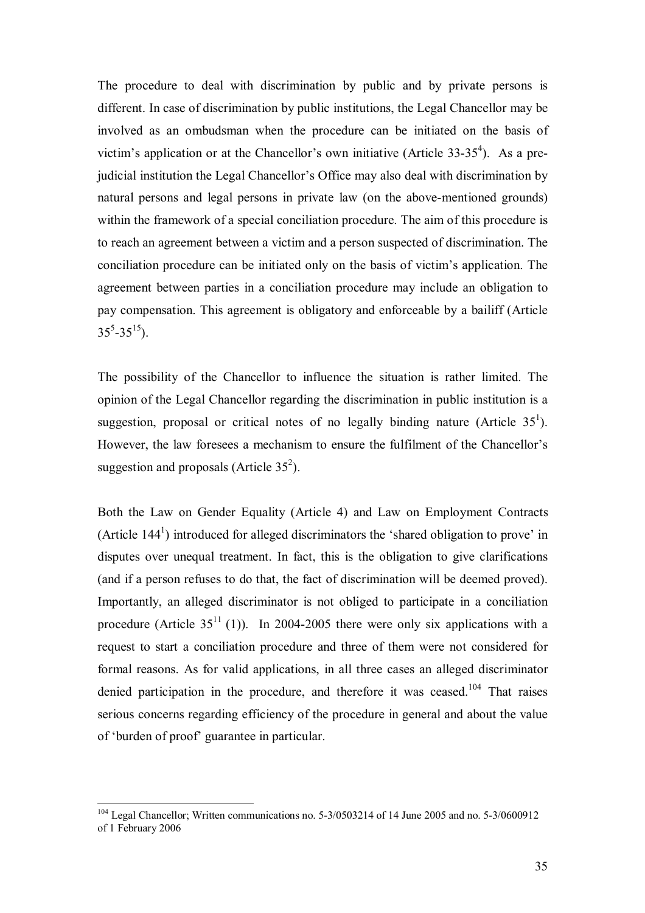The procedure to deal with discrimination by public and by private persons is different. In case of discrimination by public institutions, the Legal Chancellor may be involved as an ombudsman when the procedure can be initiated on the basis of victim's application or at the Chancellor's own initiative (Article 33-$35^4$). As a pre-judicial institution the Legal Chancellor's Office may also deal with discrimination by natural persons and legal persons in private law (on the above-mentioned grounds) within the framework of a special conciliation procedure. The aim of this procedure is to reach an agreement between a victim and a person suspected of discrimination. The conciliation procedure can be initiated only on the basis of victim's application. The agreement between parties in a conciliation procedure may include an obligation to pay compensation. This agreement is obligatory and enforceable by a bailiff (Article $35^5$-$35^{15}$).

The possibility of the Chancellor to influence the situation is rather limited. The opinion of the Legal Chancellor regarding the discrimination in public institution is a suggestion, proposal or critical notes of no legally binding nature (Article $35^1$). However, the law foresees a mechanism to ensure the fulfilment of the Chancellor's suggestion and proposals (Article $35^2$).

Both the Law on Gender Equality (Article 4) and Law on Employment Contracts (Article $144^1$) introduced for alleged discriminators the 'shared obligation to prove' in disputes over unequal treatment. In fact, this is the obligation to give clarifications (and if a person refuses to do that, the fact of discrimination will be deemed proved). Importantly, an alleged discriminator is not obliged to participate in a conciliation procedure (Article $35^{11}$ (1)). In 2004-2005 there were only six applications with a request to start a conciliation procedure and three of them were not considered for formal reasons. As for valid applications, in all three cases an alleged discriminator denied participation in the procedure, and therefore it was ceased.[104] That raises serious concerns regarding efficiency of the procedure in general and about the value of 'burden of proof' guarantee in particular.

[104] Legal Chancellor; Written communications no. 5-3/0503214 of 14 June 2005 and no. 5-3/0600912 of 1 February 2006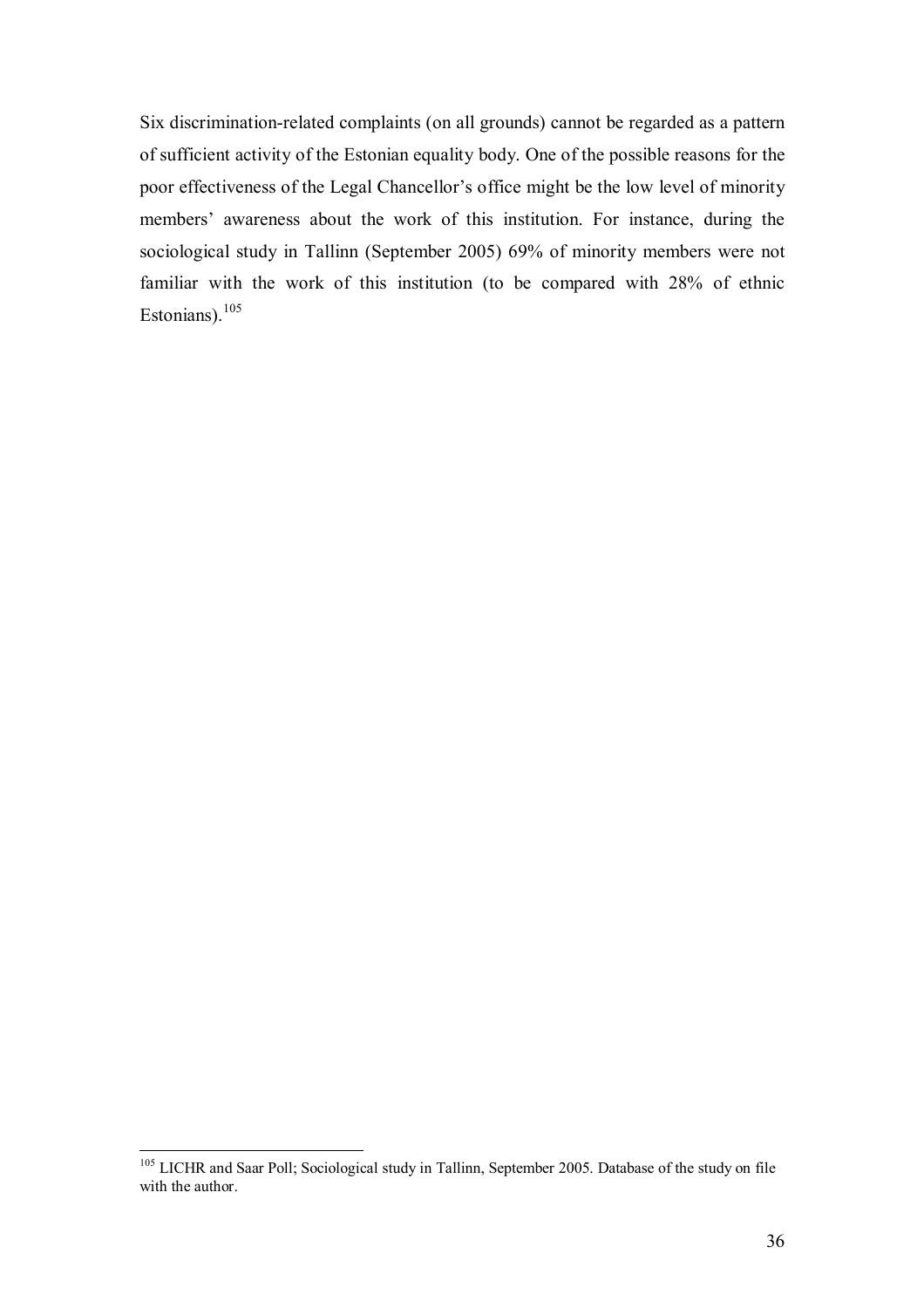Six discrimination-related complaints (on all grounds) cannot be regarded as a pattern of sufficient activity of the Estonian equality body. One of the possible reasons for the poor effectiveness of the Legal Chancellor's office might be the low level of minority members' awareness about the work of this institution. For instance, during the sociological study in Tallinn (September 2005) 69% of minority members were not familiar with the work of this institution (to be compared with 28% of ethnic Estonians).[105]

---

[105] LICHR and Saar Poll; Sociological study in Tallinn, September 2005. Database of the study on file with the author.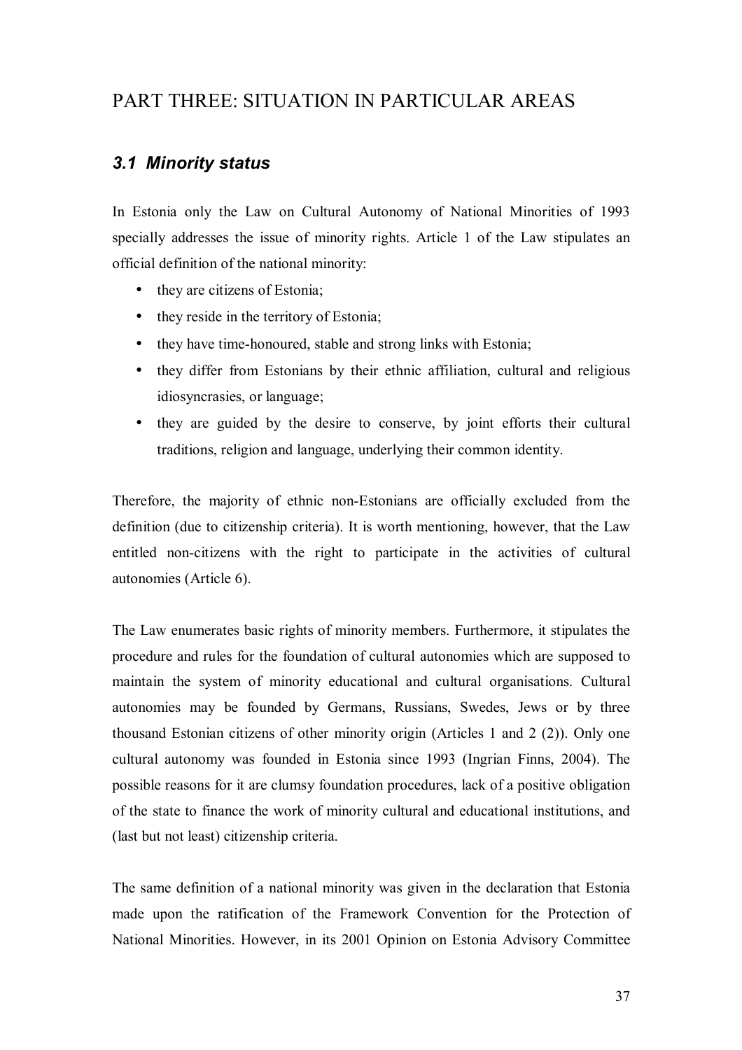# PART THREE: SITUATION IN PARTICULAR AREAS

## *3.1 Minority status*

In Estonia only the Law on Cultural Autonomy of National Minorities of 1993 specially addresses the issue of minority rights. Article 1 of the Law stipulates an official definition of the national minority:

- they are citizens of Estonia;
- they reside in the territory of Estonia;
- they have time-honoured, stable and strong links with Estonia;
- they differ from Estonians by their ethnic affiliation, cultural and religious idiosyncrasies, or language;
- they are guided by the desire to conserve, by joint efforts their cultural traditions, religion and language, underlying their common identity.

Therefore, the majority of ethnic non-Estonians are officially excluded from the definition (due to citizenship criteria). It is worth mentioning, however, that the Law entitled non-citizens with the right to participate in the activities of cultural autonomies (Article 6).

The Law enumerates basic rights of minority members. Furthermore, it stipulates the procedure and rules for the foundation of cultural autonomies which are supposed to maintain the system of minority educational and cultural organisations. Cultural autonomies may be founded by Germans, Russians, Swedes, Jews or by three thousand Estonian citizens of other minority origin (Articles 1 and 2 (2)). Only one cultural autonomy was founded in Estonia since 1993 (Ingrian Finns, 2004). The possible reasons for it are clumsy foundation procedures, lack of a positive obligation of the state to finance the work of minority cultural and educational institutions, and (last but not least) citizenship criteria.

The same definition of a national minority was given in the declaration that Estonia made upon the ratification of the Framework Convention for the Protection of National Minorities. However, in its 2001 Opinion on Estonia Advisory Committee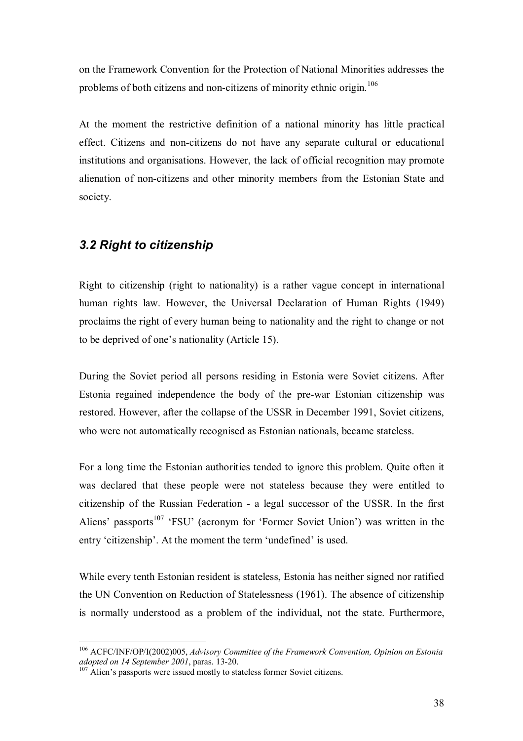on the Framework Convention for the Protection of National Minorities addresses the problems of both citizens and non-citizens of minority ethnic origin.[106]

At the moment the restrictive definition of a national minority has little practical effect. Citizens and non-citizens do not have any separate cultural or educational institutions and organisations. However, the lack of official recognition may promote alienation of non-citizens and other minority members from the Estonian State and society.

### *3.2 Right to citizenship*

Right to citizenship (right to nationality) is a rather vague concept in international human rights law. However, the Universal Declaration of Human Rights (1949) proclaims the right of every human being to nationality and the right to change or not to be deprived of one's nationality (Article 15).

During the Soviet period all persons residing in Estonia were Soviet citizens. After Estonia regained independence the body of the pre-war Estonian citizenship was restored. However, after the collapse of the USSR in December 1991, Soviet citizens, who were not automatically recognised as Estonian nationals, became stateless.

For a long time the Estonian authorities tended to ignore this problem. Quite often it was declared that these people were not stateless because they were entitled to citizenship of the Russian Federation - a legal successor of the USSR. In the first Aliens' passports[107] 'FSU' (acronym for 'Former Soviet Union') was written in the entry 'citizenship'. At the moment the term 'undefined' is used.

While every tenth Estonian resident is stateless, Estonia has neither signed nor ratified the UN Convention on Reduction of Statelessness (1961). The absence of citizenship is normally understood as a problem of the individual, not the state. Furthermore,

---

[106] ACFC/INF/OP/I(2002)005, *Advisory Committee of the Framework Convention, Opinion on Estonia adopted on 14 September 2001*, paras. 13-20.

[107] Alien's passports were issued mostly to stateless former Soviet citizens.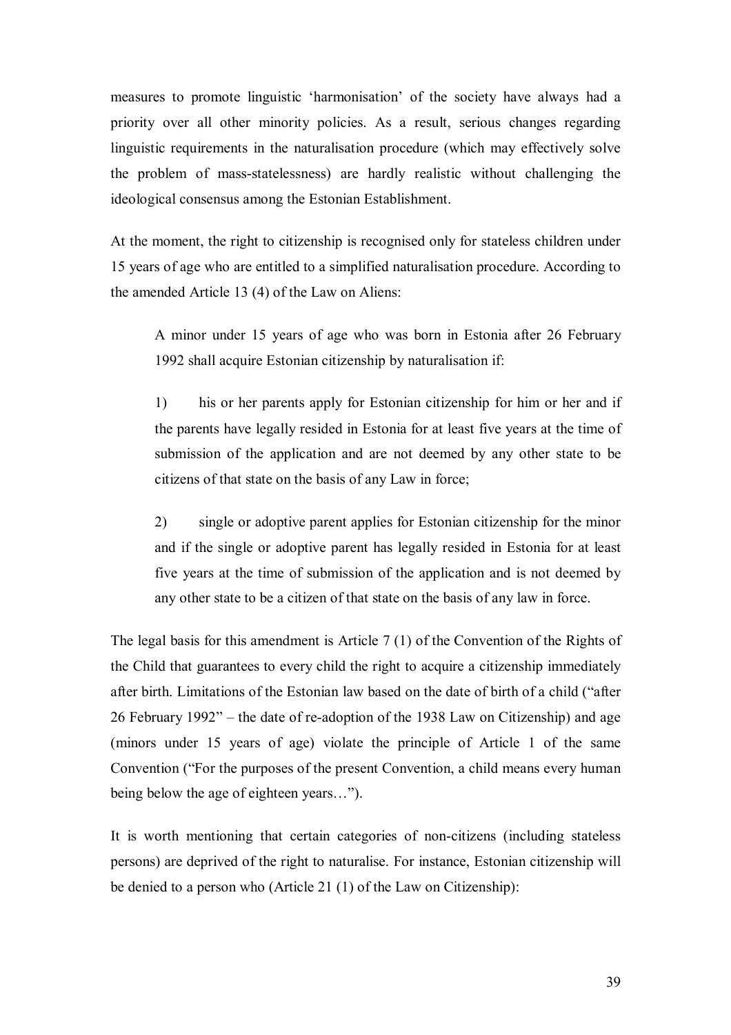measures to promote linguistic 'harmonisation' of the society have always had a priority over all other minority policies. As a result, serious changes regarding linguistic requirements in the naturalisation procedure (which may effectively solve the problem of mass-statelessness) are hardly realistic without challenging the ideological consensus among the Estonian Establishment.

At the moment, the right to citizenship is recognised only for stateless children under 15 years of age who are entitled to a simplified naturalisation procedure. According to the amended Article 13 (4) of the Law on Aliens:

> A minor under 15 years of age who was born in Estonia after 26 February 1992 shall acquire Estonian citizenship by naturalisation if:
>
> 1) his or her parents apply for Estonian citizenship for him or her and if the parents have legally resided in Estonia for at least five years at the time of submission of the application and are not deemed by any other state to be citizens of that state on the basis of any Law in force;
>
> 2) single or adoptive parent applies for Estonian citizenship for the minor and if the single or adoptive parent has legally resided in Estonia for at least five years at the time of submission of the application and is not deemed by any other state to be a citizen of that state on the basis of any law in force.

The legal basis for this amendment is Article 7 (1) of the Convention of the Rights of the Child that guarantees to every child the right to acquire a citizenship immediately after birth. Limitations of the Estonian law based on the date of birth of a child ("after 26 February 1992" – the date of re-adoption of the 1938 Law on Citizenship) and age (minors under 15 years of age) violate the principle of Article 1 of the same Convention ("For the purposes of the present Convention, a child means every human being below the age of eighteen years…").

It is worth mentioning that certain categories of non-citizens (including stateless persons) are deprived of the right to naturalise. For instance, Estonian citizenship will be denied to a person who (Article 21 (1) of the Law on Citizenship):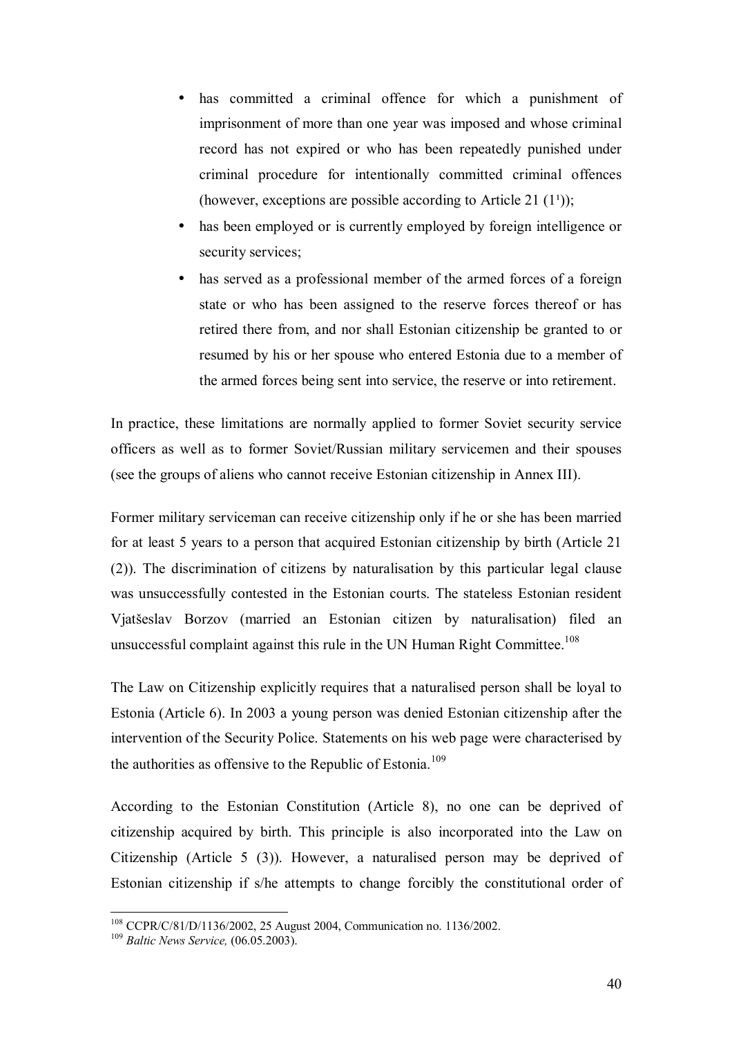- has committed a criminal offence for which a punishment of imprisonment of more than one year was imposed and whose criminal record has not expired or who has been repeatedly punished under criminal procedure for intentionally committed criminal offences (however, exceptions are possible according to Article 21 ($1^1$));
- has been employed or is currently employed by foreign intelligence or security services;
- has served as a professional member of the armed forces of a foreign state or who has been assigned to the reserve forces thereof or has retired there from, and nor shall Estonian citizenship be granted to or resumed by his or her spouse who entered Estonia due to a member of the armed forces being sent into service, the reserve or into retirement.

In practice, these limitations are normally applied to former Soviet security service officers as well as to former Soviet/Russian military servicemen and their spouses (see the groups of aliens who cannot receive Estonian citizenship in Annex III).

Former military serviceman can receive citizenship only if he or she has been married for at least 5 years to a person that acquired Estonian citizenship by birth (Article 21 (2)). The discrimination of citizens by naturalisation by this particular legal clause was unsuccessfully contested in the Estonian courts. The stateless Estonian resident Vjatšeslav Borzov (married an Estonian citizen by naturalisation) filed an unsuccessful complaint against this rule in the UN Human Right Committee.[108]

The Law on Citizenship explicitly requires that a naturalised person shall be loyal to Estonia (Article 6). In 2003 a young person was denied Estonian citizenship after the intervention of the Security Police. Statements on his web page were characterised by the authorities as offensive to the Republic of Estonia.[109]

According to the Estonian Constitution (Article 8), no one can be deprived of citizenship acquired by birth. This principle is also incorporated into the Law on Citizenship (Article 5 (3)). However, a naturalised person may be deprived of Estonian citizenship if s/he attempts to change forcibly the constitutional order of

[108] CCPR/C/81/D/1136/2002, 25 August 2004, Communication no. 1136/2002.

[109] *Baltic News Service,* (06.05.2003).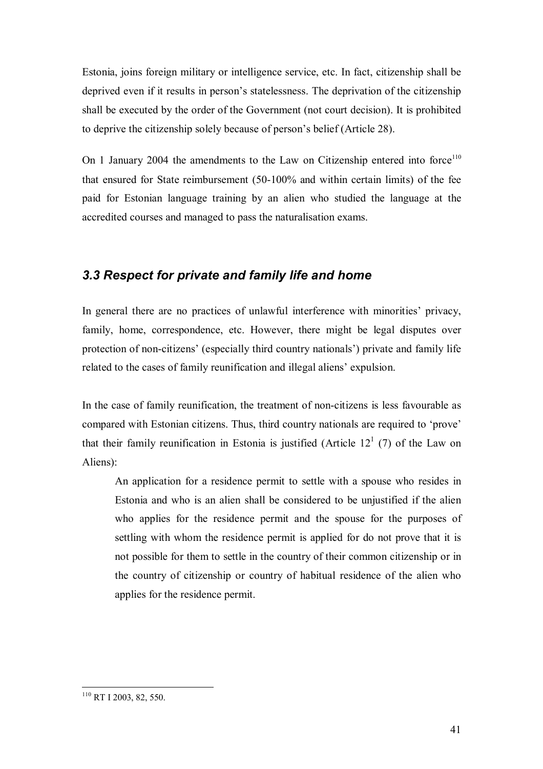Estonia, joins foreign military or intelligence service, etc. In fact, citizenship shall be deprived even if it results in person's statelessness. The deprivation of the citizenship shall be executed by the order of the Government (not court decision). It is prohibited to deprive the citizenship solely because of person's belief (Article 28).

On 1 January 2004 the amendments to the Law on Citizenship entered into force[110] that ensured for State reimbursement (50-100% and within certain limits) of the fee paid for Estonian language training by an alien who studied the language at the accredited courses and managed to pass the naturalisation exams.

### *3.3 Respect for private and family life and home*

In general there are no practices of unlawful interference with minorities' privacy, family, home, correspondence, etc. However, there might be legal disputes over protection of non-citizens' (especially third country nationals') private and family life related to the cases of family reunification and illegal aliens' expulsion.

In the case of family reunification, the treatment of non-citizens is less favourable as compared with Estonian citizens. Thus, third country nationals are required to 'prove' that their family reunification in Estonia is justified (Article 12[1] (7) of the Law on Aliens):

> An application for a residence permit to settle with a spouse who resides in Estonia and who is an alien shall be considered to be unjustified if the alien who applies for the residence permit and the spouse for the purposes of settling with whom the residence permit is applied for do not prove that it is not possible for them to settle in the country of their common citizenship or in the country of citizenship or country of habitual residence of the alien who applies for the residence permit.

---

[110] RT I 2003, 82, 550.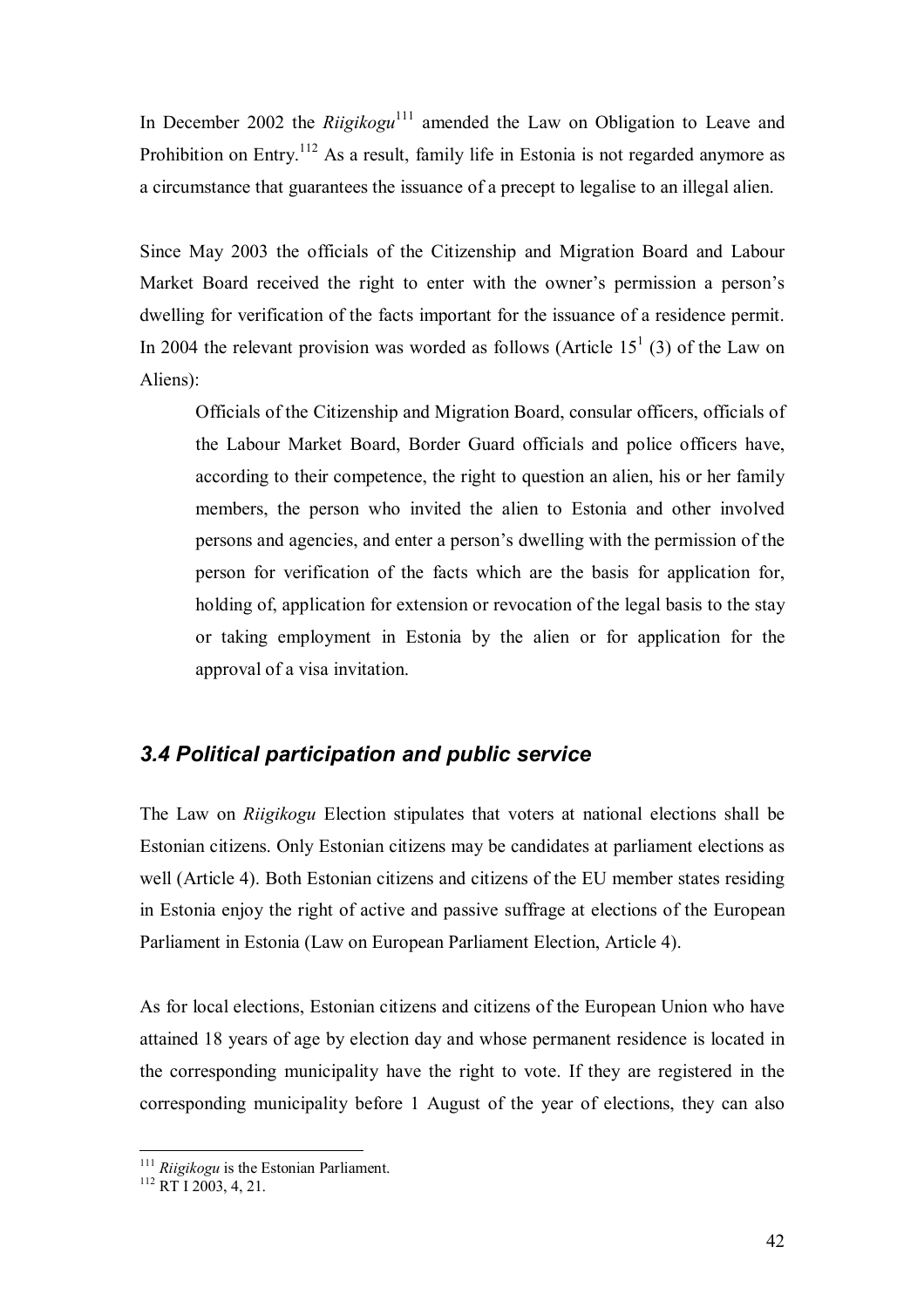In December 2002 the *Riigikogu*[111] amended the Law on Obligation to Leave and Prohibition on Entry.[112] As a result, family life in Estonia is not regarded anymore as a circumstance that guarantees the issuance of a precept to legalise to an illegal alien.

Since May 2003 the officials of the Citizenship and Migration Board and Labour Market Board received the right to enter with the owner's permission a person's dwelling for verification of the facts important for the issuance of a residence permit. In 2004 the relevant provision was worded as follows (Article $15^1$ (3) of the Law on Aliens):

> Officials of the Citizenship and Migration Board, consular officers, officials of the Labour Market Board, Border Guard officials and police officers have, according to their competence, the right to question an alien, his or her family members, the person who invited the alien to Estonia and other involved persons and agencies, and enter a person's dwelling with the permission of the person for verification of the facts which are the basis for application for, holding of, application for extension or revocation of the legal basis to the stay or taking employment in Estonia by the alien or for application for the approval of a visa invitation.

## *3.4 Political participation and public service*

The Law on *Riigikogu* Election stipulates that voters at national elections shall be Estonian citizens. Only Estonian citizens may be candidates at parliament elections as well (Article 4). Both Estonian citizens and citizens of the EU member states residing in Estonia enjoy the right of active and passive suffrage at elections of the European Parliament in Estonia (Law on European Parliament Election, Article 4).

As for local elections, Estonian citizens and citizens of the European Union who have attained 18 years of age by election day and whose permanent residence is located in the corresponding municipality have the right to vote. If they are registered in the corresponding municipality before 1 August of the year of elections, they can also

---

[111] *Riigikogu* is the Estonian Parliament.

[112] RT I 2003, 4, 21.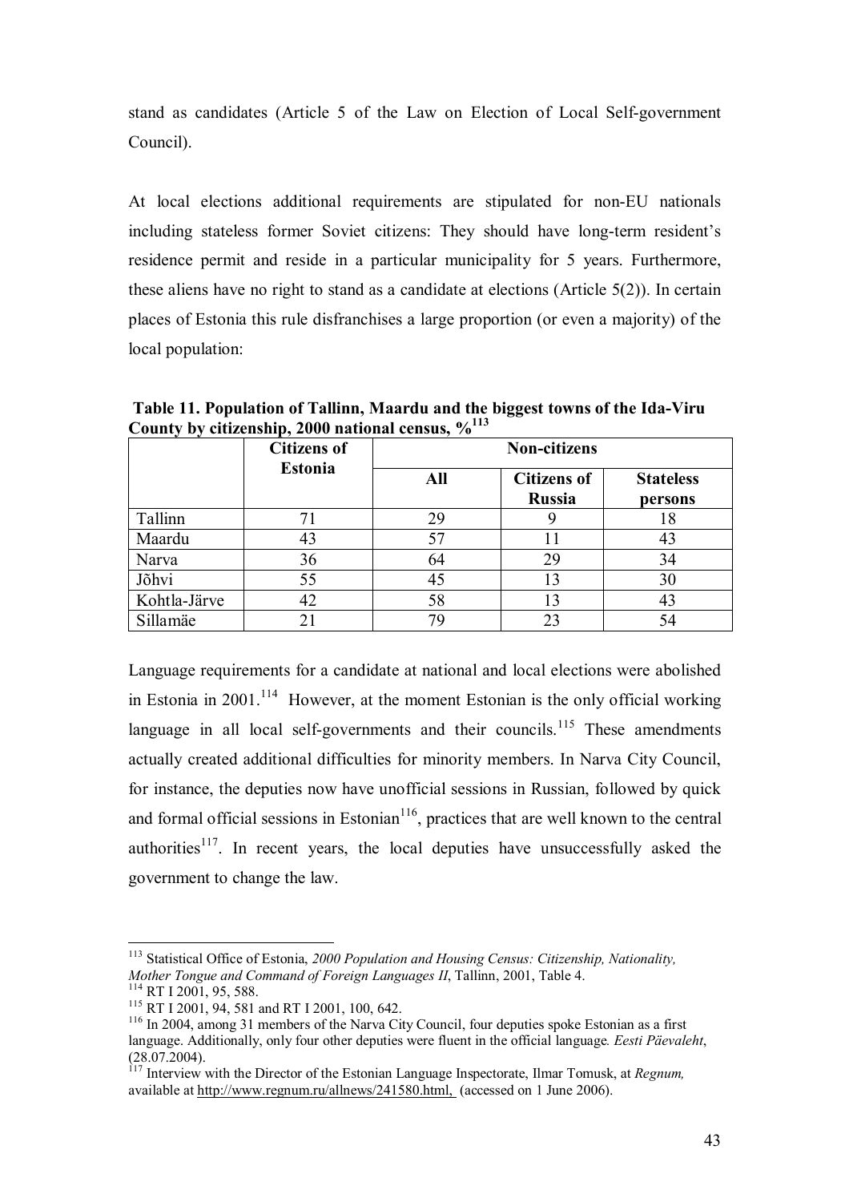stand as candidates (Article 5 of the Law on Election of Local Self-government Council).

At local elections additional requirements are stipulated for non-EU nationals including stateless former Soviet citizens: They should have long-term resident's residence permit and reside in a particular municipality for 5 years. Furthermore, these aliens have no right to stand as a candidate at elections (Article 5(2)). In certain places of Estonia this rule disfranchises a large proportion (or even a majority) of the local population:

**Table 11. Population of Tallinn, Maardu and the biggest towns of the Ida-Viru County by citizenship, 2000 national census, %**[113]

| | Citizens of Estonia | Non-citizens | | |
|---|---|---|---|---|
| | | All | Citizens of Russia | Stateless persons |
| Tallinn | 71 | 29 | 9 | 18 |
| Maardu | 43 | 57 | 11 | 43 |
| Narva | 36 | 64 | 29 | 34 |
| Jõhvi | 55 | 45 | 13 | 30 |
| Kohtla-Järve | 42 | 58 | 13 | 43 |
| Sillamäe | 21 | 79 | 23 | 54 |

Language requirements for a candidate at national and local elections were abolished in Estonia in 2001.[114] However, at the moment Estonian is the only official working language in all local self-governments and their councils.[115] These amendments actually created additional difficulties for minority members. In Narva City Council, for instance, the deputies now have unofficial sessions in Russian, followed by quick and formal official sessions in Estonian[116], practices that are well known to the central authorities[117]. In recent years, the local deputies have unsuccessfully asked the government to change the law.

---

[113] Statistical Office of Estonia, *2000 Population and Housing Census: Citizenship, Nationality, Mother Tongue and Command of Foreign Languages II*, Tallinn, 2001, Table 4.

[114] RT I 2001, 95, 588.

[115] RT I 2001, 94, 581 and RT I 2001, 100, 642.

[116] In 2004, among 31 members of the Narva City Council, four deputies spoke Estonian as a first language. Additionally, only four other deputies were fluent in the official language. *Eesti Päevaleht*, (28.07.2004).

[117] Interview with the Director of the Estonian Language Inspectorate, Ilmar Tomusk, at *Regnum,* available at http://www.regnum.ru/allnews/241580.html, (accessed on 1 June 2006).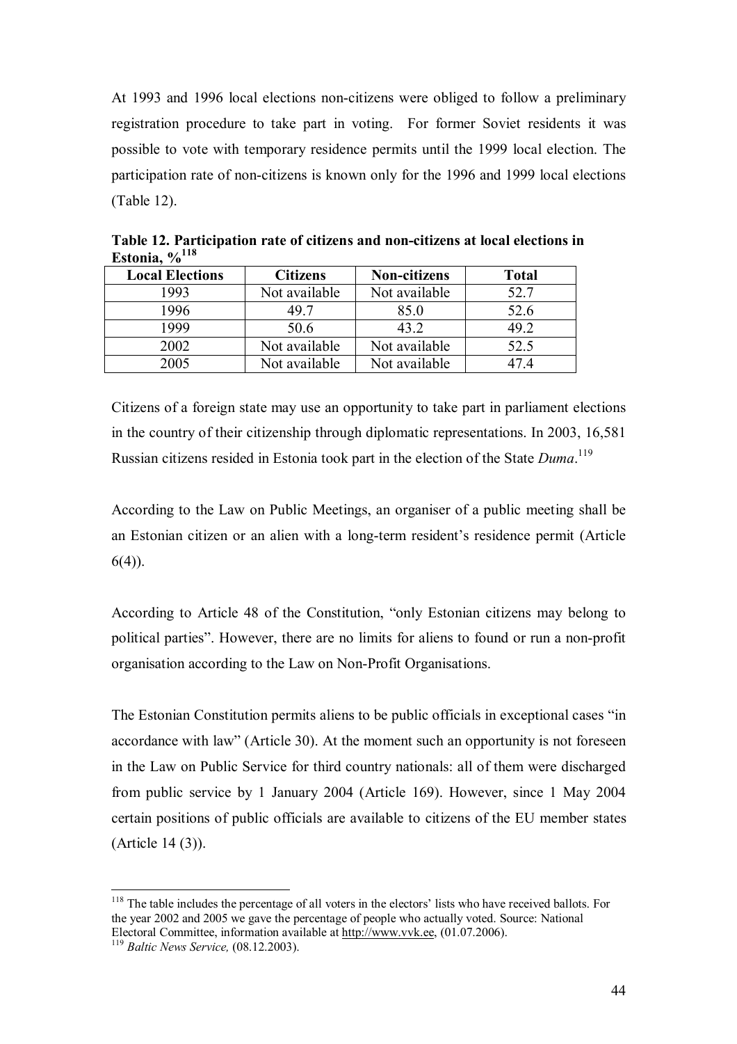At 1993 and 1996 local elections non-citizens were obliged to follow a preliminary registration procedure to take part in voting. For former Soviet residents it was possible to vote with temporary residence permits until the 1999 local election. The participation rate of non-citizens is known only for the 1996 and 1999 local elections (Table 12).

**Table 12. Participation rate of citizens and non-citizens at local elections in Estonia, %[118]**

| Local Elections | Citizens | Non-citizens | Total |
|---|---|---|---|
| 1993 | Not available | Not available | 52.7 |
| 1996 | 49.7 | 85.0 | 52.6 |
| 1999 | 50.6 | 43.2 | 49.2 |
| 2002 | Not available | Not available | 52.5 |
| 2005 | Not available | Not available | 47.4 |

Citizens of a foreign state may use an opportunity to take part in parliament elections in the country of their citizenship through diplomatic representations. In 2003, 16,581 Russian citizens resided in Estonia took part in the election of the State *Duma*.[119]

According to the Law on Public Meetings, an organiser of a public meeting shall be an Estonian citizen or an alien with a long-term resident's residence permit (Article 6(4)).

According to Article 48 of the Constitution, "only Estonian citizens may belong to political parties". However, there are no limits for aliens to found or run a non-profit organisation according to the Law on Non-Profit Organisations.

The Estonian Constitution permits aliens to be public officials in exceptional cases "in accordance with law" (Article 30). At the moment such an opportunity is not foreseen in the Law on Public Service for third country nationals: all of them were discharged from public service by 1 January 2004 (Article 169). However, since 1 May 2004 certain positions of public officials are available to citizens of the EU member states (Article 14 (3)).

---

[118] The table includes the percentage of all voters in the electors' lists who have received ballots. For the year 2002 and 2005 we gave the percentage of people who actually voted. Source: National Electoral Committee, information available at http://www.vvk.ee, (01.07.2006).

[119] *Baltic News Service,* (08.12.2003).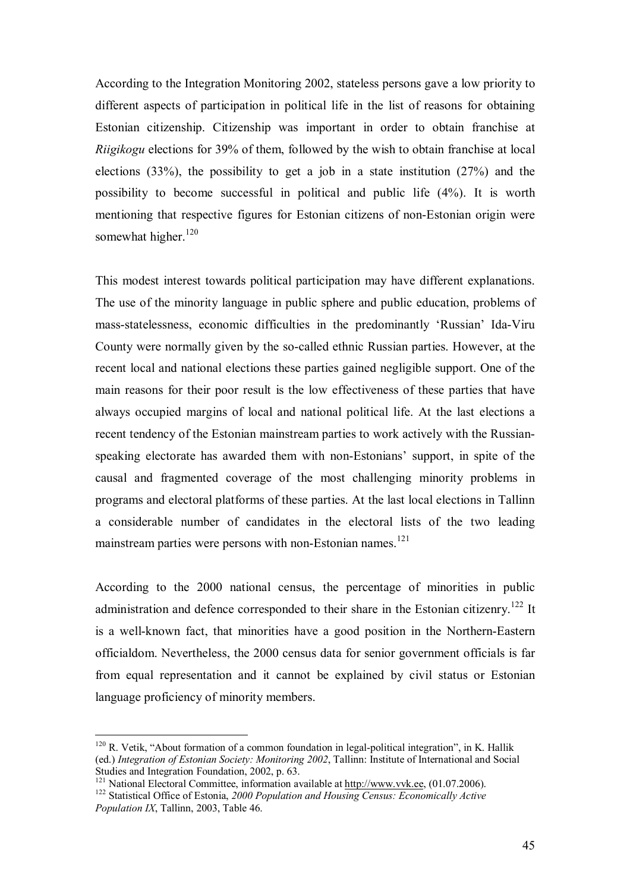According to the Integration Monitoring 2002, stateless persons gave a low priority to different aspects of participation in political life in the list of reasons for obtaining Estonian citizenship. Citizenship was important in order to obtain franchise at *Riigikogu* elections for 39% of them, followed by the wish to obtain franchise at local elections (33%), the possibility to get a job in a state institution (27%) and the possibility to become successful in political and public life (4%). It is worth mentioning that respective figures for Estonian citizens of non-Estonian origin were somewhat higher.[120]

This modest interest towards political participation may have different explanations. The use of the minority language in public sphere and public education, problems of mass-statelessness, economic difficulties in the predominantly 'Russian' Ida-Viru County were normally given by the so-called ethnic Russian parties. However, at the recent local and national elections these parties gained negligible support. One of the main reasons for their poor result is the low effectiveness of these parties that have always occupied margins of local and national political life. At the last elections a recent tendency of the Estonian mainstream parties to work actively with the Russian-speaking electorate has awarded them with non-Estonians' support, in spite of the causal and fragmented coverage of the most challenging minority problems in programs and electoral platforms of these parties. At the last local elections in Tallinn a considerable number of candidates in the electoral lists of the two leading mainstream parties were persons with non-Estonian names.[121]

According to the 2000 national census, the percentage of minorities in public administration and defence corresponded to their share in the Estonian citizenry.[122] It is a well-known fact, that minorities have a good position in the Northern-Eastern officialdom. Nevertheless, the 2000 census data for senior government officials is far from equal representation and it cannot be explained by civil status or Estonian language proficiency of minority members.

---

[120] R. Vetik, "About formation of a common foundation in legal-political integration", in K. Hallik (ed.) *Integration of Estonian Society: Monitoring 2002*, Tallinn: Institute of International and Social Studies and Integration Foundation, 2002, p. 63.

[121] National Electoral Committee, information available at http://www.vvk.ee, (01.07.2006).

[122] Statistical Office of Estonia, *2000 Population and Housing Census: Economically Active Population IX*, Tallinn, 2003, Table 46.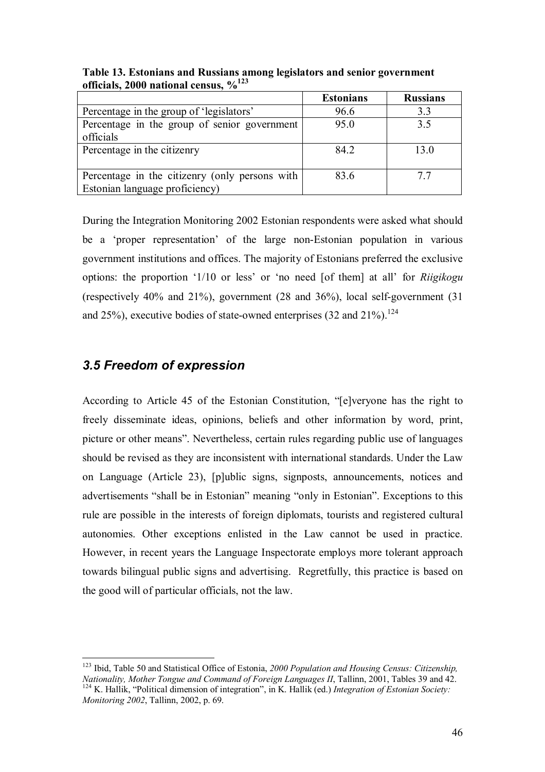**Table 13. Estonians and Russians among legislators and senior government officials, 2000 national census, %[123]**

| | Estonians | Russians |
|---|---|---|
| Percentage in the group of 'legislators' | 96.6 | 3.3 |
| Percentage in the group of senior government officials | 95.0 | 3.5 |
| Percentage in the citizenry | 84.2 | 13.0 |
| Percentage in the citizenry (only persons with Estonian language proficiency) | 83.6 | 7.7 |

During the Integration Monitoring 2002 Estonian respondents were asked what should be a 'proper representation' of the large non-Estonian population in various government institutions and offices. The majority of Estonians preferred the exclusive options: the proportion '1/10 or less' or 'no need [of them] at all' for *Riigikogu* (respectively 40% and 21%), government (28 and 36%), local self-government (31 and 25%), executive bodies of state-owned enterprises (32 and 21%).[124]

## *3.5 Freedom of expression*

According to Article 45 of the Estonian Constitution, "[e]veryone has the right to freely disseminate ideas, opinions, beliefs and other information by word, print, picture or other means". Nevertheless, certain rules regarding public use of languages should be revised as they are inconsistent with international standards. Under the Law on Language (Article 23), [p]ublic signs, signposts, announcements, notices and advertisements "shall be in Estonian" meaning "only in Estonian". Exceptions to this rule are possible in the interests of foreign diplomats, tourists and registered cultural autonomies. Other exceptions enlisted in the Law cannot be used in practice. However, in recent years the Language Inspectorate employs more tolerant approach towards bilingual public signs and advertising. Regretfully, this practice is based on the good will of particular officials, not the law.

---

[123] Ibid, Table 50 and Statistical Office of Estonia, *2000 Population and Housing Census: Citizenship, Nationality, Mother Tongue and Command of Foreign Languages II*, Tallinn, 2001, Tables 39 and 42.

[124] K. Hallik, "Political dimension of integration", in K. Hallik (ed.) *Integration of Estonian Society: Monitoring 2002*, Tallinn, 2002, p. 69.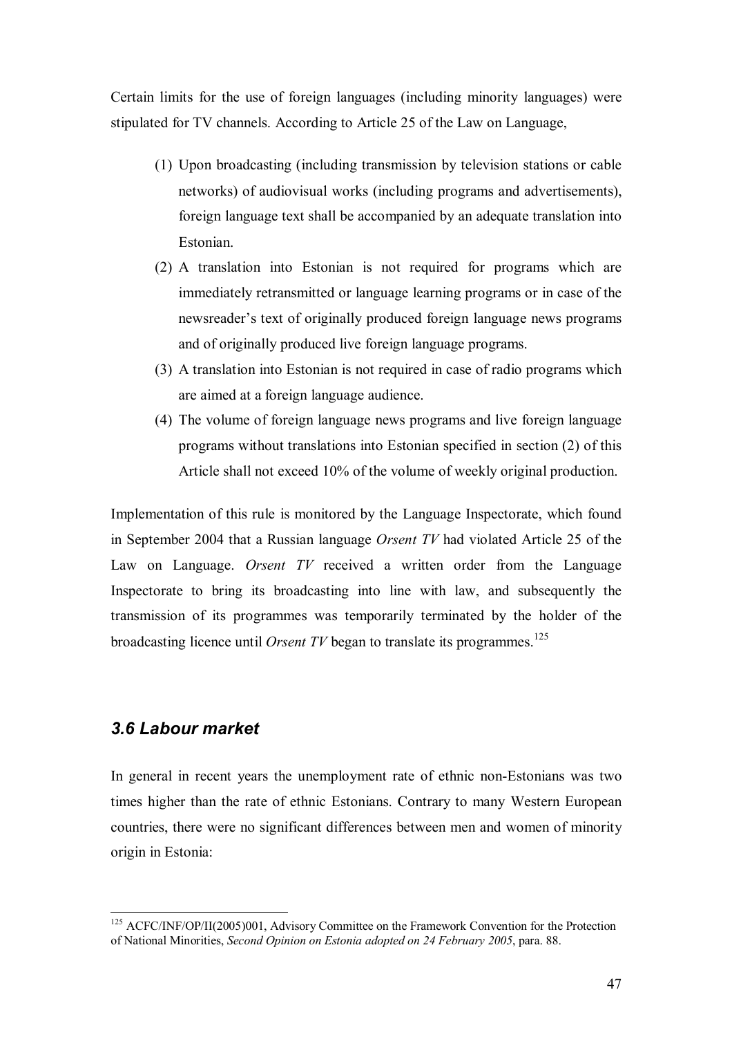Certain limits for the use of foreign languages (including minority languages) were stipulated for TV channels. According to Article 25 of the Law on Language,

(1) Upon broadcasting (including transmission by television stations or cable networks) of audiovisual works (including programs and advertisements), foreign language text shall be accompanied by an adequate translation into Estonian.

(2) A translation into Estonian is not required for programs which are immediately retransmitted or language learning programs or in case of the newsreader's text of originally produced foreign language news programs and of originally produced live foreign language programs.

(3) A translation into Estonian is not required in case of radio programs which are aimed at a foreign language audience.

(4) The volume of foreign language news programs and live foreign language programs without translations into Estonian specified in section (2) of this Article shall not exceed 10% of the volume of weekly original production.

Implementation of this rule is monitored by the Language Inspectorate, which found in September 2004 that a Russian language *Orsent TV* had violated Article 25 of the Law on Language. *Orsent TV* received a written order from the Language Inspectorate to bring its broadcasting into line with law, and subsequently the transmission of its programmes was temporarily terminated by the holder of the broadcasting licence until *Orsent TV* began to translate its programmes.[125]

### *3.6 Labour market*

In general in recent years the unemployment rate of ethnic non-Estonians was two times higher than the rate of ethnic Estonians. Contrary to many Western European countries, there were no significant differences between men and women of minority origin in Estonia:

[125] ACFC/INF/OP/II(2005)001, Advisory Committee on the Framework Convention for the Protection of National Minorities, *Second Opinion on Estonia adopted on 24 February 2005*, para. 88.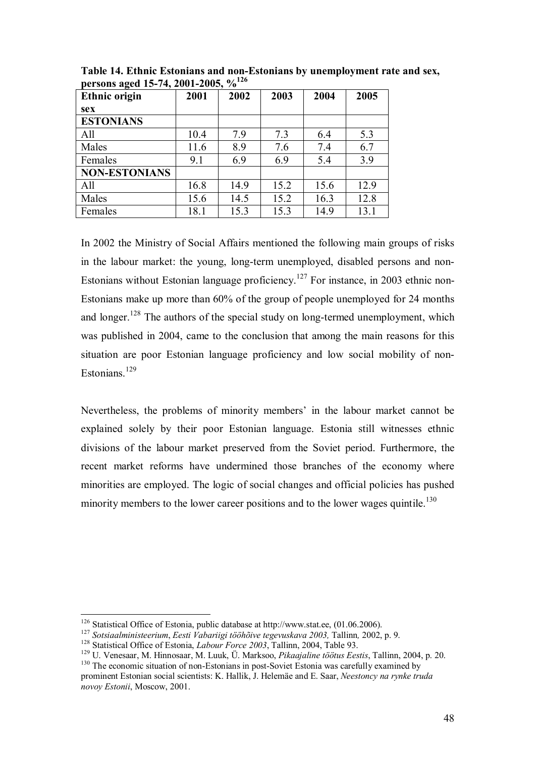**Table 14. Ethnic Estonians and non-Estonians by unemployment rate and sex, persons aged 15-74, 2001-2005, %[126]**

| Ethnic origin sex | 2001 | 2002 | 2003 | 2004 | 2005 |
|---|---|---|---|---|---|
| **ESTONIANS** | | | | | |
| All | 10.4 | 7.9 | 7.3 | 6.4 | 5.3 |
| Males | 11.6 | 8.9 | 7.6 | 7.4 | 6.7 |
| Females | 9.1 | 6.9 | 6.9 | 5.4 | 3.9 |
| **NON-ESTONIANS** | | | | | |
| All | 16.8 | 14.9 | 15.2 | 15.6 | 12.9 |
| Males | 15.6 | 14.5 | 15.2 | 16.3 | 12.8 |
| Females | 18.1 | 15.3 | 15.3 | 14.9 | 13.1 |

In 2002 the Ministry of Social Affairs mentioned the following main groups of risks in the labour market: the young, long-term unemployed, disabled persons and non-Estonians without Estonian language proficiency.[127] For instance, in 2003 ethnic non-Estonians make up more than 60% of the group of people unemployed for 24 months and longer.[128] The authors of the special study on long-termed unemployment, which was published in 2004, came to the conclusion that among the main reasons for this situation are poor Estonian language proficiency and low social mobility of non-Estonians.[129]

Nevertheless, the problems of minority members' in the labour market cannot be explained solely by their poor Estonian language. Estonia still witnesses ethnic divisions of the labour market preserved from the Soviet period. Furthermore, the recent market reforms have undermined those branches of the economy where minorities are employed. The logic of social changes and official policies has pushed minority members to the lower career positions and to the lower wages quintile.[130]

---

[126] Statistical Office of Estonia, public database at http://www.stat.ee, (01.06.2006).

[127] *Sotsiaalministeerium*, *Eesti Vabariigi tööhõive tegevuskava 2003,* Tallinn*,* 2002, p. 9.

[128] Statistical Office of Estonia, *Labour Force 2003*, Tallinn, 2004, Table 93.

[129] U. Venesaar, M. Hinnosaar, M. Luuk, Ü. Marksoo, *Pikaajaline töötus Eestis*, Tallinn, 2004, p. 20.

[130] The economic situation of non-Estonians in post-Soviet Estonia was carefully examined by prominent Estonian social scientists: K. Hallik, J. Helemäe and E. Saar, *Neestoncy na rynke truda novoy Estonii*, Moscow, 2001.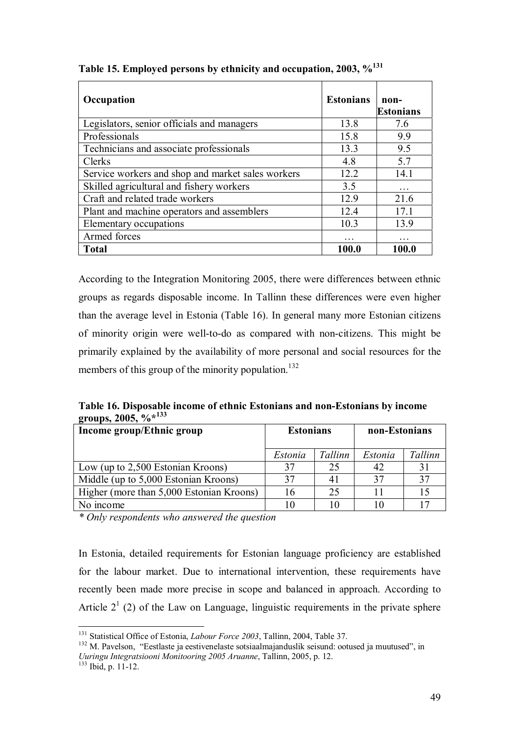**Table 15. Employed persons by ethnicity and occupation, 2003, %[131]**

| Occupation | Estonians | non-Estonians |
|---|---|---|
| Legislators, senior officials and managers | 13.8 | 7.6 |
| Professionals | 15.8 | 9.9 |
| Technicians and associate professionals | 13.3 | 9.5 |
| Clerks | 4.8 | 5.7 |
| Service workers and shop and market sales workers | 12.2 | 14.1 |
| Skilled agricultural and fishery workers | 3.5 | … |
| Craft and related trade workers | 12.9 | 21.6 |
| Plant and machine operators and assemblers | 12.4 | 17.1 |
| Elementary occupations | 10.3 | 13.9 |
| Armed forces | … | … |
| **Total** | **100.0** | **100.0** |

According to the Integration Monitoring 2005, there were differences between ethnic groups as regards disposable income. In Tallinn these differences were even higher than the average level in Estonia (Table 16). In general many more Estonian citizens of minority origin were well-to-do as compared with non-citizens. This might be primarily explained by the availability of more personal and social resources for the members of this group of the minority population.[132]

**Table 16. Disposable income of ethnic Estonians and non-Estonians by income groups, 2005, %*[133]**

| Income group/Ethnic group | Estonians | | non-Estonians | |
|---|---|---|---|---|
| | *Estonia* | *Tallinn* | *Estonia* | *Tallinn* |
| Low (up to 2,500 Estonian Kroons) | 37 | 25 | 42 | 31 |
| Middle (up to 5,000 Estonian Kroons) | 37 | 41 | 37 | 37 |
| Higher (more than 5,000 Estonian Kroons) | 16 | 25 | 11 | 15 |
| No income | 10 | 10 | 10 | 17 |

*\* Only respondents who answered the question*

In Estonia, detailed requirements for Estonian language proficiency are established for the labour market. Due to international intervention, these requirements have recently been made more precise in scope and balanced in approach. According to Article $2^1$ (2) of the Law on Language, linguistic requirements in the private sphere

---

[131] Statistical Office of Estonia, *Labour Force 2003*, Tallinn, 2004, Table 37.

[132] M. Pavelson, "Eestlaste ja eestivenelaste sotsiaalmajanduslik seisund: ootused ja muutused", in *Uuringu Integratsiooni Monitooring 2005 Aruanne*, Tallinn, 2005, p. 12.

[133] Ibid, p. 11-12.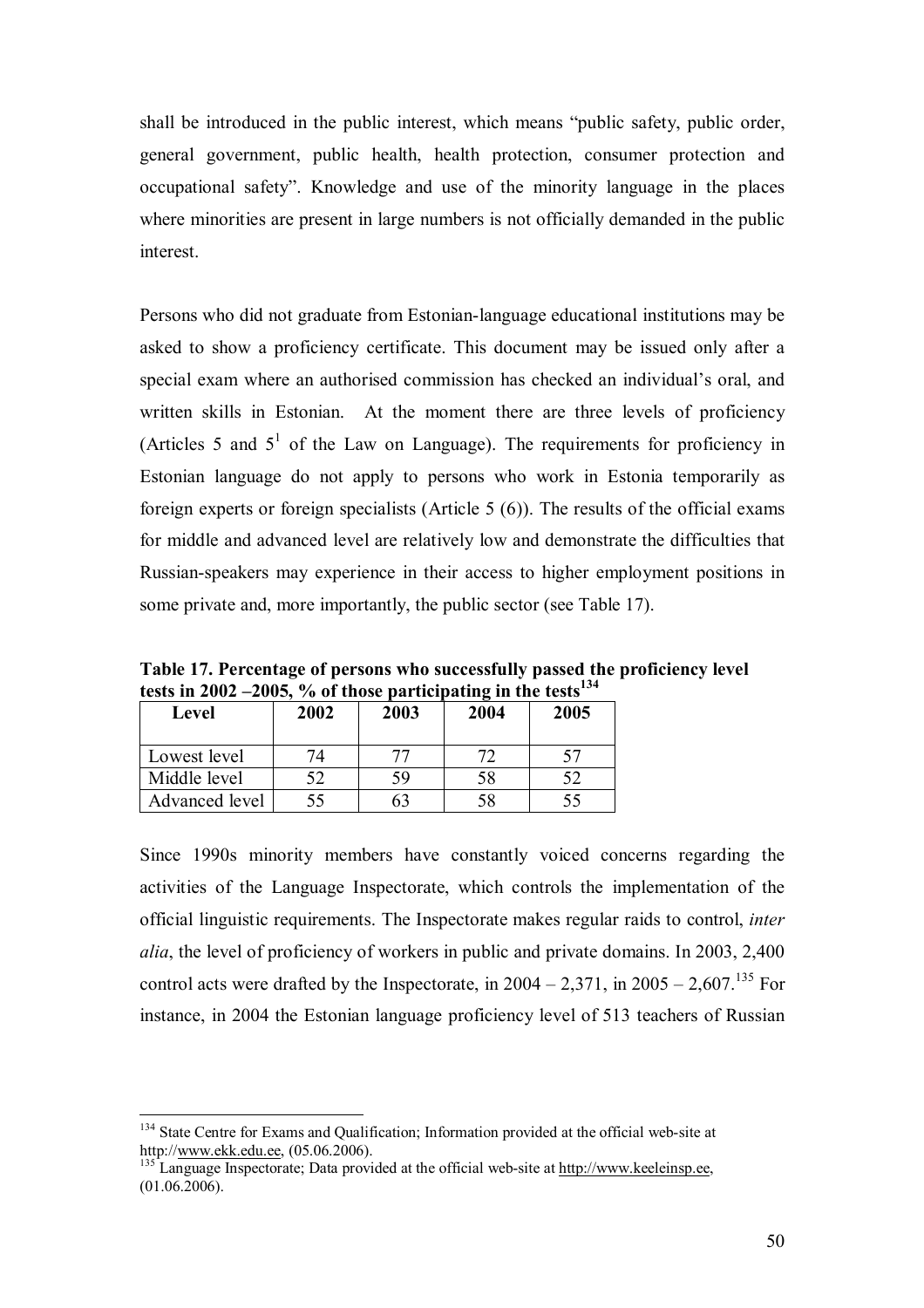shall be introduced in the public interest, which means "public safety, public order, general government, public health, health protection, consumer protection and occupational safety". Knowledge and use of the minority language in the places where minorities are present in large numbers is not officially demanded in the public interest.

Persons who did not graduate from Estonian-language educational institutions may be asked to show a proficiency certificate. This document may be issued only after a special exam where an authorised commission has checked an individual's oral, and written skills in Estonian. At the moment there are three levels of proficiency (Articles 5 and $5^1$ of the Law on Language). The requirements for proficiency in Estonian language do not apply to persons who work in Estonia temporarily as foreign experts or foreign specialists (Article 5 (6)). The results of the official exams for middle and advanced level are relatively low and demonstrate the difficulties that Russian-speakers may experience in their access to higher employment positions in some private and, more importantly, the public sector (see Table 17).

**Table 17. Percentage of persons who successfully passed the proficiency level tests in 2002 –2005, % of those participating in the tests[134]**

| Level | 2002 | 2003 | 2004 | 2005 |
|---|---|---|---|---|
| Lowest level | 74 | 77 | 72 | 57 |
| Middle level | 52 | 59 | 58 | 52 |
| Advanced level | 55 | 63 | 58 | 55 |

Since 1990s minority members have constantly voiced concerns regarding the activities of the Language Inspectorate, which controls the implementation of the official linguistic requirements. The Inspectorate makes regular raids to control, *inter alia*, the level of proficiency of workers in public and private domains. In 2003, 2,400 control acts were drafted by the Inspectorate, in 2004 – 2,371, in 2005 – 2,607.[135] For instance, in 2004 the Estonian language proficiency level of 513 teachers of Russian

---

[134] State Centre for Exams and Qualification; Information provided at the official web-site at http://www.ekk.edu.ee, (05.06.2006).

[135] Language Inspectorate; Data provided at the official web-site at http://www.keeleinsp.ee, (01.06.2006).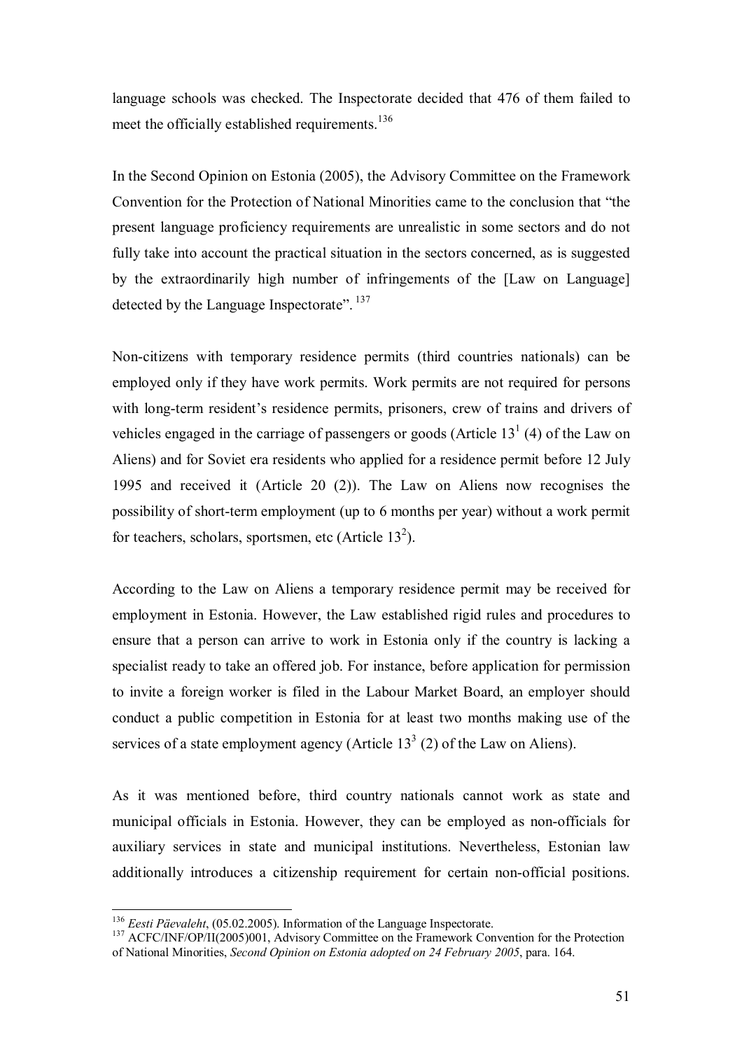language schools was checked. The Inspectorate decided that 476 of them failed to meet the officially established requirements.[136]

In the Second Opinion on Estonia (2005), the Advisory Committee on the Framework Convention for the Protection of National Minorities came to the conclusion that "the present language proficiency requirements are unrealistic in some sectors and do not fully take into account the practical situation in the sectors concerned, as is suggested by the extraordinarily high number of infringements of the [Law on Language] detected by the Language Inspectorate".[137]

Non-citizens with temporary residence permits (third countries nationals) can be employed only if they have work permits. Work permits are not required for persons with long-term resident's residence permits, prisoners, crew of trains and drivers of vehicles engaged in the carriage of passengers or goods (Article $13^1$ (4) of the Law on Aliens) and for Soviet era residents who applied for a residence permit before 12 July 1995 and received it (Article 20 (2)). The Law on Aliens now recognises the possibility of short-term employment (up to 6 months per year) without a work permit for teachers, scholars, sportsmen, etc (Article $13^2$).

According to the Law on Aliens a temporary residence permit may be received for employment in Estonia. However, the Law established rigid rules and procedures to ensure that a person can arrive to work in Estonia only if the country is lacking a specialist ready to take an offered job. For instance, before application for permission to invite a foreign worker is filed in the Labour Market Board, an employer should conduct a public competition in Estonia for at least two months making use of the services of a state employment agency (Article $13^3$ (2) of the Law on Aliens).

As it was mentioned before, third country nationals cannot work as state and municipal officials in Estonia. However, they can be employed as non-officials for auxiliary services in state and municipal institutions. Nevertheless, Estonian law additionally introduces a citizenship requirement for certain non-official positions.

---

[136] *Eesti Päevaleht*, (05.02.2005). Information of the Language Inspectorate.

[137] ACFC/INF/OP/II(2005)001, Advisory Committee on the Framework Convention for the Protection of National Minorities, *Second Opinion on Estonia adopted on 24 February 2005*, para. 164.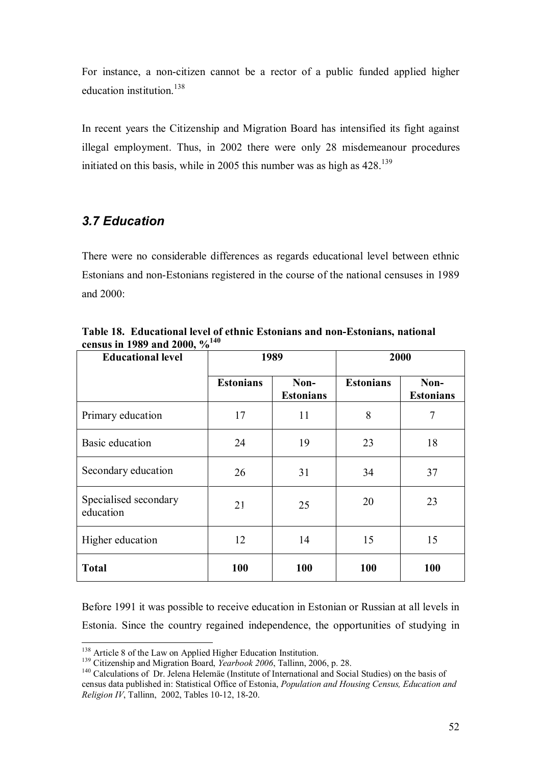For instance, a non-citizen cannot be a rector of a public funded applied higher education institution.[138]

In recent years the Citizenship and Migration Board has intensified its fight against illegal employment. Thus, in 2002 there were only 28 misdemeanour procedures initiated on this basis, while in 2005 this number was as high as 428.[139]

### *3.7 Education*

There were no considerable differences as regards educational level between ethnic Estonians and non-Estonians registered in the course of the national censuses in 1989 and 2000:

**Table 18. Educational level of ethnic Estonians and non-Estonians, national census in 1989 and 2000, %[140]**

| Educational level | 1989 | | 2000 | |
|---|---|---|---|---|
| | Estonians | Non-Estonians | Estonians | Non-Estonians |
| Primary education | 17 | 11 | 8 | 7 |
| Basic education | 24 | 19 | 23 | 18 |
| Secondary education | 26 | 31 | 34 | 37 |
| Specialised secondary education | 21 | 25 | 20 | 23 |
| Higher education | 12 | 14 | 15 | 15 |
| **Total** | **100** | **100** | **100** | **100** |

Before 1991 it was possible to receive education in Estonian or Russian at all levels in Estonia. Since the country regained independence, the opportunities of studying in

[138] Article 8 of the Law on Applied Higher Education Institution.

[139] Citizenship and Migration Board, *Yearbook 2006*, Tallinn, 2006, p. 28.

[140] Calculations of Dr. Jelena Helemäe (Institute of International and Social Studies) on the basis of census data published in: Statistical Office of Estonia, *Population and Housing Census, Education and Religion IV*, Tallinn, 2002, Tables 10-12, 18-20.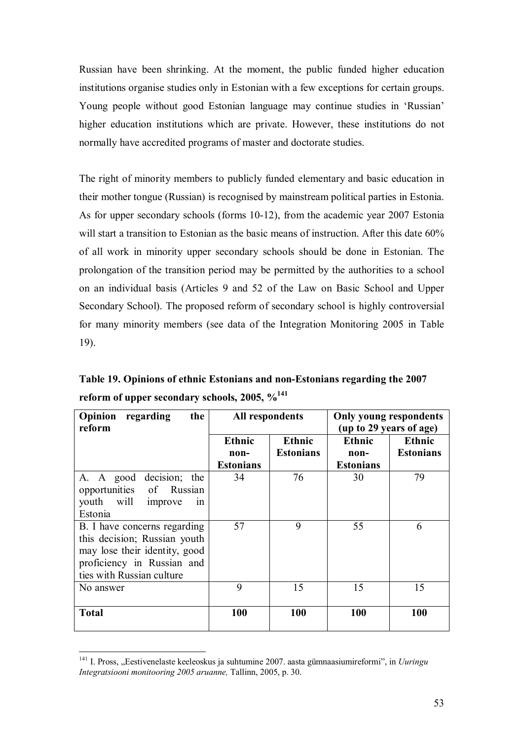Russian have been shrinking. At the moment, the public funded higher education institutions organise studies only in Estonian with a few exceptions for certain groups. Young people without good Estonian language may continue studies in 'Russian' higher education institutions which are private. However, these institutions do not normally have accredited programs of master and doctorate studies.

The right of minority members to publicly funded elementary and basic education in their mother tongue (Russian) is recognised by mainstream political parties in Estonia. As for upper secondary schools (forms 10-12), from the academic year 2007 Estonia will start a transition to Estonian as the basic means of instruction. After this date 60% of all work in minority upper secondary schools should be done in Estonian. The prolongation of the transition period may be permitted by the authorities to a school on an individual basis (Articles 9 and 52 of the Law on Basic School and Upper Secondary School). The proposed reform of secondary school is highly controversial for many minority members (see data of the Integration Monitoring 2005 in Table 19).

**Table 19. Opinions of ethnic Estonians and non-Estonians regarding the 2007 reform of upper secondary schools, 2005, %[141]**

| **Opinion regarding the reform** | **All respondents** | | **Only young respondents (up to 29 years of age)** | |
|---|---|---|---|---|
| | **Ethnic non-Estonians** | **Ethnic Estonians** | **Ethnic non-Estonians** | **Ethnic Estonians** |
| A. A good decision; the opportunities of Russian youth will improve in Estonia | 34 | 76 | 30 | 79 |
| B. I have concerns regarding this decision; Russian youth may lose their identity, good proficiency in Russian and ties with Russian culture | 57 | 9 | 55 | 6 |
| No answer | 9 | 15 | 15 | 15 |
| **Total** | **100** | **100** | **100** | **100** |

[141] I. Pross, „Eestivenelaste keeleoskus ja suhtumine 2007. aasta gümnaasiumireformi", in *Uuringu Integratsiooni monitooring 2005 aruanne,* Tallinn, 2005, p. 30.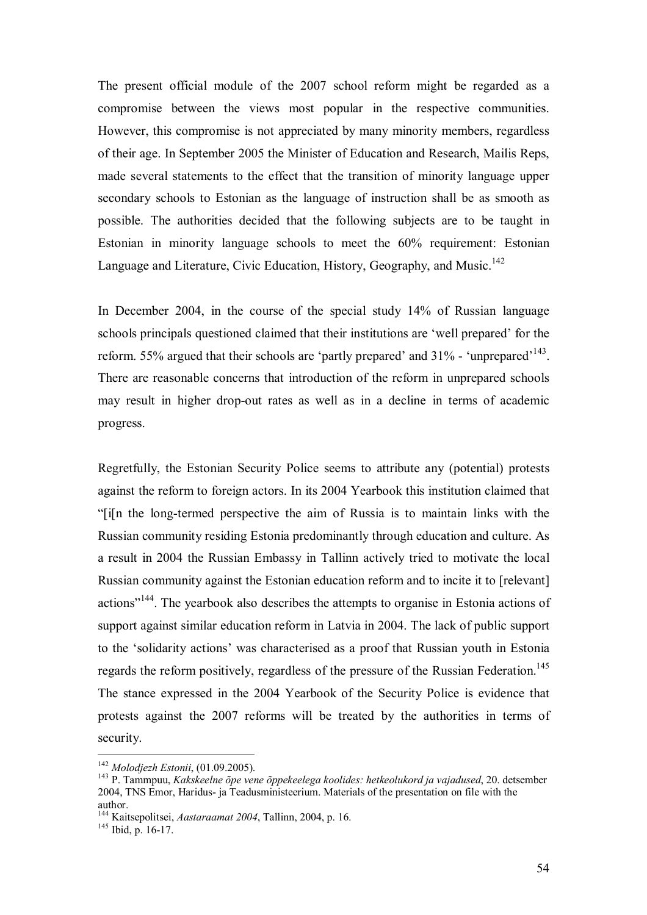The present official module of the 2007 school reform might be regarded as a compromise between the views most popular in the respective communities. However, this compromise is not appreciated by many minority members, regardless of their age. In September 2005 the Minister of Education and Research, Mailis Reps, made several statements to the effect that the transition of minority language upper secondary schools to Estonian as the language of instruction shall be as smooth as possible. The authorities decided that the following subjects are to be taught in Estonian in minority language schools to meet the 60% requirement: Estonian Language and Literature, Civic Education, History, Geography, and Music.[142]

In December 2004, in the course of the special study 14% of Russian language schools principals questioned claimed that their institutions are 'well prepared' for the reform. 55% argued that their schools are 'partly prepared' and 31% - 'unprepared'[143]. There are reasonable concerns that introduction of the reform in unprepared schools may result in higher drop-out rates as well as in a decline in terms of academic progress.

Regretfully, the Estonian Security Police seems to attribute any (potential) protests against the reform to foreign actors. In its 2004 Yearbook this institution claimed that "[i[n the long-termed perspective the aim of Russia is to maintain links with the Russian community residing Estonia predominantly through education and culture. As a result in 2004 the Russian Embassy in Tallinn actively tried to motivate the local Russian community against the Estonian education reform and to incite it to [relevant] actions"[144]. The yearbook also describes the attempts to organise in Estonia actions of support against similar education reform in Latvia in 2004. The lack of public support to the 'solidarity actions' was characterised as a proof that Russian youth in Estonia regards the reform positively, regardless of the pressure of the Russian Federation.[145] The stance expressed in the 2004 Yearbook of the Security Police is evidence that protests against the 2007 reforms will be treated by the authorities in terms of security.

---

[142] *Molodjezh Estonii*, (01.09.2005).

[143] P. Tammpuu, *Kakskeelne õpe vene õppekeelega koolides: hetkeolukord ja vajadused*, 20. detsember 2004, TNS Emor, Haridus- ja Teadusministeerium. Materials of the presentation on file with the author.

[144] Kaitsepolitsei, *Aastaraamat 2004*, Tallinn, 2004, p. 16.

[145] Ibid, p. 16-17.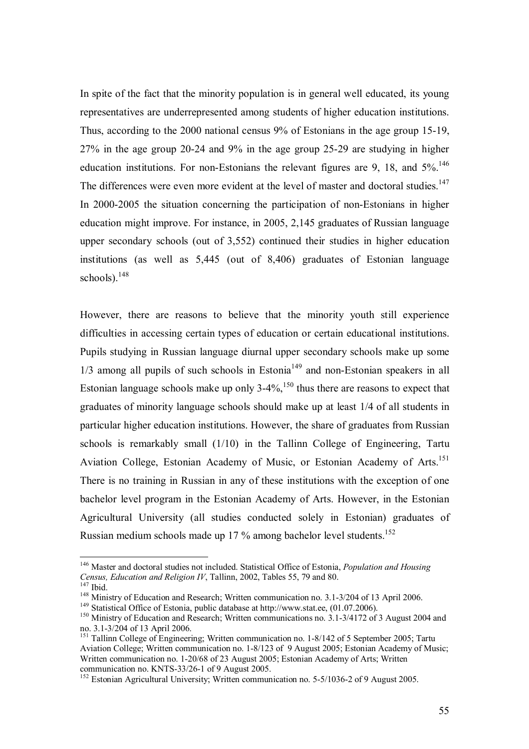In spite of the fact that the minority population is in general well educated, its young representatives are underrepresented among students of higher education institutions. Thus, according to the 2000 national census 9% of Estonians in the age group 15-19, 27% in the age group 20-24 and 9% in the age group 25-29 are studying in higher education institutions. For non-Estonians the relevant figures are 9, 18, and 5%.[146] The differences were even more evident at the level of master and doctoral studies.[147] In 2000-2005 the situation concerning the participation of non-Estonians in higher education might improve. For instance, in 2005, 2,145 graduates of Russian language upper secondary schools (out of 3,552) continued their studies in higher education institutions (as well as 5,445 (out of 8,406) graduates of Estonian language schools).[148]

However, there are reasons to believe that the minority youth still experience difficulties in accessing certain types of education or certain educational institutions. Pupils studying in Russian language diurnal upper secondary schools make up some 1/3 among all pupils of such schools in Estonia[149] and non-Estonian speakers in all Estonian language schools make up only 3-4%,[150] thus there are reasons to expect that graduates of minority language schools should make up at least 1/4 of all students in particular higher education institutions. However, the share of graduates from Russian schools is remarkably small (1/10) in the Tallinn College of Engineering, Tartu Aviation College, Estonian Academy of Music, or Estonian Academy of Arts.[151] There is no training in Russian in any of these institutions with the exception of one bachelor level program in the Estonian Academy of Arts. However, in the Estonian Agricultural University (all studies conducted solely in Estonian) graduates of Russian medium schools made up 17 % among bachelor level students.[152]

---

[146] Master and doctoral studies not included. Statistical Office of Estonia, *Population and Housing Census, Education and Religion IV*, Tallinn, 2002, Tables 55, 79 and 80.

[147] Ibid.

[148] Ministry of Education and Research; Written communication no. 3.1-3/204 of 13 April 2006.

[149] Statistical Office of Estonia, public database at http://www.stat.ee, (01.07.2006).

[150] Ministry of Education and Research; Written communications no. 3.1-3/4172 of 3 August 2004 and no. 3.1-3/204 of 13 April 2006.

[151] Tallinn College of Engineering; Written communication no. 1-8/142 of 5 September 2005; Tartu Aviation College; Written communication no. 1-8/123 of 9 August 2005; Estonian Academy of Music; Written communication no. 1-20/68 of 23 August 2005; Estonian Academy of Arts; Written communication no. KNTS-33/26-1 of 9 August 2005.

[152] Estonian Agricultural University; Written communication no. 5-5/1036-2 of 9 August 2005.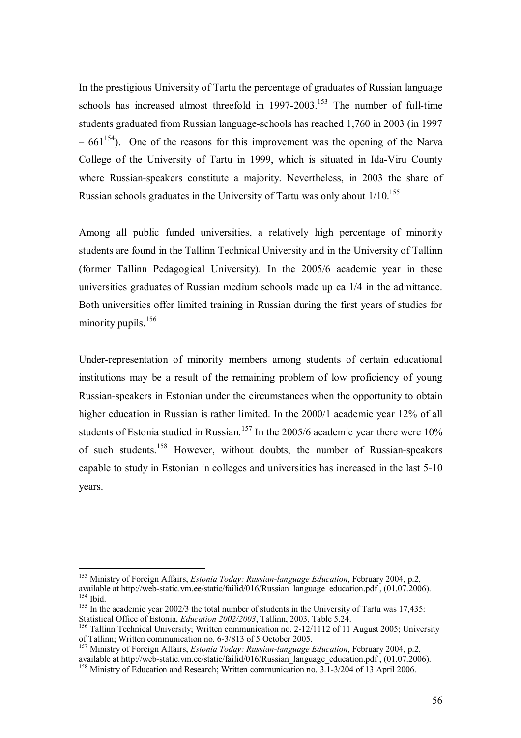In the prestigious University of Tartu the percentage of graduates of Russian language schools has increased almost threefold in 1997-2003.[153] The number of full-time students graduated from Russian language-schools has reached 1,760 in 2003 (in 1997 – 661[154]). One of the reasons for this improvement was the opening of the Narva College of the University of Tartu in 1999, which is situated in Ida-Viru County where Russian-speakers constitute a majority. Nevertheless, in 2003 the share of Russian schools graduates in the University of Tartu was only about 1/10.[155]

Among all public funded universities, a relatively high percentage of minority students are found in the Tallinn Technical University and in the University of Tallinn (former Tallinn Pedagogical University). In the 2005/6 academic year in these universities graduates of Russian medium schools made up ca 1/4 in the admittance. Both universities offer limited training in Russian during the first years of studies for minority pupils.[156]

Under-representation of minority members among students of certain educational institutions may be a result of the remaining problem of low proficiency of young Russian-speakers in Estonian under the circumstances when the opportunity to obtain higher education in Russian is rather limited. In the 2000/1 academic year 12% of all students of Estonia studied in Russian.[157] In the 2005/6 academic year there were 10% of such students.[158] However, without doubts, the number of Russian-speakers capable to study in Estonian in colleges and universities has increased in the last 5-10 years.

---

[153] Ministry of Foreign Affairs, *Estonia Today: Russian-language Education*, February 2004, p.2, available at http://web-static.vm.ee/static/failid/016/Russian_language_education.pdf , (01.07.2006).

[154] Ibid.

[155] In the academic year 2002/3 the total number of students in the University of Tartu was 17,435: Statistical Office of Estonia, *Education 2002/2003*, Tallinn, 2003, Table 5.24.

[156] Tallinn Technical University; Written communication no. 2-12/1112 of 11 August 2005; University of Tallinn; Written communication no. 6-3/813 of 5 October 2005.

[157] Ministry of Foreign Affairs, *Estonia Today: Russian-language Education*, February 2004, p.2, available at http://web-static.vm.ee/static/failid/016/Russian_language_education.pdf , (01.07.2006).

[158] Ministry of Education and Research; Written communication no. 3.1-3/204 of 13 April 2006.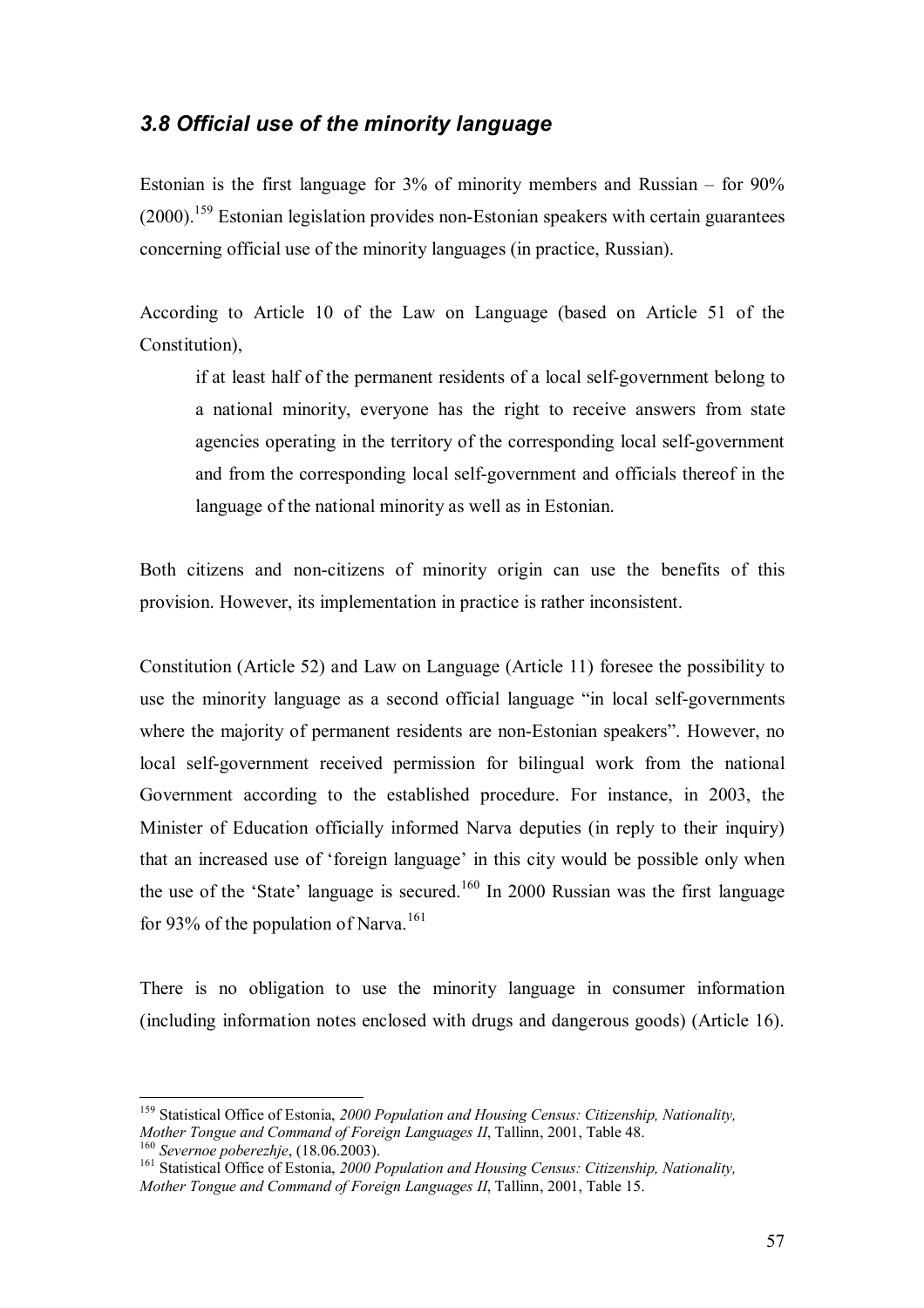### *3.8 Official use of the minority language*

Estonian is the first language for 3% of minority members and Russian – for 90% (2000).[159] Estonian legislation provides non-Estonian speakers with certain guarantees concerning official use of the minority languages (in practice, Russian).

According to Article 10 of the Law on Language (based on Article 51 of the Constitution),

> if at least half of the permanent residents of a local self-government belong to a national minority, everyone has the right to receive answers from state agencies operating in the territory of the corresponding local self-government and from the corresponding local self-government and officials thereof in the language of the national minority as well as in Estonian.

Both citizens and non-citizens of minority origin can use the benefits of this provision. However, its implementation in practice is rather inconsistent.

Constitution (Article 52) and Law on Language (Article 11) foresee the possibility to use the minority language as a second official language "in local self-governments where the majority of permanent residents are non-Estonian speakers". However, no local self-government received permission for bilingual work from the national Government according to the established procedure. For instance, in 2003, the Minister of Education officially informed Narva deputies (in reply to their inquiry) that an increased use of 'foreign language' in this city would be possible only when the use of the 'State' language is secured.[160] In 2000 Russian was the first language for 93% of the population of Narva.[161]

There is no obligation to use the minority language in consumer information (including information notes enclosed with drugs and dangerous goods) (Article 16).

---

[159] Statistical Office of Estonia, *2000 Population and Housing Census: Citizenship, Nationality, Mother Tongue and Command of Foreign Languages II*, Tallinn, 2001, Table 48.

[160] *Severnoe poberezhje*, (18.06.2003).

[161] Statistical Office of Estonia, *2000 Population and Housing Census: Citizenship, Nationality, Mother Tongue and Command of Foreign Languages II*, Tallinn, 2001, Table 15.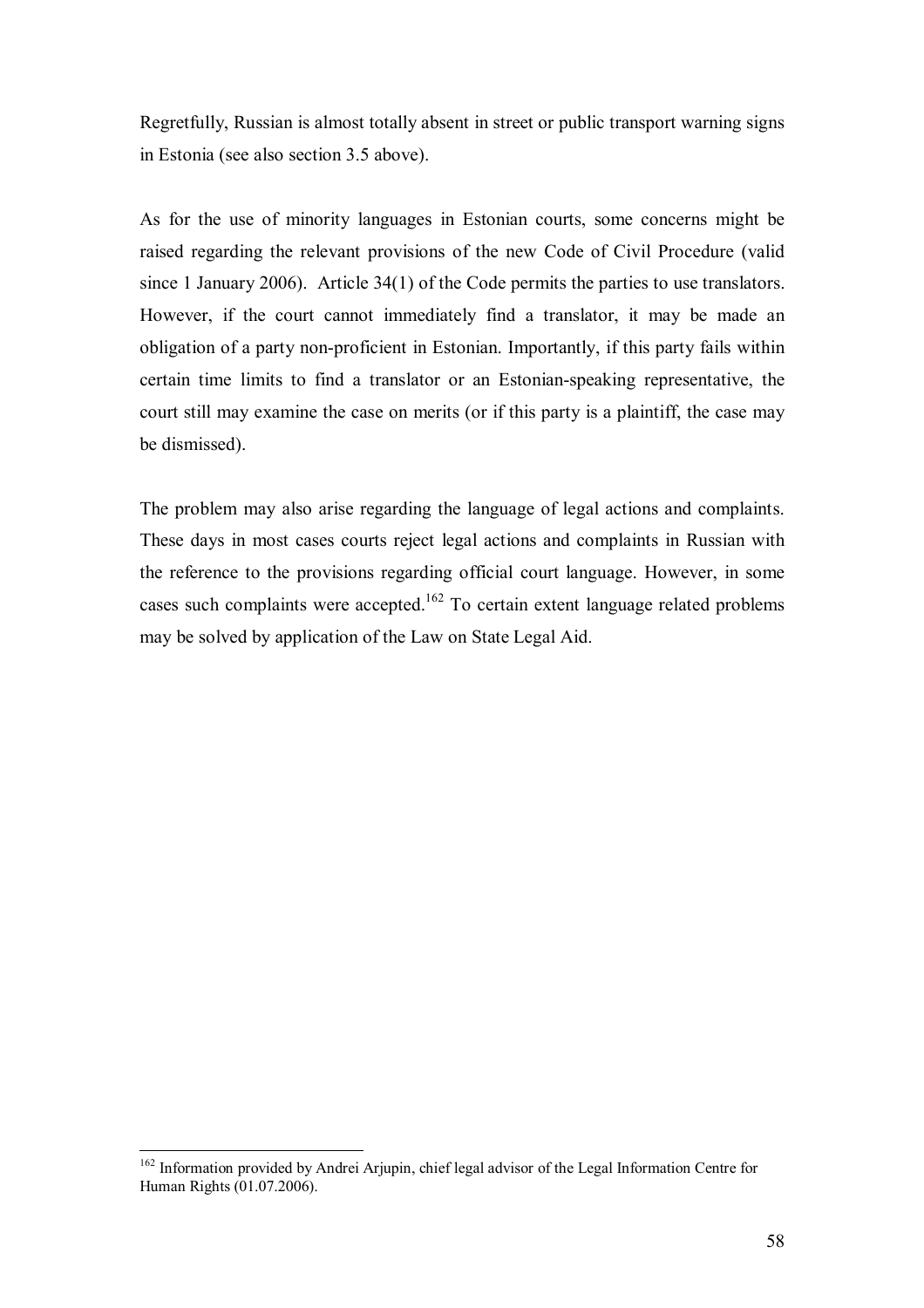Regretfully, Russian is almost totally absent in street or public transport warning signs in Estonia (see also section 3.5 above).

As for the use of minority languages in Estonian courts, some concerns might be raised regarding the relevant provisions of the new Code of Civil Procedure (valid since 1 January 2006). Article 34(1) of the Code permits the parties to use translators. However, if the court cannot immediately find a translator, it may be made an obligation of a party non-proficient in Estonian. Importantly, if this party fails within certain time limits to find a translator or an Estonian-speaking representative, the court still may examine the case on merits (or if this party is a plaintiff, the case may be dismissed).

The problem may also arise regarding the language of legal actions and complaints. These days in most cases courts reject legal actions and complaints in Russian with the reference to the provisions regarding official court language. However, in some cases such complaints were accepted.[162] To certain extent language related problems may be solved by application of the Law on State Legal Aid.

---

[162] Information provided by Andrei Arjupin, chief legal advisor of the Legal Information Centre for Human Rights (01.07.2006).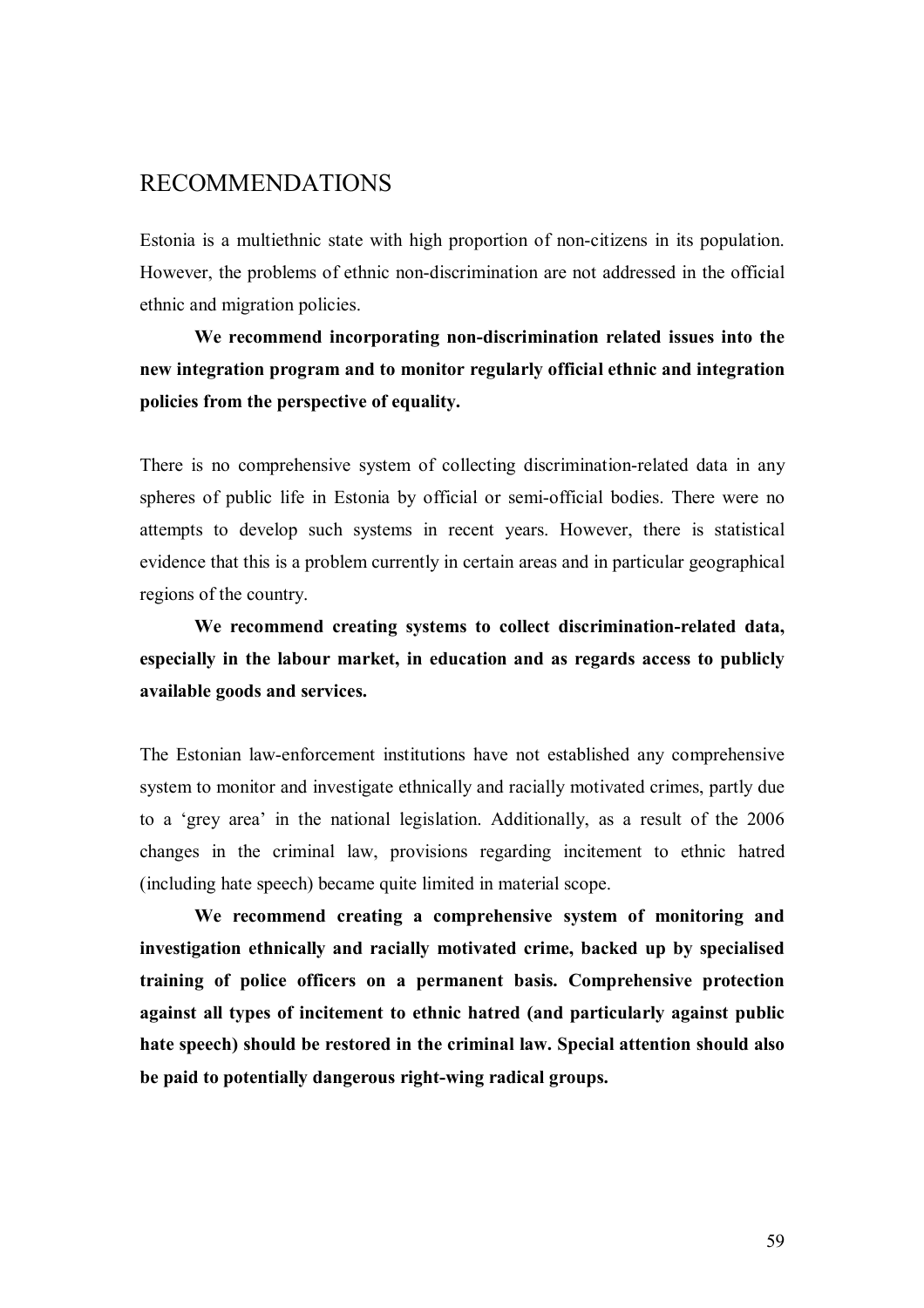# RECOMMENDATIONS

Estonia is a multiethnic state with high proportion of non-citizens in its population. However, the problems of ethnic non-discrimination are not addressed in the official ethnic and migration policies.

**We recommend incorporating non-discrimination related issues into the new integration program and to monitor regularly official ethnic and integration policies from the perspective of equality.**

There is no comprehensive system of collecting discrimination-related data in any spheres of public life in Estonia by official or semi-official bodies. There were no attempts to develop such systems in recent years. However, there is statistical evidence that this is a problem currently in certain areas and in particular geographical regions of the country.

**We recommend creating systems to collect discrimination-related data, especially in the labour market, in education and as regards access to publicly available goods and services.**

The Estonian law-enforcement institutions have not established any comprehensive system to monitor and investigate ethnically and racially motivated crimes, partly due to a 'grey area' in the national legislation. Additionally, as a result of the 2006 changes in the criminal law, provisions regarding incitement to ethnic hatred (including hate speech) became quite limited in material scope.

**We recommend creating a comprehensive system of monitoring and investigation ethnically and racially motivated crime, backed up by specialised training of police officers on a permanent basis. Comprehensive protection against all types of incitement to ethnic hatred (and particularly against public hate speech) should be restored in the criminal law. Special attention should also be paid to potentially dangerous right-wing radical groups.**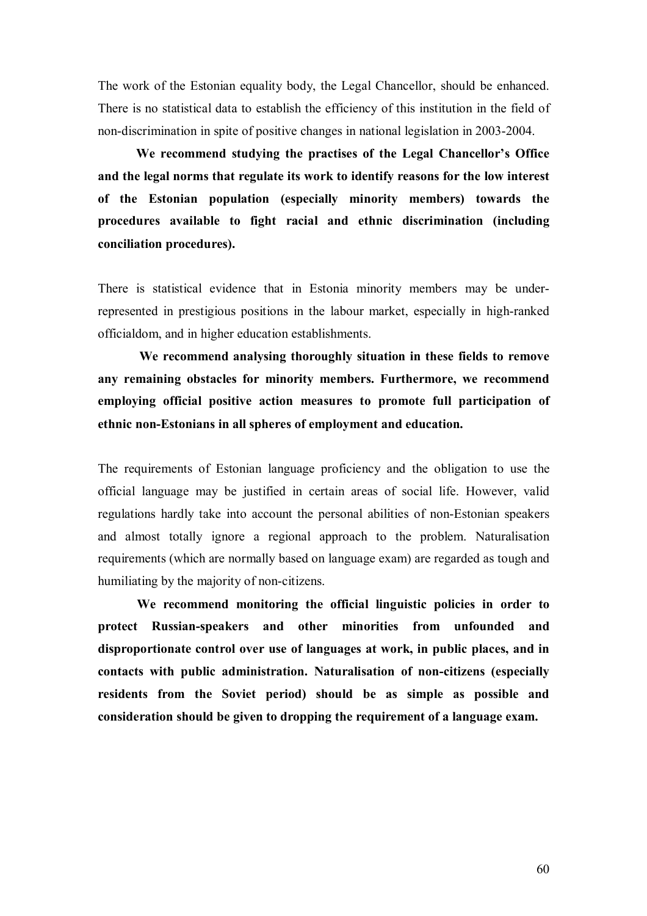The work of the Estonian equality body, the Legal Chancellor, should be enhanced. There is no statistical data to establish the efficiency of this institution in the field of non-discrimination in spite of positive changes in national legislation in 2003-2004.

**We recommend studying the practises of the Legal Chancellor's Office and the legal norms that regulate its work to identify reasons for the low interest of the Estonian population (especially minority members) towards the procedures available to fight racial and ethnic discrimination (including conciliation procedures).**

There is statistical evidence that in Estonia minority members may be under-represented in prestigious positions in the labour market, especially in high-ranked officialdom, and in higher education establishments.

**We recommend analysing thoroughly situation in these fields to remove any remaining obstacles for minority members. Furthermore, we recommend employing official positive action measures to promote full participation of ethnic non-Estonians in all spheres of employment and education.**

The requirements of Estonian language proficiency and the obligation to use the official language may be justified in certain areas of social life. However, valid regulations hardly take into account the personal abilities of non-Estonian speakers and almost totally ignore a regional approach to the problem. Naturalisation requirements (which are normally based on language exam) are regarded as tough and humiliating by the majority of non-citizens.

**We recommend monitoring the official linguistic policies in order to protect Russian-speakers and other minorities from unfounded and disproportionate control over use of languages at work, in public places, and in contacts with public administration. Naturalisation of non-citizens (especially residents from the Soviet period) should be as simple as possible and consideration should be given to dropping the requirement of a language exam.**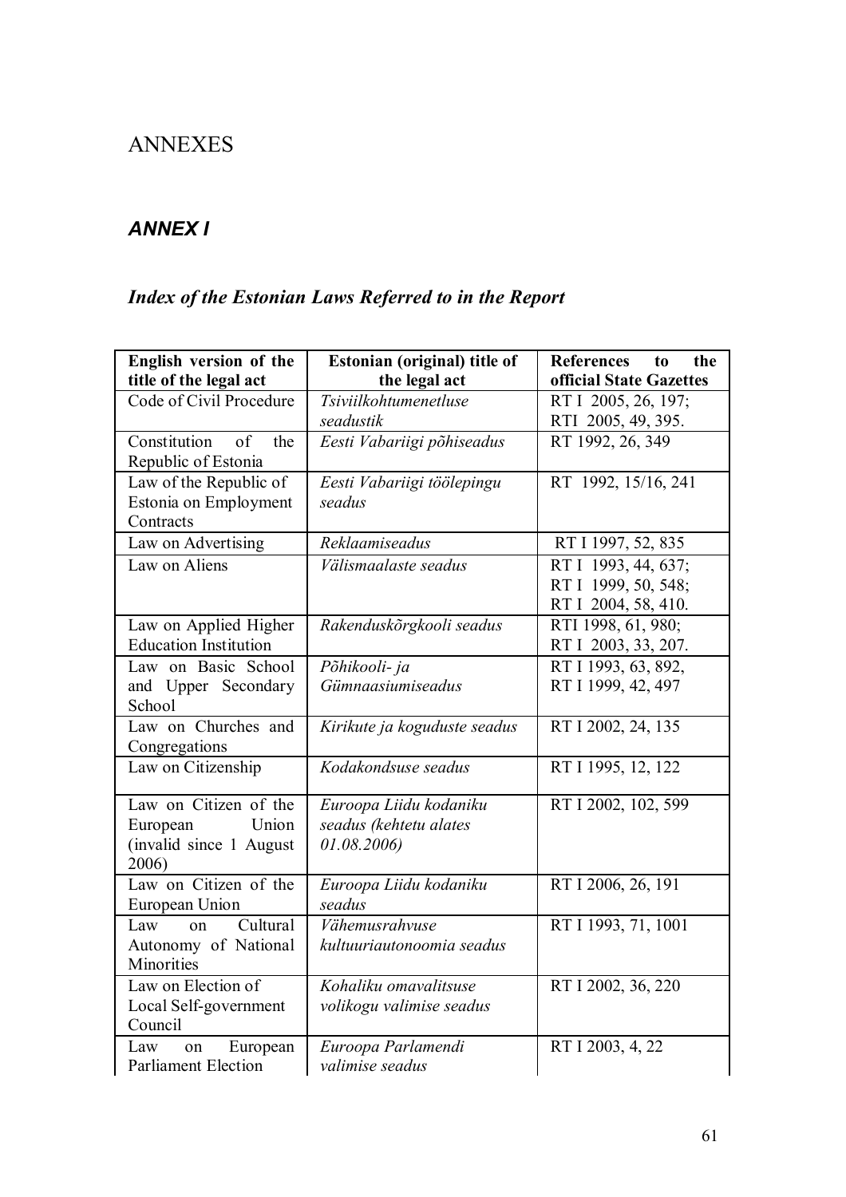# ANNEXES

## *ANNEX I*

### *Index of the Estonian Laws Referred to in the Report*

| English version of the title of the legal act | Estonian (original) title of the legal act | References to the official State Gazettes |
|---|---|---|
| Code of Civil Procedure | *Tsiviilkohtumenetluse seadustik* | RT I 2005, 26, 197; RTI 2005, 49, 395. |
| Constitution of the Republic of Estonia | *Eesti Vabariigi põhiseadus* | RT 1992, 26, 349 |
| Law of the Republic of Estonia on Employment Contracts | *Eesti Vabariigi töölepingu seadus* | RT 1992, 15/16, 241 |
| Law on Advertising | *Reklaamiseadus* | RT I 1997, 52, 835 |
| Law on Aliens | *Välismaalaste seadus* | RT I 1993, 44, 637; RT I 1999, 50, 548; RT I 2004, 58, 410. |
| Law on Applied Higher Education Institution | *Rakenduskõrgkooli seadus* | RTI 1998, 61, 980; RT I 2003, 33, 207. |
| Law on Basic School and Upper Secondary School | *Põhikooli- ja Gümnaasiumiseadus* | RT I 1993, 63, 892, RT I 1999, 42, 497 |
| Law on Churches and Congregations | *Kirikute ja koguduste seadus* | RT I 2002, 24, 135 |
| Law on Citizenship | *Kodakondsuse seadus* | RT I 1995, 12, 122 |
| Law on Citizen of the European Union (invalid since 1 August 2006) | *Euroopa Liidu kodaniku seadus (kehtetu alates 01.08.2006)* | RT I 2002, 102, 599 |
| Law on Citizen of the European Union | *Euroopa Liidu kodaniku seadus* | RT I 2006, 26, 191 |
| Law on Cultural Autonomy of National Minorities | *Vähemusrahvuse kultuuriautonoomia seadus* | RT I 1993, 71, 1001 |
| Law on Election of Local Self-government Council | *Kohaliku omavalitsuse volikogu valimise seadus* | RT I 2002, 36, 220 |
| Law on European Parliament Election | *Euroopa Parlamendi valimise seadus* | RT I 2003, 4, 22 |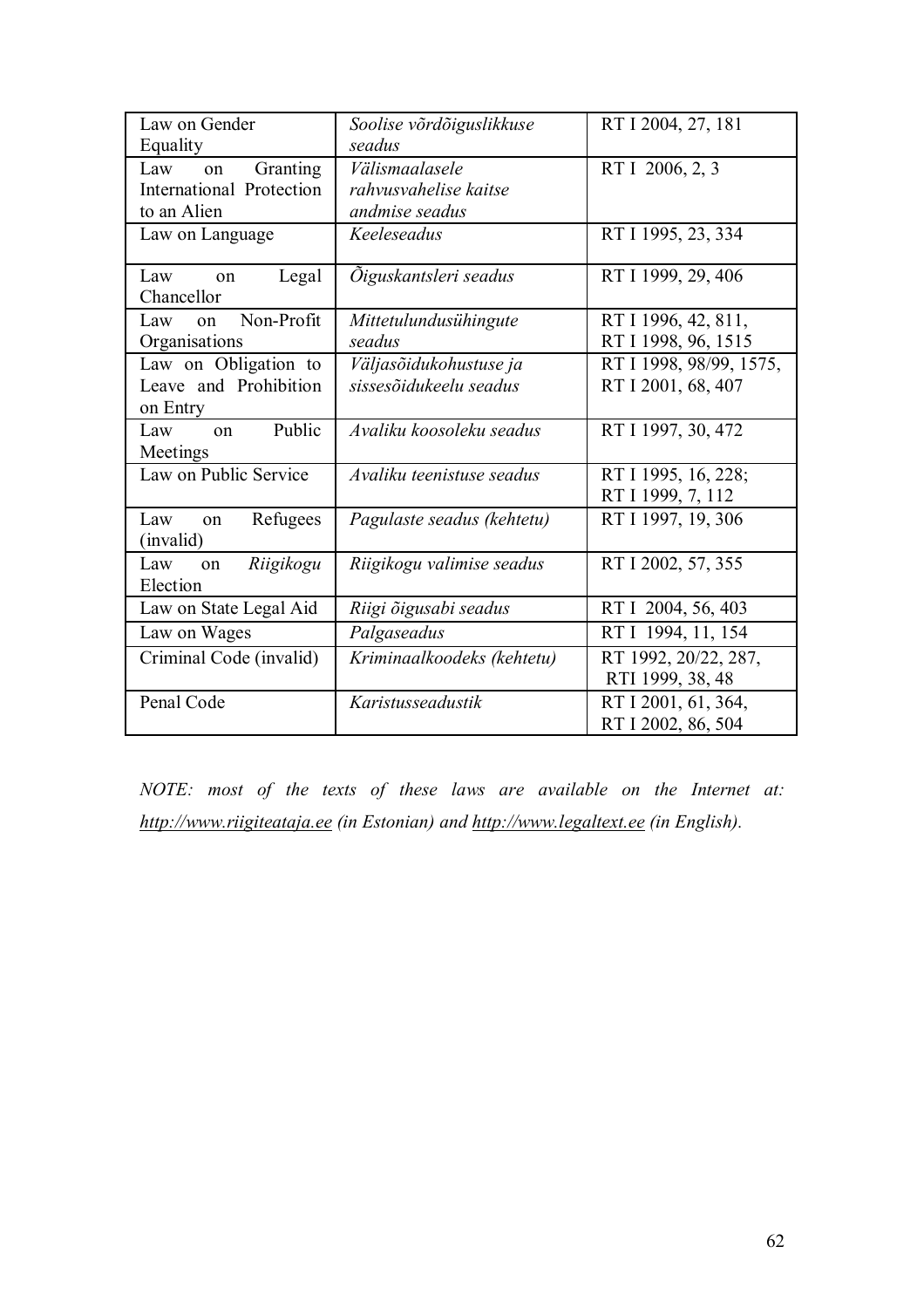| Law on Gender Equality | *Soolise võrdõiguslikkuse seadus* | RT I 2004, 27, 181 |
|---|---|---|
| Law on Granting International Protection to an Alien | *Välismaalasele rahvusvahelise kaitse andmise seadus* | RT I 2006, 2, 3 |
| Law on Language | *Keeleseadus* | RT I 1995, 23, 334 |
| Law on Legal Chancellor | *Õiguskantsleri seadus* | RT I 1999, 29, 406 |
| Law on Non-Profit Organisations | *Mittetulundusühingute seadus* | RT I 1996, 42, 811, RT I 1998, 96, 1515 |
| Law on Obligation to Leave and Prohibition on Entry | *Väljasõidukohustuse ja sissesõidukeelu seadus* | RT I 1998, 98/99, 1575, RT I 2001, 68, 407 |
| Law on Public Meetings | *Avaliku koosoleku seadus* | RT I 1997, 30, 472 |
| Law on Public Service | *Avaliku teenistuse seadus* | RT I 1995, 16, 228; RT I 1999, 7, 112 |
| Law on Refugees (invalid) | *Pagulaste seadus (kehtetu)* | RT I 1997, 19, 306 |
| Law on *Riigikogu* Election | *Riigikogu valimise seadus* | RT I 2002, 57, 355 |
| Law on State Legal Aid | *Riigi õigusabi seadus* | RT I 2004, 56, 403 |
| Law on Wages | *Palgaseadus* | RT I 1994, 11, 154 |
| Criminal Code (invalid) | *Kriminaalkoodeks (kehtetu)* | RT 1992, 20/22, 287, RTI 1999, 38, 48 |
| Penal Code | *Karistusseadustik* | RT I 2001, 61, 364, RT I 2002, 86, 504 |

*NOTE: most of the texts of these laws are available on the Internet at: http://www.riigiteataja.ee (in Estonian) and http://www.legaltext.ee (in English).*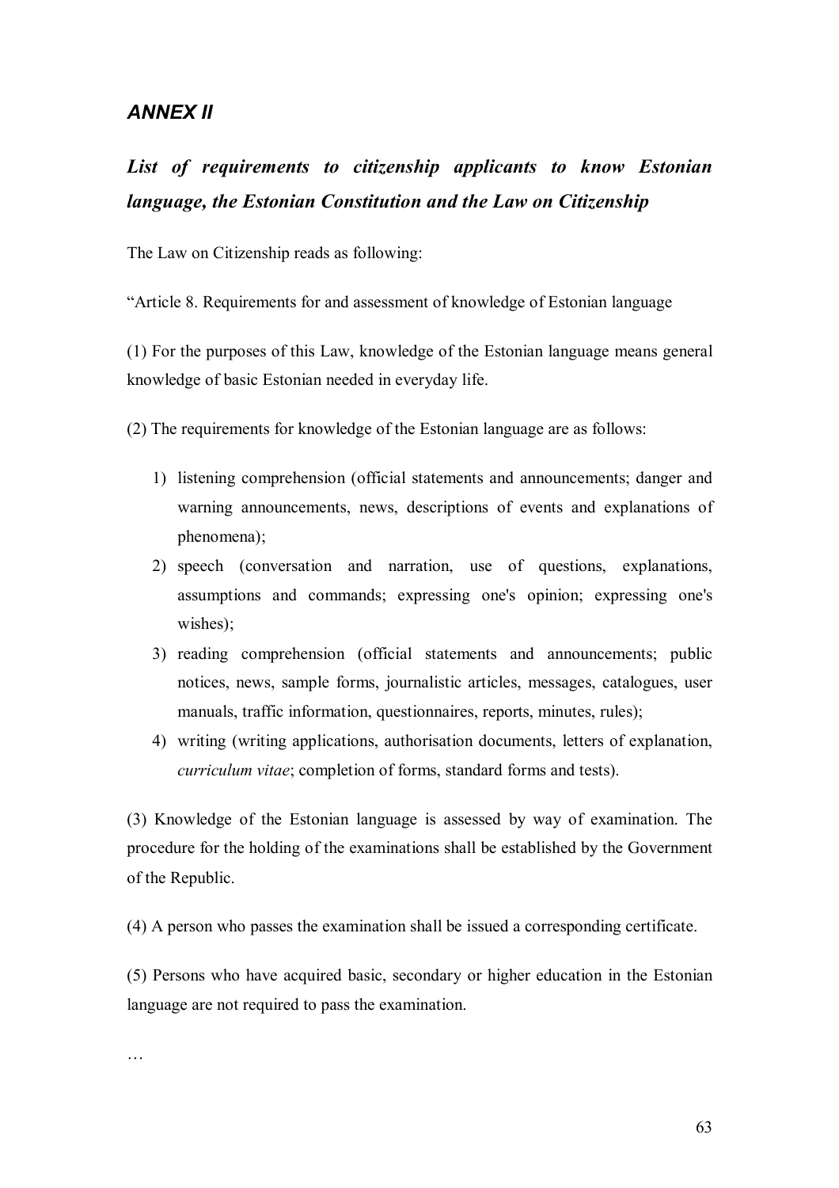## *ANNEX II*

## *List of requirements to citizenship applicants to know Estonian language, the Estonian Constitution and the Law on Citizenship*

The Law on Citizenship reads as following:

"Article 8. Requirements for and assessment of knowledge of Estonian language

(1) For the purposes of this Law, knowledge of the Estonian language means general knowledge of basic Estonian needed in everyday life.

(2) The requirements for knowledge of the Estonian language are as follows:

1) listening comprehension (official statements and announcements; danger and warning announcements, news, descriptions of events and explanations of phenomena);
2) speech (conversation and narration, use of questions, explanations, assumptions and commands; expressing one's opinion; expressing one's wishes);
3) reading comprehension (official statements and announcements; public notices, news, sample forms, journalistic articles, messages, catalogues, user manuals, traffic information, questionnaires, reports, minutes, rules);
4) writing (writing applications, authorisation documents, letters of explanation, *curriculum vitae*; completion of forms, standard forms and tests).

(3) Knowledge of the Estonian language is assessed by way of examination. The procedure for the holding of the examinations shall be established by the Government of the Republic.

(4) A person who passes the examination shall be issued a corresponding certificate.

(5) Persons who have acquired basic, secondary or higher education in the Estonian language are not required to pass the examination.

…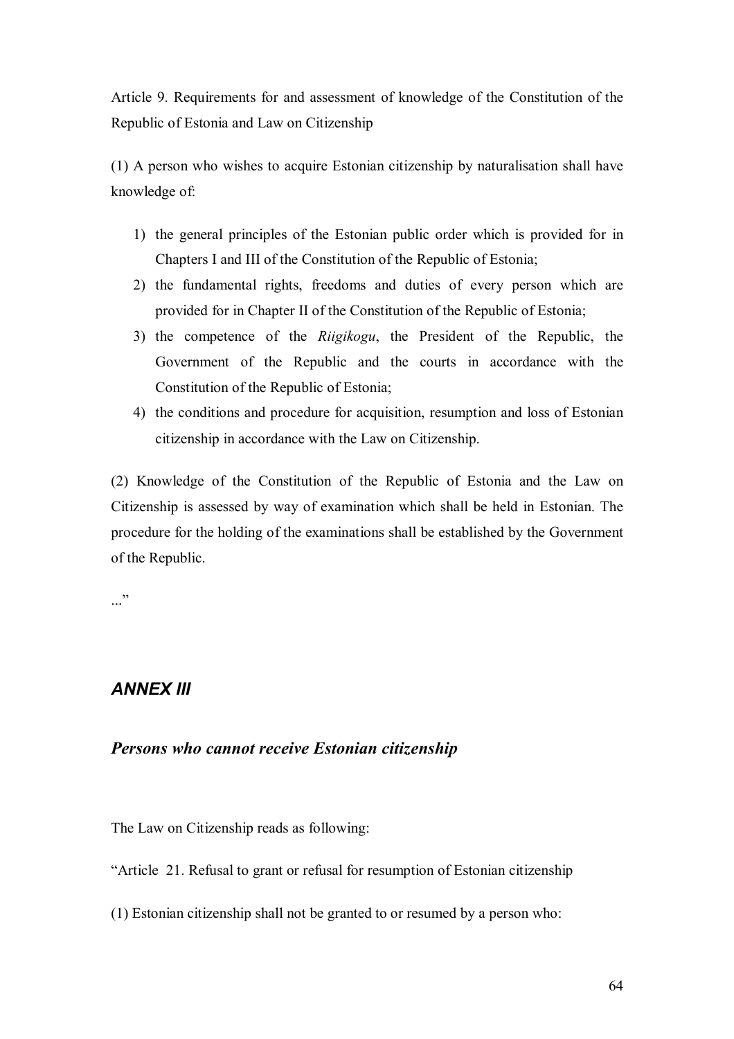Article 9. Requirements for and assessment of knowledge of the Constitution of the Republic of Estonia and Law on Citizenship

(1) A person who wishes to acquire Estonian citizenship by naturalisation shall have knowledge of:

1) the general principles of the Estonian public order which is provided for in Chapters I and III of the Constitution of the Republic of Estonia;
2) the fundamental rights, freedoms and duties of every person which are provided for in Chapter II of the Constitution of the Republic of Estonia;
3) the competence of the *Riigikogu*, the President of the Republic, the Government of the Republic and the courts in accordance with the Constitution of the Republic of Estonia;
4) the conditions and procedure for acquisition, resumption and loss of Estonian citizenship in accordance with the Law on Citizenship.

(2) Knowledge of the Constitution of the Republic of Estonia and the Law on Citizenship is assessed by way of examination which shall be held in Estonian. The procedure for the holding of the examinations shall be established by the Government of the Republic.

..."

## *ANNEX III*

### *Persons who cannot receive Estonian citizenship*

The Law on Citizenship reads as following:

"Article 21. Refusal to grant or refusal for resumption of Estonian citizenship

(1) Estonian citizenship shall not be granted to or resumed by a person who: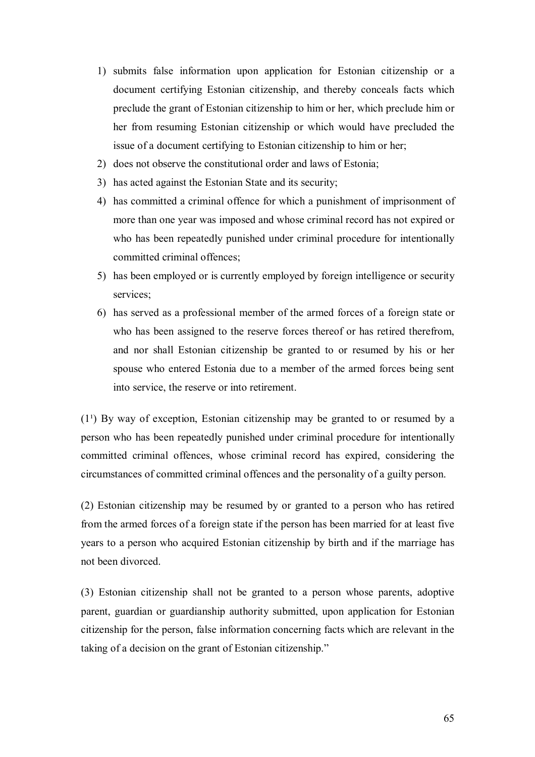1) submits false information upon application for Estonian citizenship or a document certifying Estonian citizenship, and thereby conceals facts which preclude the grant of Estonian citizenship to him or her, which preclude him or her from resuming Estonian citizenship or which would have precluded the issue of a document certifying to Estonian citizenship to him or her;
2) does not observe the constitutional order and laws of Estonia;
3) has acted against the Estonian State and its security;
4) has committed a criminal offence for which a punishment of imprisonment of more than one year was imposed and whose criminal record has not expired or who has been repeatedly punished under criminal procedure for intentionally committed criminal offences;
5) has been employed or is currently employed by foreign intelligence or security services;
6) has served as a professional member of the armed forces of a foreign state or who has been assigned to the reserve forces thereof or has retired therefrom, and nor shall Estonian citizenship be granted to or resumed by his or her spouse who entered Estonia due to a member of the armed forces being sent into service, the reserve or into retirement.

($1^1$) By way of exception, Estonian citizenship may be granted to or resumed by a person who has been repeatedly punished under criminal procedure for intentionally committed criminal offences, whose criminal record has expired, considering the circumstances of committed criminal offences and the personality of a guilty person.

(2) Estonian citizenship may be resumed by or granted to a person who has retired from the armed forces of a foreign state if the person has been married for at least five years to a person who acquired Estonian citizenship by birth and if the marriage has not been divorced.

(3) Estonian citizenship shall not be granted to a person whose parents, adoptive parent, guardian or guardianship authority submitted, upon application for Estonian citizenship for the person, false information concerning facts which are relevant in the taking of a decision on the grant of Estonian citizenship."